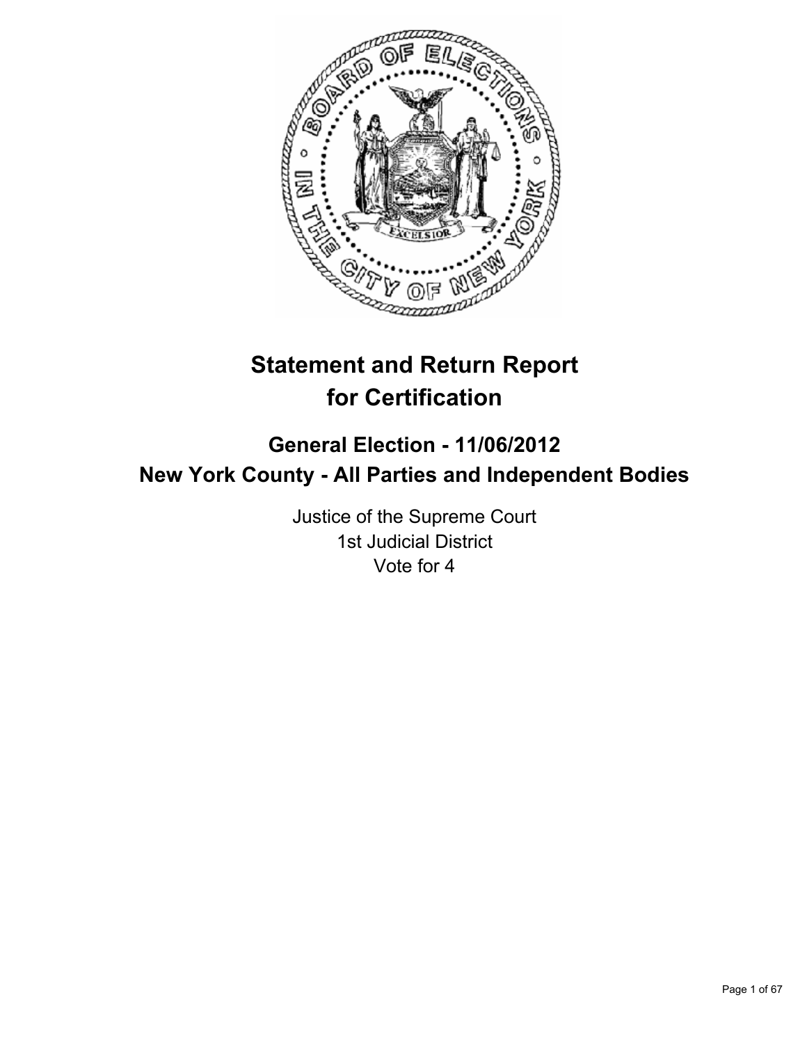# Statement and Return Report for Certification

## General Election - 11/06/2012
## New York County - All Parties and Independent Bodies

Justice of the Supreme Court
1st Judicial District
Vote for 4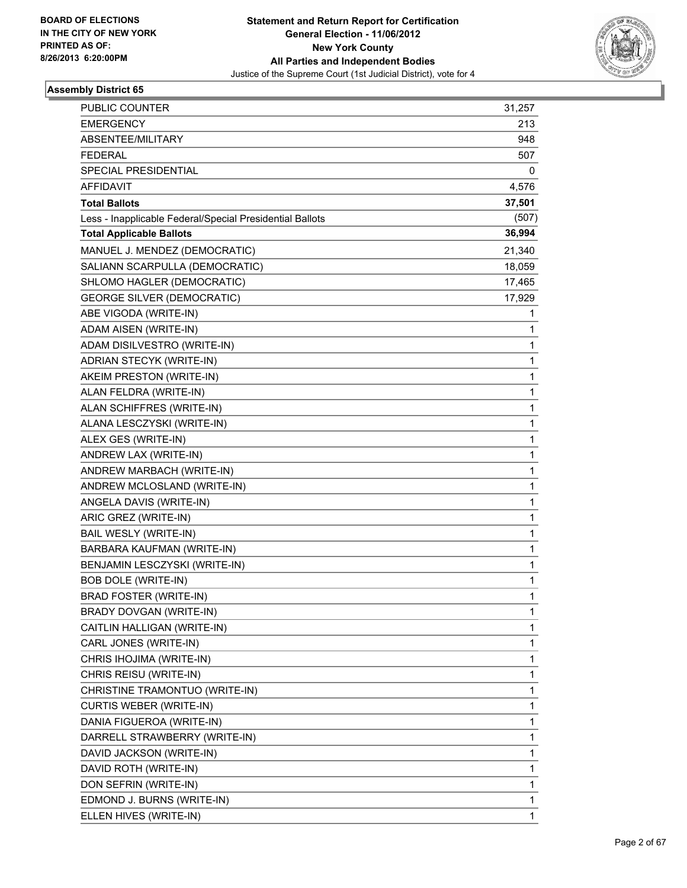BOARD OF ELECTIONS
IN THE CITY OF NEW YORK
PRINTED AS OF:
8/26/2013 6:20:00PM

**Statement and Return Report for Certification**
**General Election - 11/06/2012**
**New York County**
**All Parties and Independent Bodies**
Justice of the Supreme Court (1st Judicial District), vote for 4

### Assembly District 65

| | |
|---|---|
| PUBLIC COUNTER | 31,257 |
| EMERGENCY | 213 |
| ABSENTEE/MILITARY | 948 |
| FEDERAL | 507 |
| SPECIAL PRESIDENTIAL | 0 |
| AFFIDAVIT | 4,576 |
| **Total Ballots** | **37,501** |
| Less - Inapplicable Federal/Special Presidential Ballots | (507) |
| **Total Applicable Ballots** | **36,994** |
| MANUEL J. MENDEZ (DEMOCRATIC) | 21,340 |
| SALIANN SCARPULLA (DEMOCRATIC) | 18,059 |
| SHLOMO HAGLER (DEMOCRATIC) | 17,465 |
| GEORGE SILVER (DEMOCRATIC) | 17,929 |
| ABE VIGODA (WRITE-IN) | 1 |
| ADAM AISEN (WRITE-IN) | 1 |
| ADAM DISILVESTRO (WRITE-IN) | 1 |
| ADRIAN STECYK (WRITE-IN) | 1 |
| AKEIM PRESTON (WRITE-IN) | 1 |
| ALAN FELDRA (WRITE-IN) | 1 |
| ALAN SCHIFFRES (WRITE-IN) | 1 |
| ALANA LESCZYSKI (WRITE-IN) | 1 |
| ALEX GES (WRITE-IN) | 1 |
| ANDREW LAX (WRITE-IN) | 1 |
| ANDREW MARBACH (WRITE-IN) | 1 |
| ANDREW MCLOSLAND (WRITE-IN) | 1 |
| ANGELA DAVIS (WRITE-IN) | 1 |
| ARIC GREZ (WRITE-IN) | 1 |
| BAIL WESLY (WRITE-IN) | 1 |
| BARBARA KAUFMAN (WRITE-IN) | 1 |
| BENJAMIN LESCZYSKI (WRITE-IN) | 1 |
| BOB DOLE (WRITE-IN) | 1 |
| BRAD FOSTER (WRITE-IN) | 1 |
| BRADY DOVGAN (WRITE-IN) | 1 |
| CAITLIN HALLIGAN (WRITE-IN) | 1 |
| CARL JONES (WRITE-IN) | 1 |
| CHRIS IHOJIMA (WRITE-IN) | 1 |
| CHRIS REISU (WRITE-IN) | 1 |
| CHRISTINE TRAMONTUO (WRITE-IN) | 1 |
| CURTIS WEBER (WRITE-IN) | 1 |
| DANIA FIGUEROA (WRITE-IN) | 1 |
| DARRELL STRAWBERRY (WRITE-IN) | 1 |
| DAVID JACKSON (WRITE-IN) | 1 |
| DAVID ROTH (WRITE-IN) | 1 |
| DON SEFRIN (WRITE-IN) | 1 |
| EDMOND J. BURNS (WRITE-IN) | 1 |
| ELLEN HIVES (WRITE-IN) | 1 |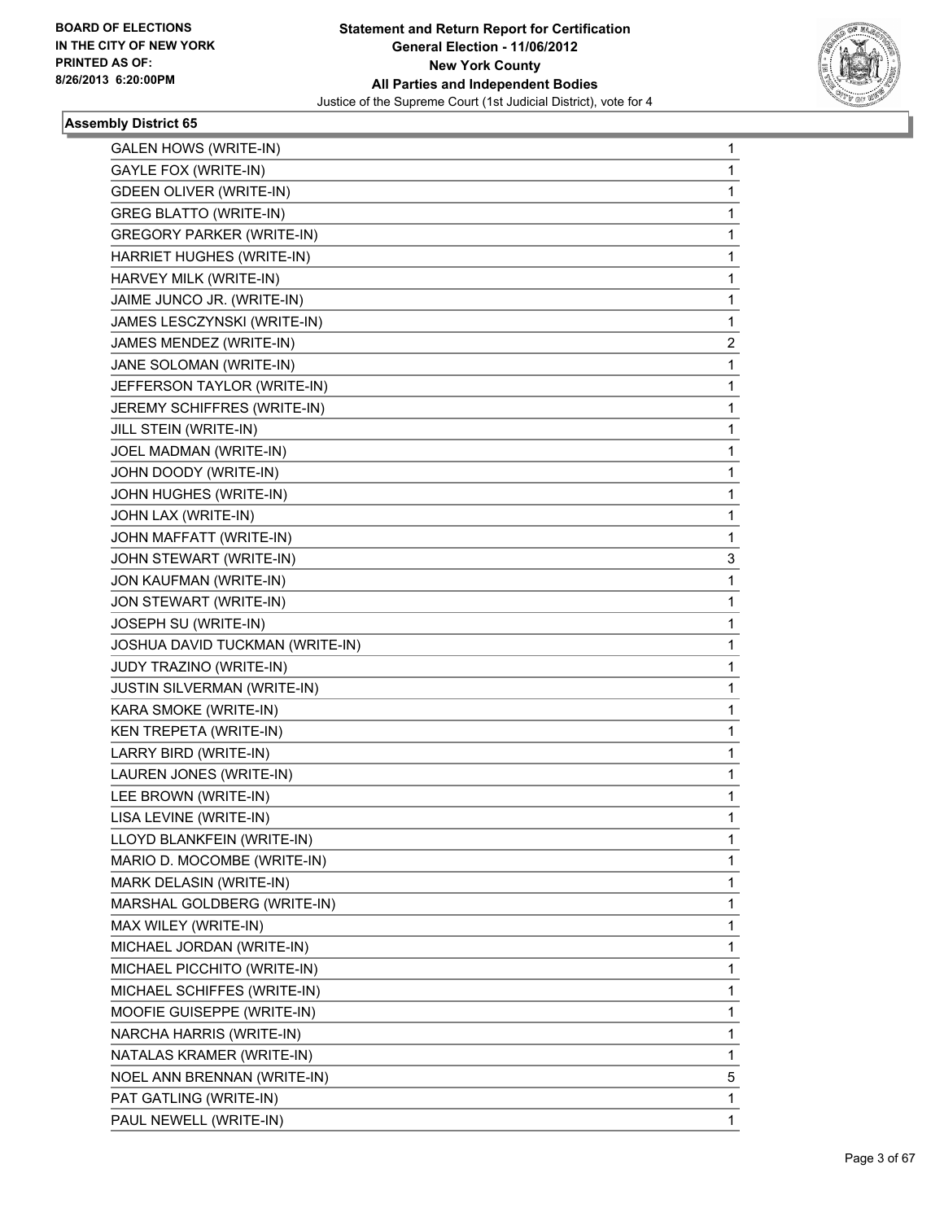**Statement and Return Report for Certification**
**General Election - 11/06/2012**
**New York County**
**All Parties and Independent Bodies**
Justice of the Supreme Court (1st Judicial District), vote for 4

BOARD OF ELECTIONS
IN THE CITY OF NEW YORK
PRINTED AS OF:
8/26/2013 6:20:00PM

### Assembly District 65

| | |
|---|---|
| GALEN HOWS (WRITE-IN) | 1 |
| GAYLE FOX (WRITE-IN) | 1 |
| GDEEN OLIVER (WRITE-IN) | 1 |
| GREG BLATTO (WRITE-IN) | 1 |
| GREGORY PARKER (WRITE-IN) | 1 |
| HARRIET HUGHES (WRITE-IN) | 1 |
| HARVEY MILK (WRITE-IN) | 1 |
| JAIME JUNCO JR. (WRITE-IN) | 1 |
| JAMES LESCZYNSKI (WRITE-IN) | 1 |
| JAMES MENDEZ (WRITE-IN) | 2 |
| JANE SOLOMAN (WRITE-IN) | 1 |
| JEFFERSON TAYLOR (WRITE-IN) | 1 |
| JEREMY SCHIFFRES (WRITE-IN) | 1 |
| JILL STEIN (WRITE-IN) | 1 |
| JOEL MADMAN (WRITE-IN) | 1 |
| JOHN DOODY (WRITE-IN) | 1 |
| JOHN HUGHES (WRITE-IN) | 1 |
| JOHN LAX (WRITE-IN) | 1 |
| JOHN MAFFATT (WRITE-IN) | 1 |
| JOHN STEWART (WRITE-IN) | 3 |
| JON KAUFMAN (WRITE-IN) | 1 |
| JON STEWART (WRITE-IN) | 1 |
| JOSEPH SU (WRITE-IN) | 1 |
| JOSHUA DAVID TUCKMAN (WRITE-IN) | 1 |
| JUDY TRAZINO (WRITE-IN) | 1 |
| JUSTIN SILVERMAN (WRITE-IN) | 1 |
| KARA SMOKE (WRITE-IN) | 1 |
| KEN TREPETA (WRITE-IN) | 1 |
| LARRY BIRD (WRITE-IN) | 1 |
| LAUREN JONES (WRITE-IN) | 1 |
| LEE BROWN (WRITE-IN) | 1 |
| LISA LEVINE (WRITE-IN) | 1 |
| LLOYD BLANKFEIN (WRITE-IN) | 1 |
| MARIO D. MOCOMBE (WRITE-IN) | 1 |
| MARK DELASIN (WRITE-IN) | 1 |
| MARSHAL GOLDBERG (WRITE-IN) | 1 |
| MAX WILEY (WRITE-IN) | 1 |
| MICHAEL JORDAN (WRITE-IN) | 1 |
| MICHAEL PICCHITO (WRITE-IN) | 1 |
| MICHAEL SCHIFFES (WRITE-IN) | 1 |
| MOOFIE GUISEPPE (WRITE-IN) | 1 |
| NARCHA HARRIS (WRITE-IN) | 1 |
| NATALAS KRAMER (WRITE-IN) | 1 |
| NOEL ANN BRENNAN (WRITE-IN) | 5 |
| PAT GATLING (WRITE-IN) | 1 |
| PAUL NEWELL (WRITE-IN) | 1 |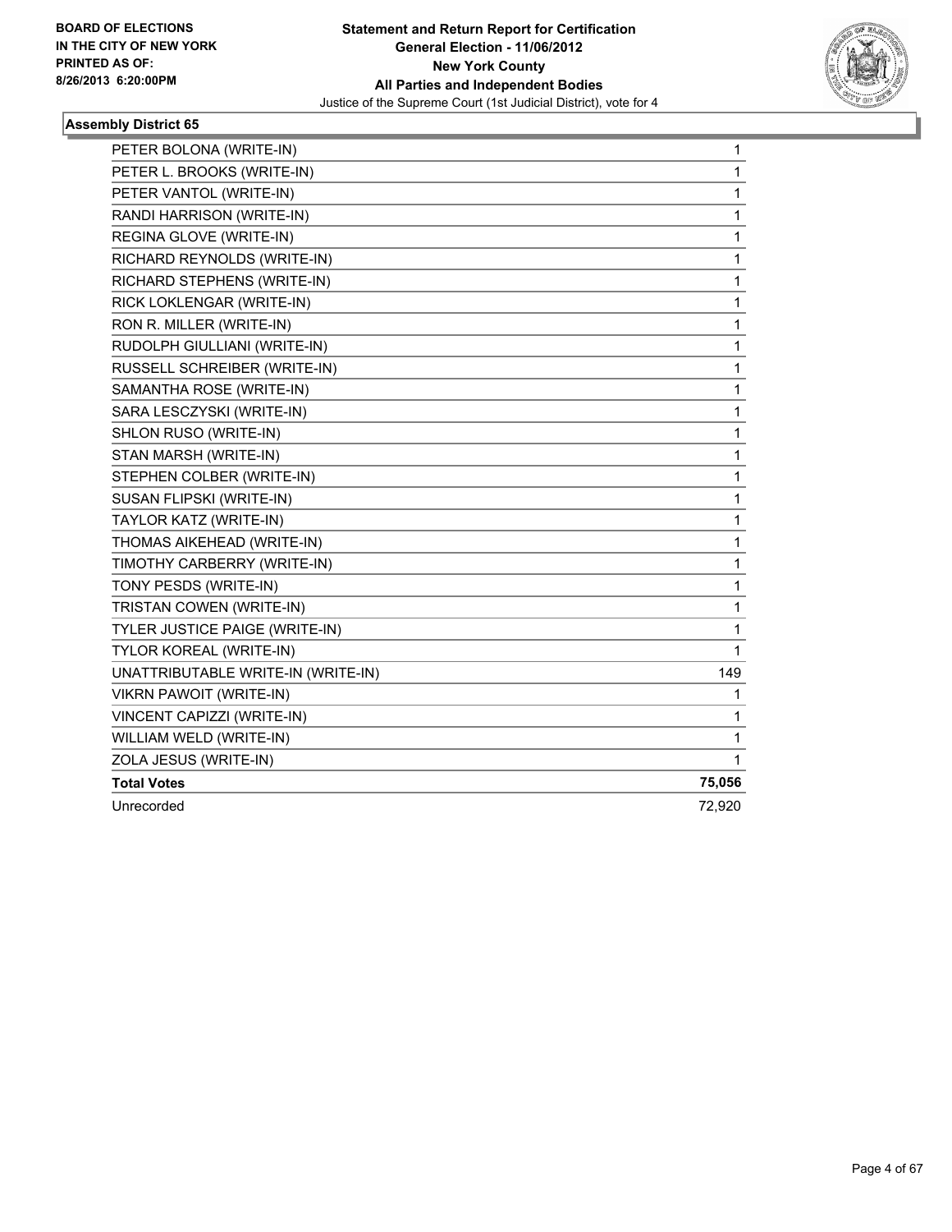BOARD OF ELECTIONS
IN THE CITY OF NEW YORK
PRINTED AS OF:
8/26/2013 6:20:00PM

**Statement and Return Report for Certification**
**General Election - 11/06/2012**
**New York County**
**All Parties and Independent Bodies**
Justice of the Supreme Court (1st Judicial District), vote for 4

### Assembly District 65

| | |
|---|---|
| PETER BOLONA (WRITE-IN) | 1 |
| PETER L. BROOKS (WRITE-IN) | 1 |
| PETER VANTOL (WRITE-IN) | 1 |
| RANDI HARRISON (WRITE-IN) | 1 |
| REGINA GLOVE (WRITE-IN) | 1 |
| RICHARD REYNOLDS (WRITE-IN) | 1 |
| RICHARD STEPHENS (WRITE-IN) | 1 |
| RICK LOKLENGAR (WRITE-IN) | 1 |
| RON R. MILLER (WRITE-IN) | 1 |
| RUDOLPH GIULLIANI (WRITE-IN) | 1 |
| RUSSELL SCHREIBER (WRITE-IN) | 1 |
| SAMANTHA ROSE (WRITE-IN) | 1 |
| SARA LESCZYSKI (WRITE-IN) | 1 |
| SHLON RUSO (WRITE-IN) | 1 |
| STAN MARSH (WRITE-IN) | 1 |
| STEPHEN COLBER (WRITE-IN) | 1 |
| SUSAN FLIPSKI (WRITE-IN) | 1 |
| TAYLOR KATZ (WRITE-IN) | 1 |
| THOMAS AIKEHEAD (WRITE-IN) | 1 |
| TIMOTHY CARBERRY (WRITE-IN) | 1 |
| TONY PESDS (WRITE-IN) | 1 |
| TRISTAN COWEN (WRITE-IN) | 1 |
| TYLER JUSTICE PAIGE (WRITE-IN) | 1 |
| TYLOR KOREAL (WRITE-IN) | 1 |
| UNATTRIBUTABLE WRITE-IN (WRITE-IN) | 149 |
| VIKRN PAWOIT (WRITE-IN) | 1 |
| VINCENT CAPIZZI (WRITE-IN) | 1 |
| WILLIAM WELD (WRITE-IN) | 1 |
| ZOLA JESUS (WRITE-IN) | 1 |
| **Total Votes** | **75,056** |
| Unrecorded | 72,920 |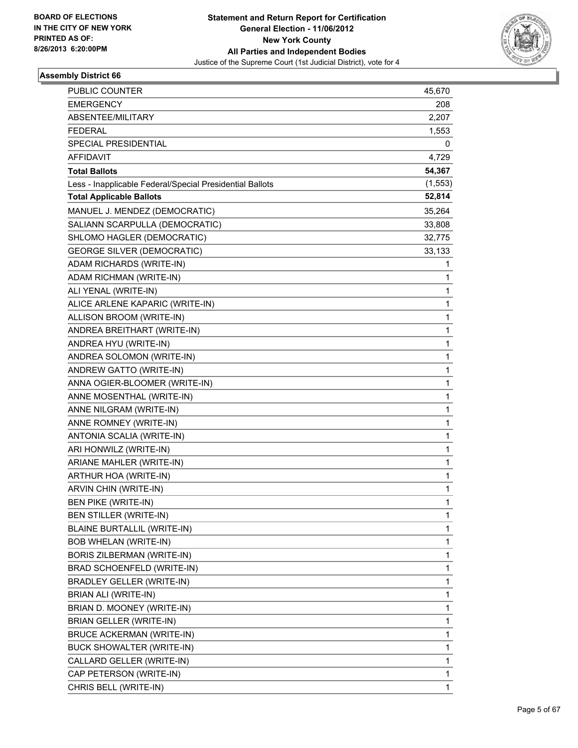BOARD OF ELECTIONS
IN THE CITY OF NEW YORK
PRINTED AS OF:
8/26/2013 6:20:00PM

**Statement and Return Report for Certification**
**General Election - 11/06/2012**
**New York County**
**All Parties and Independent Bodies**
Justice of the Supreme Court (1st Judicial District), vote for 4

### Assembly District 66

| | |
|---|---|
| PUBLIC COUNTER | 45,670 |
| EMERGENCY | 208 |
| ABSENTEE/MILITARY | 2,207 |
| FEDERAL | 1,553 |
| SPECIAL PRESIDENTIAL | 0 |
| AFFIDAVIT | 4,729 |
| **Total Ballots** | **54,367** |
| Less - Inapplicable Federal/Special Presidential Ballots | (1,553) |
| **Total Applicable Ballots** | **52,814** |
| MANUEL J. MENDEZ (DEMOCRATIC) | 35,264 |
| SALIANN SCARPULLA (DEMOCRATIC) | 33,808 |
| SHLOMO HAGLER (DEMOCRATIC) | 32,775 |
| GEORGE SILVER (DEMOCRATIC) | 33,133 |
| ADAM RICHARDS (WRITE-IN) | 1 |
| ADAM RICHMAN (WRITE-IN) | 1 |
| ALI YENAL (WRITE-IN) | 1 |
| ALICE ARLENE KAPARIC (WRITE-IN) | 1 |
| ALLISON BROOM (WRITE-IN) | 1 |
| ANDREA BREITHART (WRITE-IN) | 1 |
| ANDREA HYU (WRITE-IN) | 1 |
| ANDREA SOLOMON (WRITE-IN) | 1 |
| ANDREW GATTO (WRITE-IN) | 1 |
| ANNA OGIER-BLOOMER (WRITE-IN) | 1 |
| ANNE MOSENTHAL (WRITE-IN) | 1 |
| ANNE NILGRAM (WRITE-IN) | 1 |
| ANNE ROMNEY (WRITE-IN) | 1 |
| ANTONIA SCALIA (WRITE-IN) | 1 |
| ARI HONWILZ (WRITE-IN) | 1 |
| ARIANE MAHLER (WRITE-IN) | 1 |
| ARTHUR HOA (WRITE-IN) | 1 |
| ARVIN CHIN (WRITE-IN) | 1 |
| BEN PIKE (WRITE-IN) | 1 |
| BEN STILLER (WRITE-IN) | 1 |
| BLAINE BURTALLIL (WRITE-IN) | 1 |
| BOB WHELAN (WRITE-IN) | 1 |
| BORIS ZILBERMAN (WRITE-IN) | 1 |
| BRAD SCHOENFELD (WRITE-IN) | 1 |
| BRADLEY GELLER (WRITE-IN) | 1 |
| BRIAN ALI (WRITE-IN) | 1 |
| BRIAN D. MOONEY (WRITE-IN) | 1 |
| BRIAN GELLER (WRITE-IN) | 1 |
| BRUCE ACKERMAN (WRITE-IN) | 1 |
| BUCK SHOWALTER (WRITE-IN) | 1 |
| CALLARD GELLER (WRITE-IN) | 1 |
| CAP PETERSON (WRITE-IN) | 1 |
| CHRIS BELL (WRITE-IN) | 1 |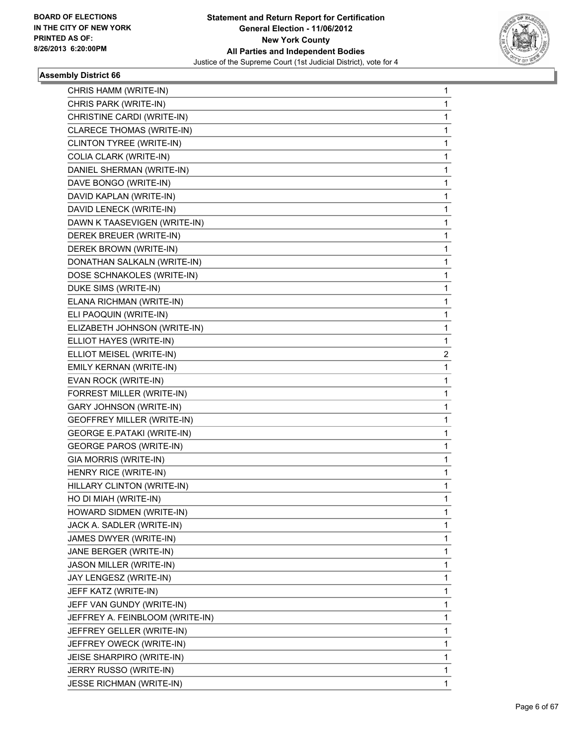**BOARD OF ELECTIONS IN THE CITY OF NEW YORK PRINTED AS OF: 8/26/2013 6:20:00PM**

**Statement and Return Report for Certification**
**General Election - 11/06/2012**
**New York County**
**All Parties and Independent Bodies**
Justice of the Supreme Court (1st Judicial District), vote for 4

### Assembly District 66

| | |
|---|---|
| CHRIS HAMM (WRITE-IN) | 1 |
| CHRIS PARK (WRITE-IN) | 1 |
| CHRISTINE CARDI (WRITE-IN) | 1 |
| CLARECE THOMAS (WRITE-IN) | 1 |
| CLINTON TYREE (WRITE-IN) | 1 |
| COLIA CLARK (WRITE-IN) | 1 |
| DANIEL SHERMAN (WRITE-IN) | 1 |
| DAVE BONGO (WRITE-IN) | 1 |
| DAVID KAPLAN (WRITE-IN) | 1 |
| DAVID LENECK (WRITE-IN) | 1 |
| DAWN K TAASEVIGEN (WRITE-IN) | 1 |
| DEREK BREUER (WRITE-IN) | 1 |
| DEREK BROWN (WRITE-IN) | 1 |
| DONATHAN SALKALN (WRITE-IN) | 1 |
| DOSE SCHNAKOLES (WRITE-IN) | 1 |
| DUKE SIMS (WRITE-IN) | 1 |
| ELANA RICHMAN (WRITE-IN) | 1 |
| ELI PAOQUIN (WRITE-IN) | 1 |
| ELIZABETH JOHNSON (WRITE-IN) | 1 |
| ELLIOT HAYES (WRITE-IN) | 1 |
| ELLIOT MEISEL (WRITE-IN) | 2 |
| EMILY KERNAN (WRITE-IN) | 1 |
| EVAN ROCK (WRITE-IN) | 1 |
| FORREST MILLER (WRITE-IN) | 1 |
| GARY JOHNSON (WRITE-IN) | 1 |
| GEOFFREY MILLER (WRITE-IN) | 1 |
| GEORGE E.PATAKI (WRITE-IN) | 1 |
| GEORGE PAROS (WRITE-IN) | 1 |
| GIA MORRIS (WRITE-IN) | 1 |
| HENRY RICE (WRITE-IN) | 1 |
| HILLARY CLINTON (WRITE-IN) | 1 |
| HO DI MIAH (WRITE-IN) | 1 |
| HOWARD SIDMEN (WRITE-IN) | 1 |
| JACK A. SADLER (WRITE-IN) | 1 |
| JAMES DWYER (WRITE-IN) | 1 |
| JANE BERGER (WRITE-IN) | 1 |
| JASON MILLER (WRITE-IN) | 1 |
| JAY LENGESZ (WRITE-IN) | 1 |
| JEFF KATZ (WRITE-IN) | 1 |
| JEFF VAN GUNDY (WRITE-IN) | 1 |
| JEFFREY A. FEINBLOOM (WRITE-IN) | 1 |
| JEFFREY GELLER (WRITE-IN) | 1 |
| JEFFREY OWECK (WRITE-IN) | 1 |
| JEISE SHARPIRO (WRITE-IN) | 1 |
| JERRY RUSSO (WRITE-IN) | 1 |
| JESSE RICHMAN (WRITE-IN) | 1 |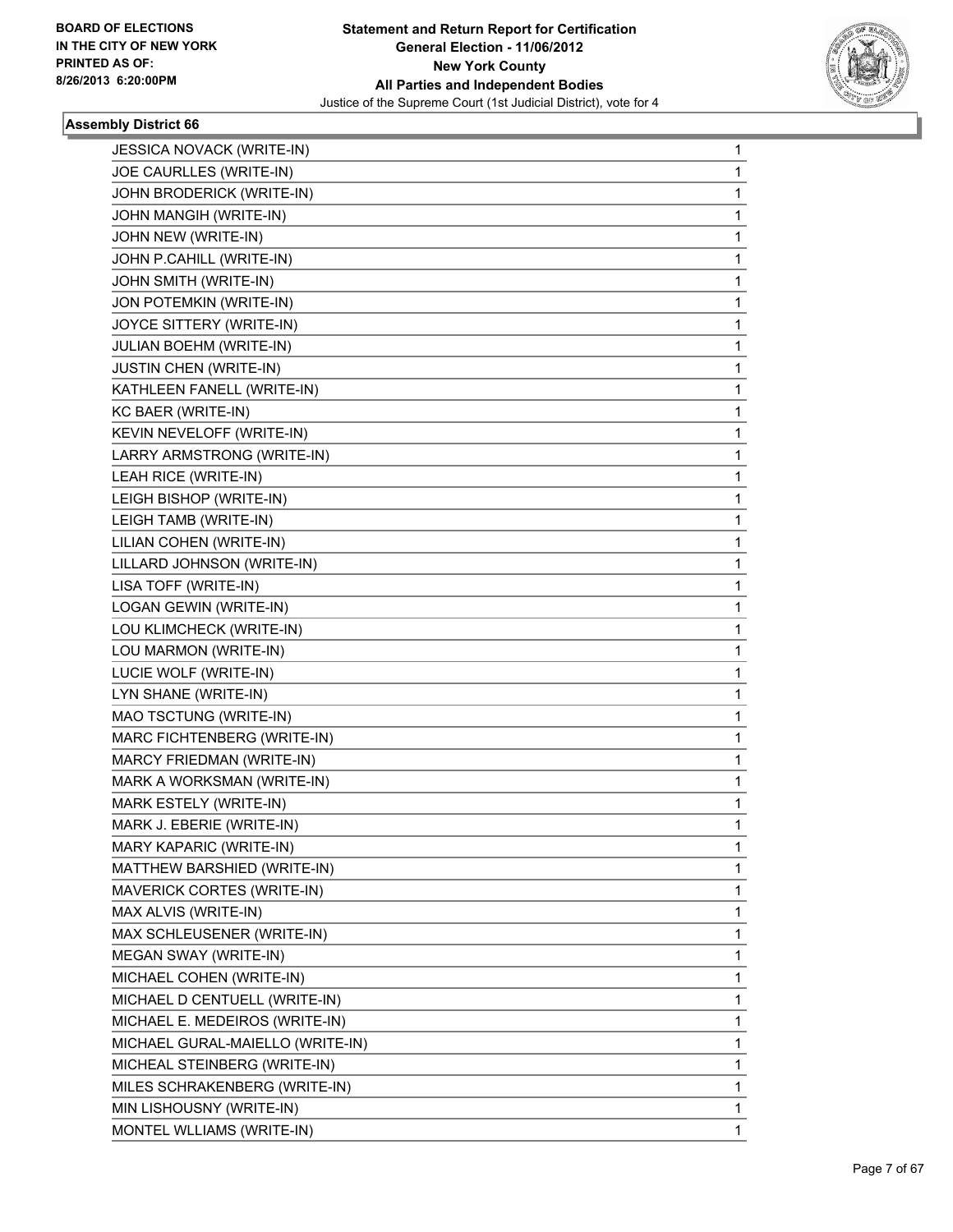BOARD OF ELECTIONS
IN THE CITY OF NEW YORK
PRINTED AS OF:
8/26/2013 6:20:00PM

**Statement and Return Report for Certification**
**General Election - 11/06/2012**
**New York County**
**All Parties and Independent Bodies**
Justice of the Supreme Court (1st Judicial District), vote for 4

### Assembly District 66

| | |
|---|---|
| JESSICA NOVACK (WRITE-IN) | 1 |
| JOE CAURLLES (WRITE-IN) | 1 |
| JOHN BRODERICK (WRITE-IN) | 1 |
| JOHN MANGIH (WRITE-IN) | 1 |
| JOHN NEW (WRITE-IN) | 1 |
| JOHN P.CAHILL (WRITE-IN) | 1 |
| JOHN SMITH (WRITE-IN) | 1 |
| JON POTEMKIN (WRITE-IN) | 1 |
| JOYCE SITTERY (WRITE-IN) | 1 |
| JULIAN BOEHM (WRITE-IN) | 1 |
| JUSTIN CHEN (WRITE-IN) | 1 |
| KATHLEEN FANELL (WRITE-IN) | 1 |
| KC BAER (WRITE-IN) | 1 |
| KEVIN NEVELOFF (WRITE-IN) | 1 |
| LARRY ARMSTRONG (WRITE-IN) | 1 |
| LEAH RICE (WRITE-IN) | 1 |
| LEIGH BISHOP (WRITE-IN) | 1 |
| LEIGH TAMB (WRITE-IN) | 1 |
| LILIAN COHEN (WRITE-IN) | 1 |
| LILLARD JOHNSON (WRITE-IN) | 1 |
| LISA TOFF (WRITE-IN) | 1 |
| LOGAN GEWIN (WRITE-IN) | 1 |
| LOU KLIMCHECK (WRITE-IN) | 1 |
| LOU MARMON (WRITE-IN) | 1 |
| LUCIE WOLF (WRITE-IN) | 1 |
| LYN SHANE (WRITE-IN) | 1 |
| MAO TSCTUNG (WRITE-IN) | 1 |
| MARC FICHTENBERG (WRITE-IN) | 1 |
| MARCY FRIEDMAN (WRITE-IN) | 1 |
| MARK A WORKSMAN (WRITE-IN) | 1 |
| MARK ESTELY (WRITE-IN) | 1 |
| MARK J. EBERIE (WRITE-IN) | 1 |
| MARY KAPARIC (WRITE-IN) | 1 |
| MATTHEW BARSHIED (WRITE-IN) | 1 |
| MAVERICK CORTES (WRITE-IN) | 1 |
| MAX ALVIS (WRITE-IN) | 1 |
| MAX SCHLEUSENER (WRITE-IN) | 1 |
| MEGAN SWAY (WRITE-IN) | 1 |
| MICHAEL COHEN (WRITE-IN) | 1 |
| MICHAEL D CENTUELL (WRITE-IN) | 1 |
| MICHAEL E. MEDEIROS (WRITE-IN) | 1 |
| MICHAEL GURAL-MAIELLO (WRITE-IN) | 1 |
| MICHEAL STEINBERG (WRITE-IN) | 1 |
| MILES SCHRAKENBERG (WRITE-IN) | 1 |
| MIN LISHOUSNY (WRITE-IN) | 1 |
| MONTEL WLLIAMS (WRITE-IN) | 1 |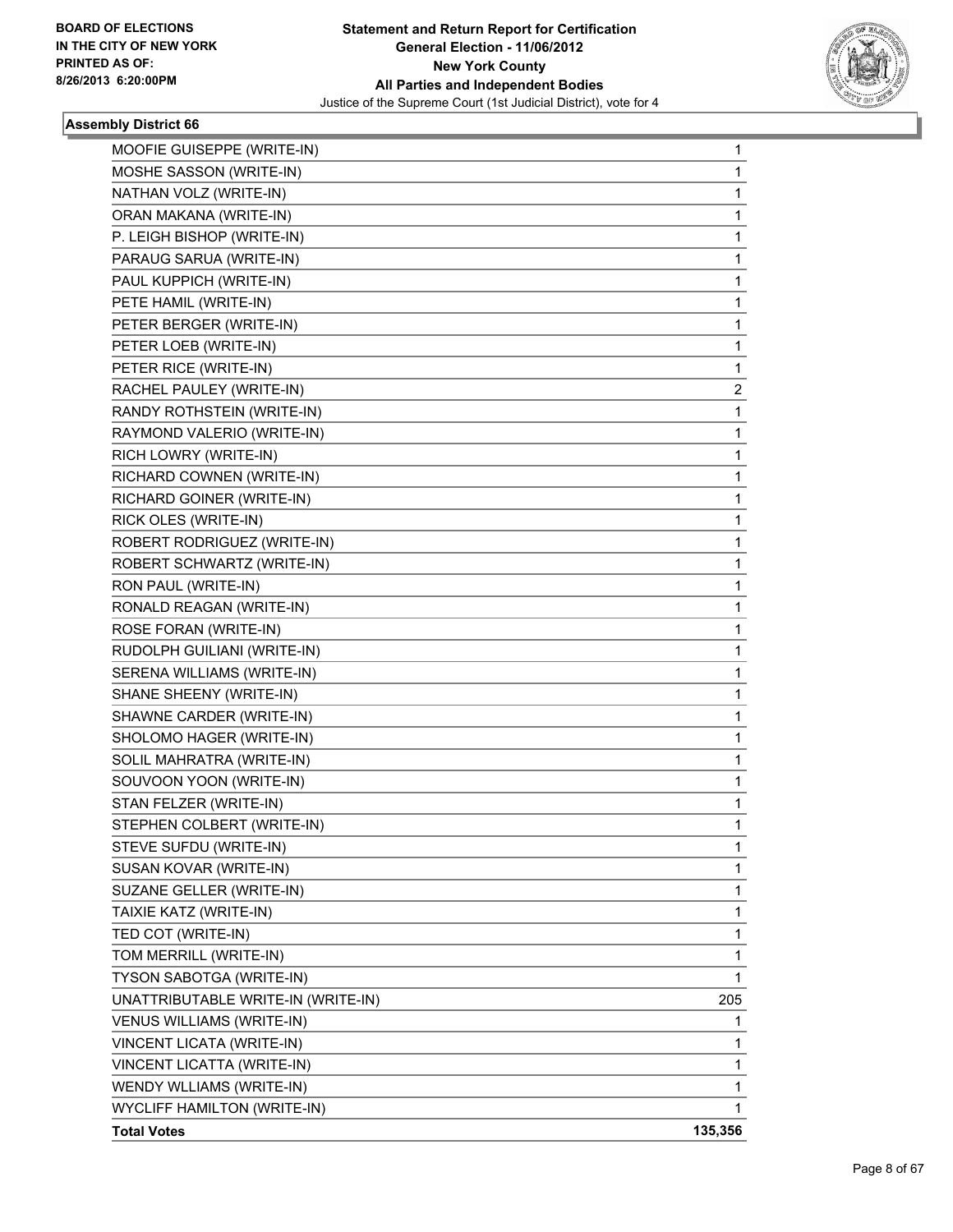**BOARD OF ELECTIONS IN THE CITY OF NEW YORK PRINTED AS OF: 8/26/2013 6:20:00PM**

**Statement and Return Report for Certification**
**General Election - 11/06/2012**
**New York County**
**All Parties and Independent Bodies**
Justice of the Supreme Court (1st Judicial District), vote for 4

### Assembly District 66

| | |
|---|---|
| MOOFIE GUISEPPE (WRITE-IN) | 1 |
| MOSHE SASSON (WRITE-IN) | 1 |
| NATHAN VOLZ (WRITE-IN) | 1 |
| ORAN MAKANA (WRITE-IN) | 1 |
| P. LEIGH BISHOP (WRITE-IN) | 1 |
| PARAUG SARUA (WRITE-IN) | 1 |
| PAUL KUPPICH (WRITE-IN) | 1 |
| PETE HAMIL (WRITE-IN) | 1 |
| PETER BERGER (WRITE-IN) | 1 |
| PETER LOEB (WRITE-IN) | 1 |
| PETER RICE (WRITE-IN) | 1 |
| RACHEL PAULEY (WRITE-IN) | 2 |
| RANDY ROTHSTEIN (WRITE-IN) | 1 |
| RAYMOND VALERIO (WRITE-IN) | 1 |
| RICH LOWRY (WRITE-IN) | 1 |
| RICHARD COWNEN (WRITE-IN) | 1 |
| RICHARD GOINER (WRITE-IN) | 1 |
| RICK OLES (WRITE-IN) | 1 |
| ROBERT RODRIGUEZ (WRITE-IN) | 1 |
| ROBERT SCHWARTZ (WRITE-IN) | 1 |
| RON PAUL (WRITE-IN) | 1 |
| RONALD REAGAN (WRITE-IN) | 1 |
| ROSE FORAN (WRITE-IN) | 1 |
| RUDOLPH GUILIANI (WRITE-IN) | 1 |
| SERENA WILLIAMS (WRITE-IN) | 1 |
| SHANE SHEENY (WRITE-IN) | 1 |
| SHAWNE CARDER (WRITE-IN) | 1 |
| SHOLOMO HAGER (WRITE-IN) | 1 |
| SOLIL MAHRATRA (WRITE-IN) | 1 |
| SOUVOON YOON (WRITE-IN) | 1 |
| STAN FELZER (WRITE-IN) | 1 |
| STEPHEN COLBERT (WRITE-IN) | 1 |
| STEVE SUFDU (WRITE-IN) | 1 |
| SUSAN KOVAR (WRITE-IN) | 1 |
| SUZANE GELLER (WRITE-IN) | 1 |
| TAIXIE KATZ (WRITE-IN) | 1 |
| TED COT (WRITE-IN) | 1 |
| TOM MERRILL (WRITE-IN) | 1 |
| TYSON SABOTGA (WRITE-IN) | 1 |
| UNATTRIBUTABLE WRITE-IN (WRITE-IN) | 205 |
| VENUS WILLIAMS (WRITE-IN) | 1 |
| VINCENT LICATA (WRITE-IN) | 1 |
| VINCENT LICATTA (WRITE-IN) | 1 |
| WENDY WLLIAMS (WRITE-IN) | 1 |
| WYCLIFF HAMILTON (WRITE-IN) | 1 |
| **Total Votes** | **135,356** |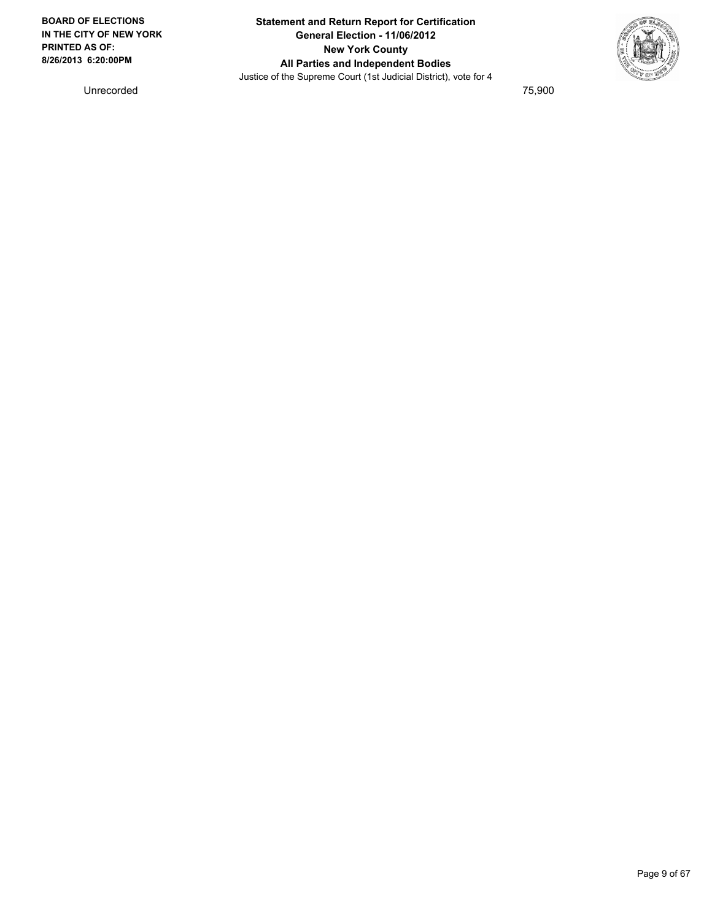| Unrecorded | 75,900 |
| --- | --- |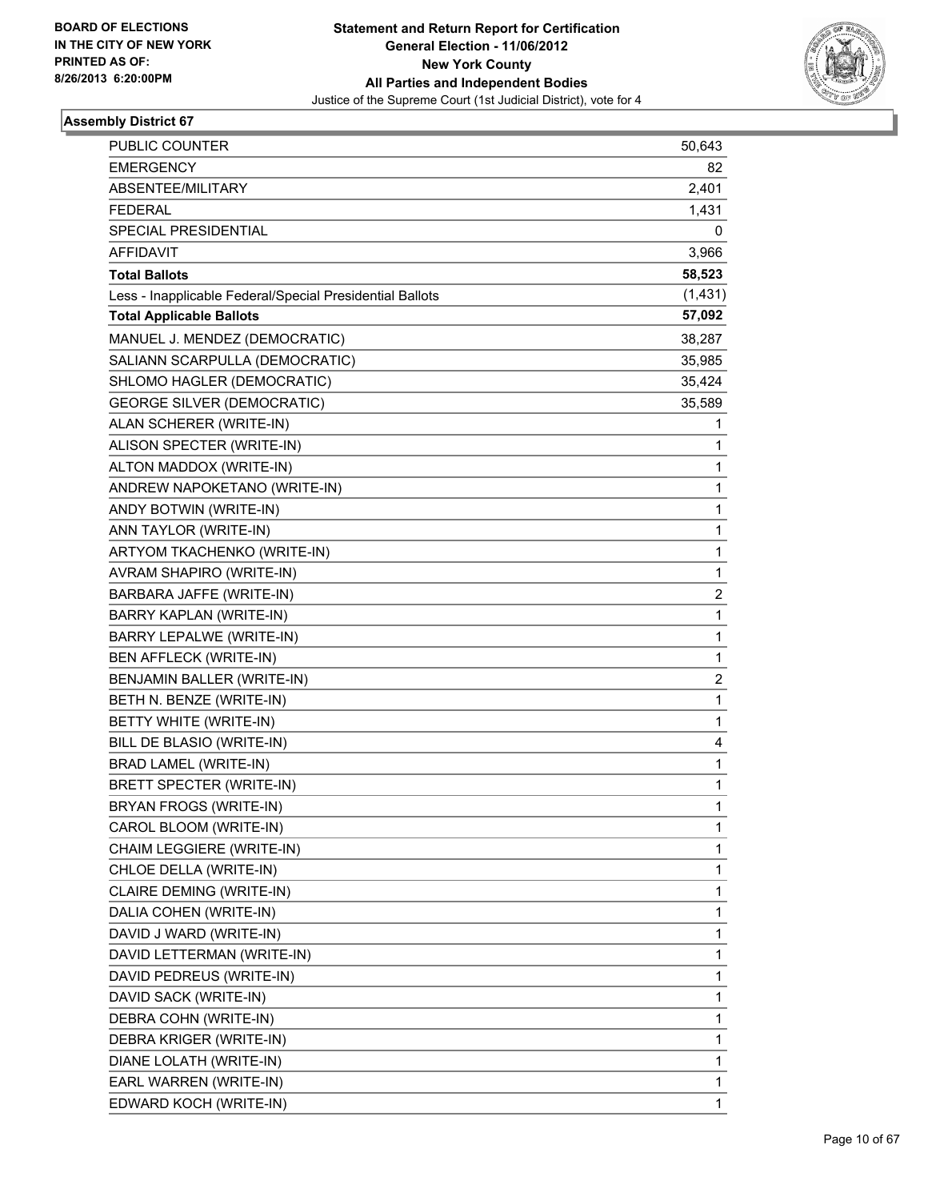BOARD OF ELECTIONS
IN THE CITY OF NEW YORK
PRINTED AS OF:
8/26/2013 6:20:00PM

**Statement and Return Report for Certification**
**General Election - 11/06/2012**
**New York County**
**All Parties and Independent Bodies**
Justice of the Supreme Court (1st Judicial District), vote for 4

### Assembly District 67

| | |
|---|---|
| PUBLIC COUNTER | 50,643 |
| EMERGENCY | 82 |
| ABSENTEE/MILITARY | 2,401 |
| FEDERAL | 1,431 |
| SPECIAL PRESIDENTIAL | 0 |
| AFFIDAVIT | 3,966 |
| **Total Ballots** | **58,523** |
| Less - Inapplicable Federal/Special Presidential Ballots | (1,431) |
| **Total Applicable Ballots** | **57,092** |
| MANUEL J. MENDEZ (DEMOCRATIC) | 38,287 |
| SALIANN SCARPULLA (DEMOCRATIC) | 35,985 |
| SHLOMO HAGLER (DEMOCRATIC) | 35,424 |
| GEORGE SILVER (DEMOCRATIC) | 35,589 |
| ALAN SCHERER (WRITE-IN) | 1 |
| ALISON SPECTER (WRITE-IN) | 1 |
| ALTON MADDOX (WRITE-IN) | 1 |
| ANDREW NAPOKETANO (WRITE-IN) | 1 |
| ANDY BOTWIN (WRITE-IN) | 1 |
| ANN TAYLOR (WRITE-IN) | 1 |
| ARTYOM TKACHENKO (WRITE-IN) | 1 |
| AVRAM SHAPIRO (WRITE-IN) | 1 |
| BARBARA JAFFE (WRITE-IN) | 2 |
| BARRY KAPLAN (WRITE-IN) | 1 |
| BARRY LEPALWE (WRITE-IN) | 1 |
| BEN AFFLECK (WRITE-IN) | 1 |
| BENJAMIN BALLER (WRITE-IN) | 2 |
| BETH N. BENZE (WRITE-IN) | 1 |
| BETTY WHITE (WRITE-IN) | 1 |
| BILL DE BLASIO (WRITE-IN) | 4 |
| BRAD LAMEL (WRITE-IN) | 1 |
| BRETT SPECTER (WRITE-IN) | 1 |
| BRYAN FROGS (WRITE-IN) | 1 |
| CAROL BLOOM (WRITE-IN) | 1 |
| CHAIM LEGGIERE (WRITE-IN) | 1 |
| CHLOE DELLA (WRITE-IN) | 1 |
| CLAIRE DEMING (WRITE-IN) | 1 |
| DALIA COHEN (WRITE-IN) | 1 |
| DAVID J WARD (WRITE-IN) | 1 |
| DAVID LETTERMAN (WRITE-IN) | 1 |
| DAVID PEDREUS (WRITE-IN) | 1 |
| DAVID SACK (WRITE-IN) | 1 |
| DEBRA COHN (WRITE-IN) | 1 |
| DEBRA KRIGER (WRITE-IN) | 1 |
| DIANE LOLATH (WRITE-IN) | 1 |
| EARL WARREN (WRITE-IN) | 1 |
| EDWARD KOCH (WRITE-IN) | 1 |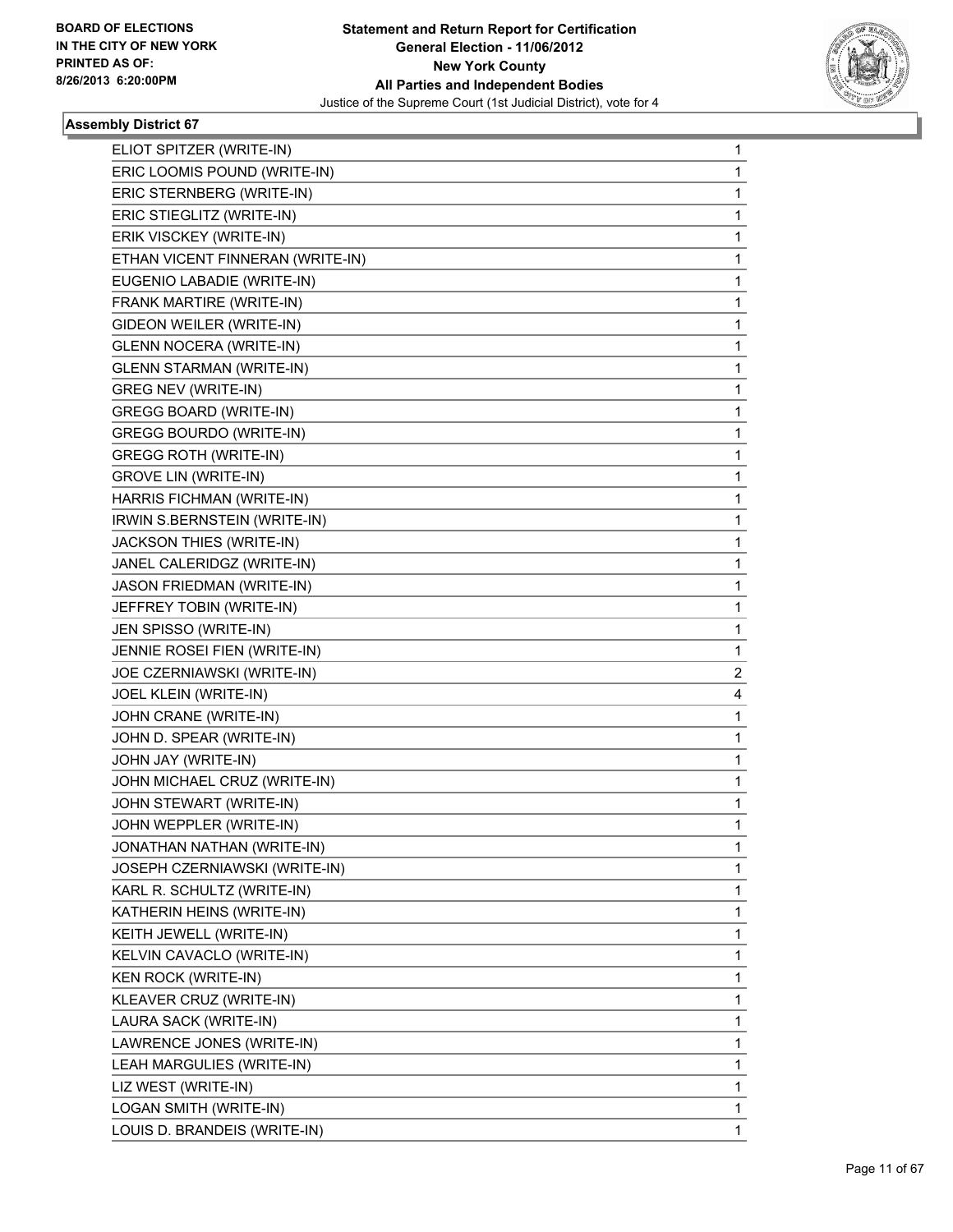**BOARD OF ELECTIONS IN THE CITY OF NEW YORK PRINTED AS OF: 8/26/2013 6:20:00PM**

# Statement and Return Report for Certification
## General Election - 11/06/2012
## New York County
## All Parties and Independent Bodies
Justice of the Supreme Court (1st Judicial District), vote for 4

### Assembly District 67

| | |
|---|---|
| ELIOT SPITZER (WRITE-IN) | 1 |
| ERIC LOOMIS POUND (WRITE-IN) | 1 |
| ERIC STERNBERG (WRITE-IN) | 1 |
| ERIC STIEGLITZ (WRITE-IN) | 1 |
| ERIK VISCKEY (WRITE-IN) | 1 |
| ETHAN VICENT FINNERAN (WRITE-IN) | 1 |
| EUGENIO LABADIE (WRITE-IN) | 1 |
| FRANK MARTIRE (WRITE-IN) | 1 |
| GIDEON WEILER (WRITE-IN) | 1 |
| GLENN NOCERA (WRITE-IN) | 1 |
| GLENN STARMAN (WRITE-IN) | 1 |
| GREG NEV (WRITE-IN) | 1 |
| GREGG BOARD (WRITE-IN) | 1 |
| GREGG BOURDO (WRITE-IN) | 1 |
| GREGG ROTH (WRITE-IN) | 1 |
| GROVE LIN (WRITE-IN) | 1 |
| HARRIS FICHMAN (WRITE-IN) | 1 |
| IRWIN S.BERNSTEIN (WRITE-IN) | 1 |
| JACKSON THIES (WRITE-IN) | 1 |
| JANEL CALERIDGZ (WRITE-IN) | 1 |
| JASON FRIEDMAN (WRITE-IN) | 1 |
| JEFFREY TOBIN (WRITE-IN) | 1 |
| JEN SPISSO (WRITE-IN) | 1 |
| JENNIE ROSEI FIEN (WRITE-IN) | 1 |
| JOE CZERNIAWSKI (WRITE-IN) | 2 |
| JOEL KLEIN (WRITE-IN) | 4 |
| JOHN CRANE (WRITE-IN) | 1 |
| JOHN D. SPEAR (WRITE-IN) | 1 |
| JOHN JAY (WRITE-IN) | 1 |
| JOHN MICHAEL CRUZ (WRITE-IN) | 1 |
| JOHN STEWART (WRITE-IN) | 1 |
| JOHN WEPPLER (WRITE-IN) | 1 |
| JONATHAN NATHAN (WRITE-IN) | 1 |
| JOSEPH CZERNIAWSKI (WRITE-IN) | 1 |
| KARL R. SCHULTZ (WRITE-IN) | 1 |
| KATHERIN HEINS (WRITE-IN) | 1 |
| KEITH JEWELL (WRITE-IN) | 1 |
| KELVIN CAVACLO (WRITE-IN) | 1 |
| KEN ROCK (WRITE-IN) | 1 |
| KLEAVER CRUZ (WRITE-IN) | 1 |
| LAURA SACK (WRITE-IN) | 1 |
| LAWRENCE JONES (WRITE-IN) | 1 |
| LEAH MARGULIES (WRITE-IN) | 1 |
| LIZ WEST (WRITE-IN) | 1 |
| LOGAN SMITH (WRITE-IN) | 1 |
| LOUIS D. BRANDEIS (WRITE-IN) | 1 |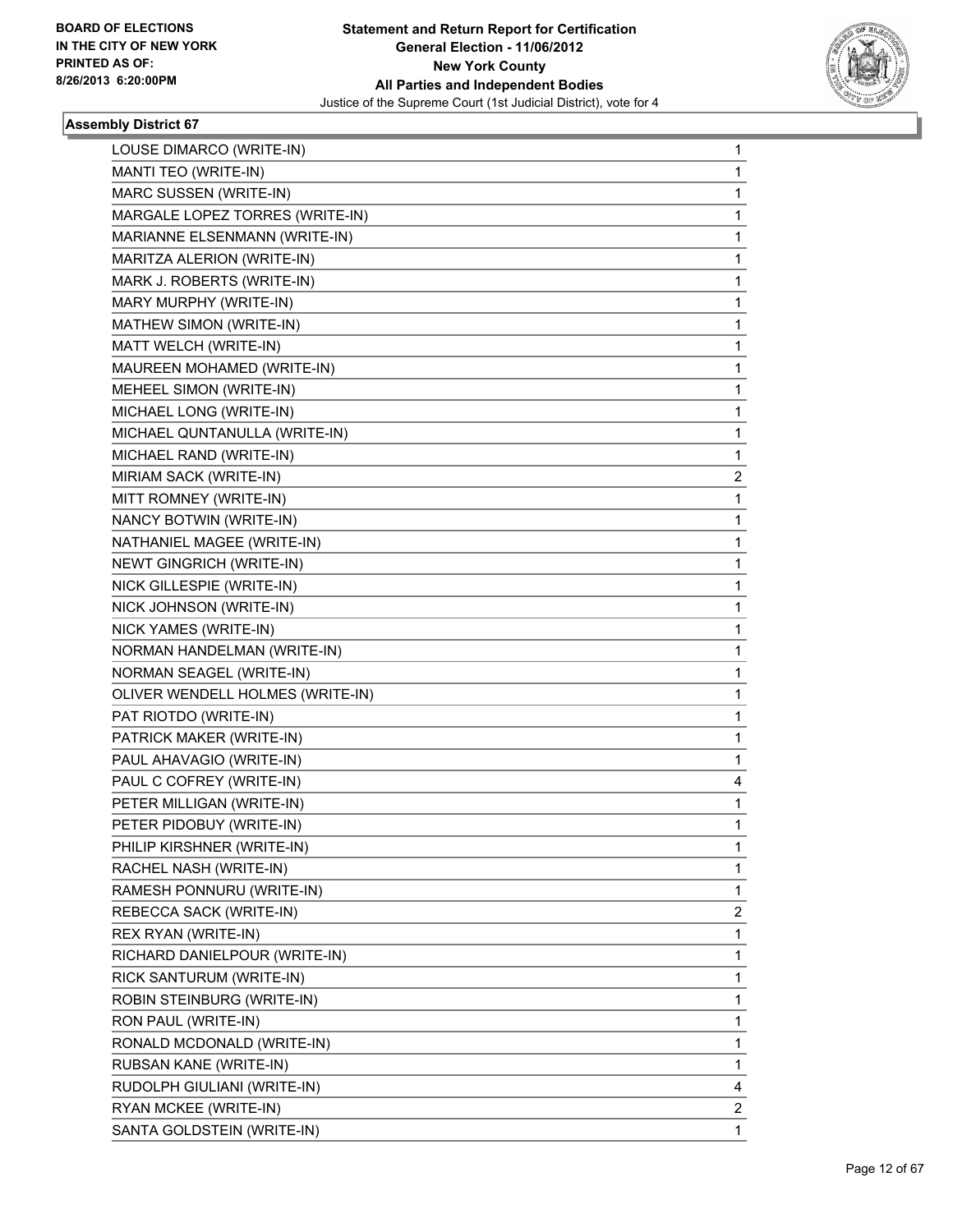BOARD OF ELECTIONS
IN THE CITY OF NEW YORK
PRINTED AS OF:
8/26/2013 6:20:00PM

**Statement and Return Report for Certification**
**General Election - 11/06/2012**
**New York County**
**All Parties and Independent Bodies**
Justice of the Supreme Court (1st Judicial District), vote for 4

### Assembly District 67

| | |
|---|---|
| LOUSE DIMARCO (WRITE-IN) | 1 |
| MANTI TEO (WRITE-IN) | 1 |
| MARC SUSSEN (WRITE-IN) | 1 |
| MARGALE LOPEZ TORRES (WRITE-IN) | 1 |
| MARIANNE ELSENMANN (WRITE-IN) | 1 |
| MARITZA ALERION (WRITE-IN) | 1 |
| MARK J. ROBERTS (WRITE-IN) | 1 |
| MARY MURPHY (WRITE-IN) | 1 |
| MATHEW SIMON (WRITE-IN) | 1 |
| MATT WELCH (WRITE-IN) | 1 |
| MAUREEN MOHAMED (WRITE-IN) | 1 |
| MEHEEL SIMON (WRITE-IN) | 1 |
| MICHAEL LONG (WRITE-IN) | 1 |
| MICHAEL QUNTANULLA (WRITE-IN) | 1 |
| MICHAEL RAND (WRITE-IN) | 1 |
| MIRIAM SACK (WRITE-IN) | 2 |
| MITT ROMNEY (WRITE-IN) | 1 |
| NANCY BOTWIN (WRITE-IN) | 1 |
| NATHANIEL MAGEE (WRITE-IN) | 1 |
| NEWT GINGRICH (WRITE-IN) | 1 |
| NICK GILLESPIE (WRITE-IN) | 1 |
| NICK JOHNSON (WRITE-IN) | 1 |
| NICK YAMES (WRITE-IN) | 1 |
| NORMAN HANDELMAN (WRITE-IN) | 1 |
| NORMAN SEAGEL (WRITE-IN) | 1 |
| OLIVER WENDELL HOLMES (WRITE-IN) | 1 |
| PAT RIOTDO (WRITE-IN) | 1 |
| PATRICK MAKER (WRITE-IN) | 1 |
| PAUL AHAVAGIO (WRITE-IN) | 1 |
| PAUL C COFREY (WRITE-IN) | 4 |
| PETER MILLIGAN (WRITE-IN) | 1 |
| PETER PIDOBUY (WRITE-IN) | 1 |
| PHILIP KIRSHNER (WRITE-IN) | 1 |
| RACHEL NASH (WRITE-IN) | 1 |
| RAMESH PONNURU (WRITE-IN) | 1 |
| REBECCA SACK (WRITE-IN) | 2 |
| REX RYAN (WRITE-IN) | 1 |
| RICHARD DANIELPOUR (WRITE-IN) | 1 |
| RICK SANTURUM (WRITE-IN) | 1 |
| ROBIN STEINBURG (WRITE-IN) | 1 |
| RON PAUL (WRITE-IN) | 1 |
| RONALD MCDONALD (WRITE-IN) | 1 |
| RUBSAN KANE (WRITE-IN) | 1 |
| RUDOLPH GIULIANI (WRITE-IN) | 4 |
| RYAN MCKEE (WRITE-IN) | 2 |
| SANTA GOLDSTEIN (WRITE-IN) | 1 |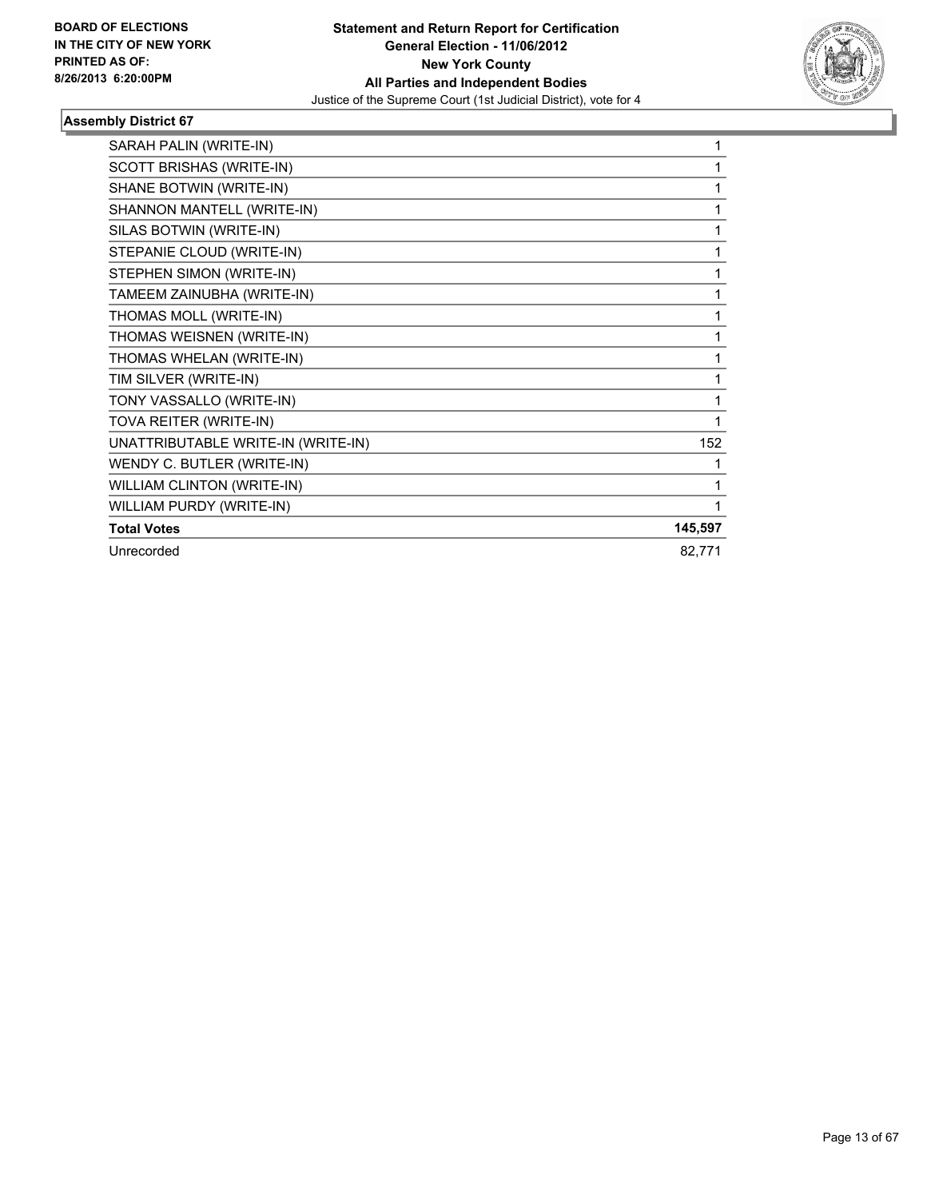BOARD OF ELECTIONS
IN THE CITY OF NEW YORK
PRINTED AS OF:
8/26/2013 6:20:00PM

**Statement and Return Report for Certification**
**General Election - 11/06/2012**
**New York County**
**All Parties and Independent Bodies**
Justice of the Supreme Court (1st Judicial District), vote for 4

### Assembly District 67

| | |
|---|---|
| SARAH PALIN (WRITE-IN) | 1 |
| SCOTT BRISHAS (WRITE-IN) | 1 |
| SHANE BOTWIN (WRITE-IN) | 1 |
| SHANNON MANTELL (WRITE-IN) | 1 |
| SILAS BOTWIN (WRITE-IN) | 1 |
| STEPANIE CLOUD (WRITE-IN) | 1 |
| STEPHEN SIMON (WRITE-IN) | 1 |
| TAMEEM ZAINUBHA (WRITE-IN) | 1 |
| THOMAS MOLL (WRITE-IN) | 1 |
| THOMAS WEISNEN (WRITE-IN) | 1 |
| THOMAS WHELAN (WRITE-IN) | 1 |
| TIM SILVER (WRITE-IN) | 1 |
| TONY VASSALLO (WRITE-IN) | 1 |
| TOVA REITER (WRITE-IN) | 1 |
| UNATTRIBUTABLE WRITE-IN (WRITE-IN) | 152 |
| WENDY C. BUTLER (WRITE-IN) | 1 |
| WILLIAM CLINTON (WRITE-IN) | 1 |
| WILLIAM PURDY (WRITE-IN) | 1 |
| **Total Votes** | **145,597** |
| Unrecorded | 82,771 |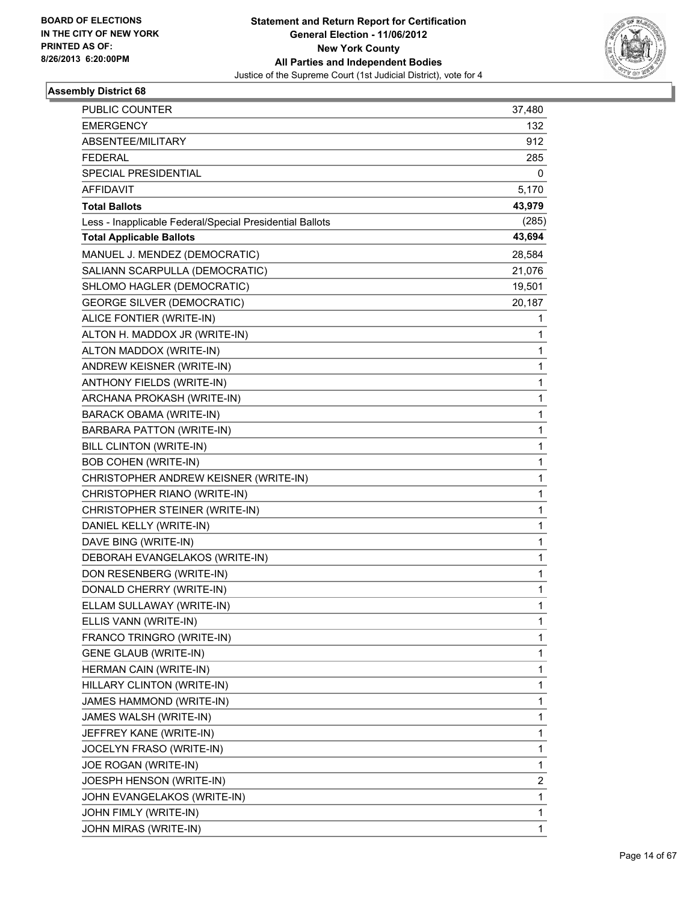BOARD OF ELECTIONS
IN THE CITY OF NEW YORK
PRINTED AS OF:
8/26/2013 6:20:00PM

**Statement and Return Report for Certification**
**General Election - 11/06/2012**
**New York County**
**All Parties and Independent Bodies**
Justice of the Supreme Court (1st Judicial District), vote for 4

### Assembly District 68

| | |
|---|---|
| PUBLIC COUNTER | 37,480 |
| EMERGENCY | 132 |
| ABSENTEE/MILITARY | 912 |
| FEDERAL | 285 |
| SPECIAL PRESIDENTIAL | 0 |
| AFFIDAVIT | 5,170 |
| **Total Ballots** | **43,979** |
| Less - Inapplicable Federal/Special Presidential Ballots | (285) |
| **Total Applicable Ballots** | **43,694** |
| MANUEL J. MENDEZ (DEMOCRATIC) | 28,584 |
| SALIANN SCARPULLA (DEMOCRATIC) | 21,076 |
| SHLOMO HAGLER (DEMOCRATIC) | 19,501 |
| GEORGE SILVER (DEMOCRATIC) | 20,187 |
| ALICE FONTIER (WRITE-IN) | 1 |
| ALTON H. MADDOX JR (WRITE-IN) | 1 |
| ALTON MADDOX (WRITE-IN) | 1 |
| ANDREW KEISNER (WRITE-IN) | 1 |
| ANTHONY FIELDS (WRITE-IN) | 1 |
| ARCHANA PROKASH (WRITE-IN) | 1 |
| BARACK OBAMA (WRITE-IN) | 1 |
| BARBARA PATTON (WRITE-IN) | 1 |
| BILL CLINTON (WRITE-IN) | 1 |
| BOB COHEN (WRITE-IN) | 1 |
| CHRISTOPHER ANDREW KEISNER (WRITE-IN) | 1 |
| CHRISTOPHER RIANO (WRITE-IN) | 1 |
| CHRISTOPHER STEINER (WRITE-IN) | 1 |
| DANIEL KELLY (WRITE-IN) | 1 |
| DAVE BING (WRITE-IN) | 1 |
| DEBORAH EVANGELAKOS (WRITE-IN) | 1 |
| DON RESENBERG (WRITE-IN) | 1 |
| DONALD CHERRY (WRITE-IN) | 1 |
| ELLAM SULLAWAY (WRITE-IN) | 1 |
| ELLIS VANN (WRITE-IN) | 1 |
| FRANCO TRINGRO (WRITE-IN) | 1 |
| GENE GLAUB (WRITE-IN) | 1 |
| HERMAN CAIN (WRITE-IN) | 1 |
| HILLARY CLINTON (WRITE-IN) | 1 |
| JAMES HAMMOND (WRITE-IN) | 1 |
| JAMES WALSH (WRITE-IN) | 1 |
| JEFFREY KANE (WRITE-IN) | 1 |
| JOCELYN FRASO (WRITE-IN) | 1 |
| JOE ROGAN (WRITE-IN) | 1 |
| JOESPH HENSON (WRITE-IN) | 2 |
| JOHN EVANGELAKOS (WRITE-IN) | 1 |
| JOHN FIMLY (WRITE-IN) | 1 |
| JOHN MIRAS (WRITE-IN) | 1 |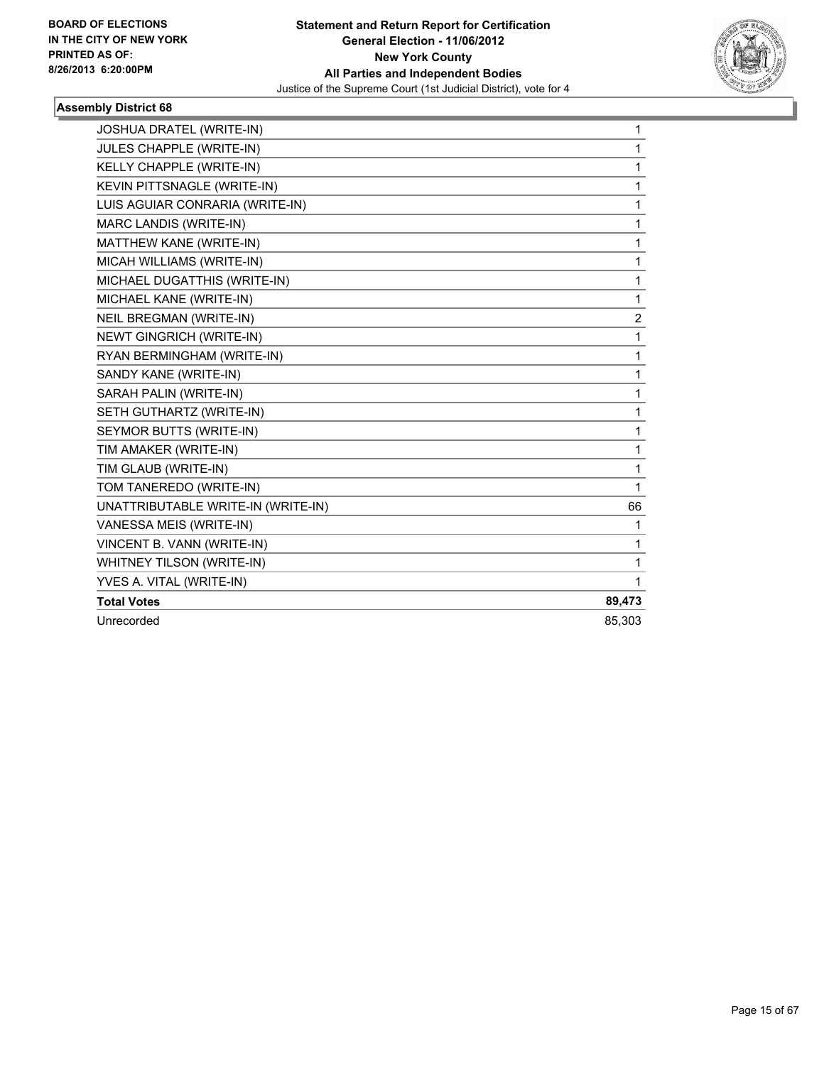**BOARD OF ELECTIONS IN THE CITY OF NEW YORK PRINTED AS OF: 8/26/2013 6:20:00PM**

**Statement and Return Report for Certification**
**General Election - 11/06/2012**
**New York County**
**All Parties and Independent Bodies**
Justice of the Supreme Court (1st Judicial District), vote for 4

### Assembly District 68

| | |
|---|---|
| JOSHUA DRATEL (WRITE-IN) | 1 |
| JULES CHAPPLE (WRITE-IN) | 1 |
| KELLY CHAPPLE (WRITE-IN) | 1 |
| KEVIN PITTSNAGLE (WRITE-IN) | 1 |
| LUIS AGUIAR CONRARIA (WRITE-IN) | 1 |
| MARC LANDIS (WRITE-IN) | 1 |
| MATTHEW KANE (WRITE-IN) | 1 |
| MICAH WILLIAMS (WRITE-IN) | 1 |
| MICHAEL DUGATTHIS (WRITE-IN) | 1 |
| MICHAEL KANE (WRITE-IN) | 1 |
| NEIL BREGMAN (WRITE-IN) | 2 |
| NEWT GINGRICH (WRITE-IN) | 1 |
| RYAN BERMINGHAM (WRITE-IN) | 1 |
| SANDY KANE (WRITE-IN) | 1 |
| SARAH PALIN (WRITE-IN) | 1 |
| SETH GUTHARTZ (WRITE-IN) | 1 |
| SEYMOR BUTTS (WRITE-IN) | 1 |
| TIM AMAKER (WRITE-IN) | 1 |
| TIM GLAUB (WRITE-IN) | 1 |
| TOM TANEREDO (WRITE-IN) | 1 |
| UNATTRIBUTABLE WRITE-IN (WRITE-IN) | 66 |
| VANESSA MEIS (WRITE-IN) | 1 |
| VINCENT B. VANN (WRITE-IN) | 1 |
| WHITNEY TILSON (WRITE-IN) | 1 |
| YVES A. VITAL (WRITE-IN) | 1 |
| **Total Votes** | **89,473** |
| Unrecorded | 85,303 |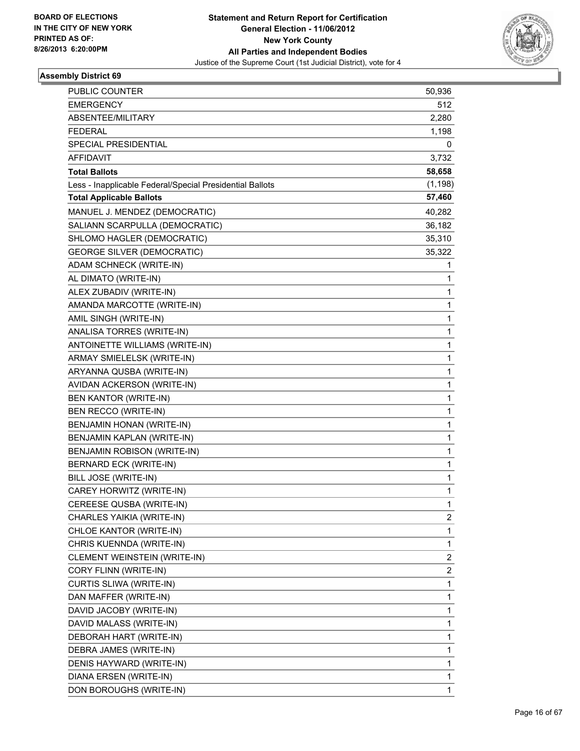BOARD OF ELECTIONS
IN THE CITY OF NEW YORK
PRINTED AS OF:
8/26/2013 6:20:00PM

**Statement and Return Report for Certification**
**General Election - 11/06/2012**
**New York County**
**All Parties and Independent Bodies**
Justice of the Supreme Court (1st Judicial District), vote for 4

### Assembly District 69

| | |
|---|---|
| PUBLIC COUNTER | 50,936 |
| EMERGENCY | 512 |
| ABSENTEE/MILITARY | 2,280 |
| FEDERAL | 1,198 |
| SPECIAL PRESIDENTIAL | 0 |
| AFFIDAVIT | 3,732 |
| **Total Ballots** | **58,658** |
| Less - Inapplicable Federal/Special Presidential Ballots | (1,198) |
| **Total Applicable Ballots** | **57,460** |
| MANUEL J. MENDEZ (DEMOCRATIC) | 40,282 |
| SALIANN SCARPULLA (DEMOCRATIC) | 36,182 |
| SHLOMO HAGLER (DEMOCRATIC) | 35,310 |
| GEORGE SILVER (DEMOCRATIC) | 35,322 |
| ADAM SCHNECK (WRITE-IN) | 1 |
| AL DIMATO (WRITE-IN) | 1 |
| ALEX ZUBADIV (WRITE-IN) | 1 |
| AMANDA MARCOTTE (WRITE-IN) | 1 |
| AMIL SINGH (WRITE-IN) | 1 |
| ANALISA TORRES (WRITE-IN) | 1 |
| ANTOINETTE WILLIAMS (WRITE-IN) | 1 |
| ARMAY SMIELELSK (WRITE-IN) | 1 |
| ARYANNA QUSBA (WRITE-IN) | 1 |
| AVIDAN ACKERSON (WRITE-IN) | 1 |
| BEN KANTOR (WRITE-IN) | 1 |
| BEN RECCO (WRITE-IN) | 1 |
| BENJAMIN HONAN (WRITE-IN) | 1 |
| BENJAMIN KAPLAN (WRITE-IN) | 1 |
| BENJAMIN ROBISON (WRITE-IN) | 1 |
| BERNARD ECK (WRITE-IN) | 1 |
| BILL JOSE (WRITE-IN) | 1 |
| CAREY HORWITZ (WRITE-IN) | 1 |
| CEREESE QUSBA (WRITE-IN) | 1 |
| CHARLES YAIKIA (WRITE-IN) | 2 |
| CHLOE KANTOR (WRITE-IN) | 1 |
| CHRIS KUENNDA (WRITE-IN) | 1 |
| CLEMENT WEINSTEIN (WRITE-IN) | 2 |
| CORY FLINN (WRITE-IN) | 2 |
| CURTIS SLIWA (WRITE-IN) | 1 |
| DAN MAFFER (WRITE-IN) | 1 |
| DAVID JACOBY (WRITE-IN) | 1 |
| DAVID MALASS (WRITE-IN) | 1 |
| DEBORAH HART (WRITE-IN) | 1 |
| DEBRA JAMES (WRITE-IN) | 1 |
| DENIS HAYWARD (WRITE-IN) | 1 |
| DIANA ERSEN (WRITE-IN) | 1 |
| DON BOROUGHS (WRITE-IN) | 1 |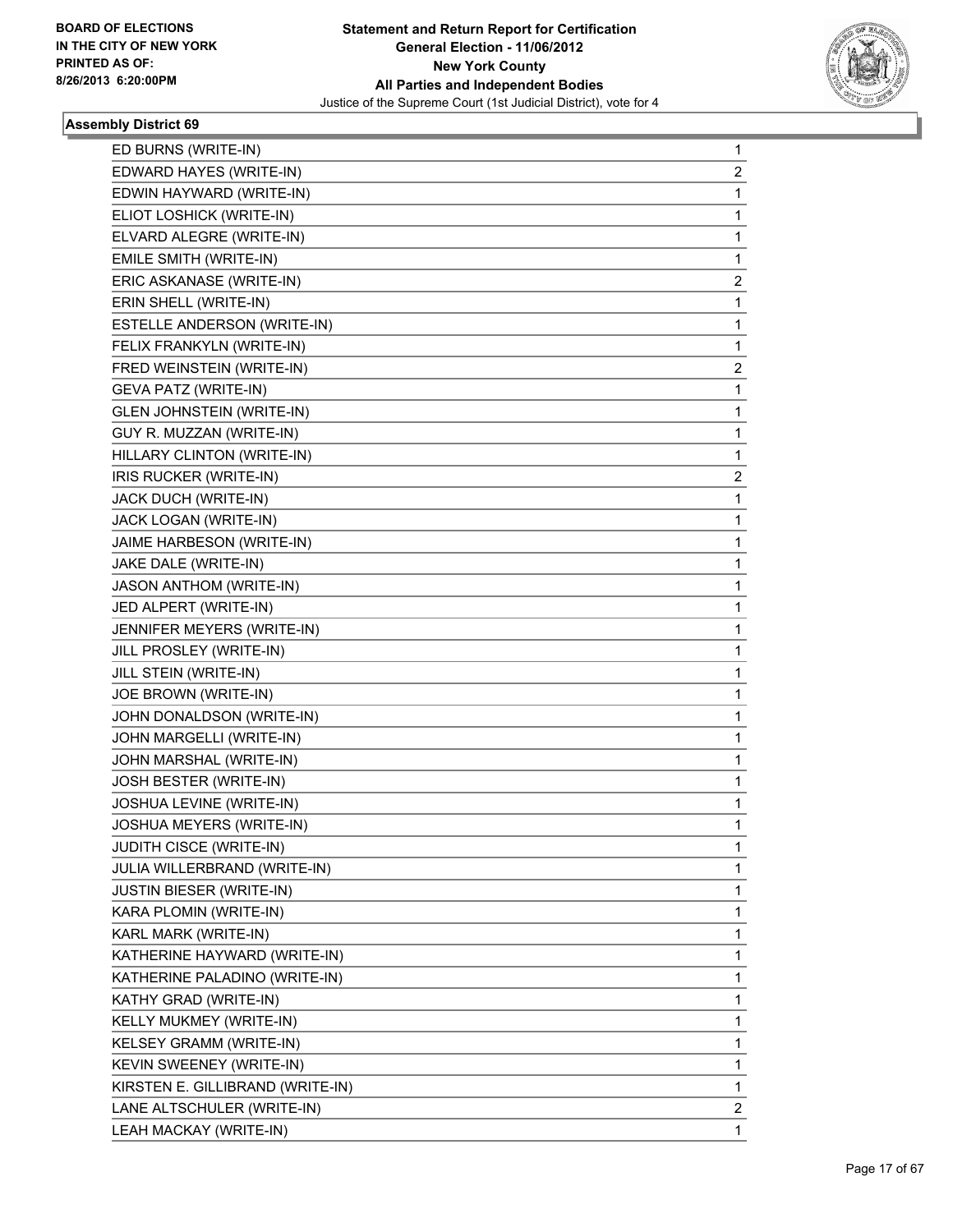**BOARD OF ELECTIONS IN THE CITY OF NEW YORK PRINTED AS OF: 8/26/2013 6:20:00PM**

**Statement and Return Report for Certification General Election - 11/06/2012 New York County All Parties and Independent Bodies**
Justice of the Supreme Court (1st Judicial District), vote for 4

### Assembly District 69

| | |
|---|---|
| ED BURNS (WRITE-IN) | 1 |
| EDWARD HAYES (WRITE-IN) | 2 |
| EDWIN HAYWARD (WRITE-IN) | 1 |
| ELIOT LOSHICK (WRITE-IN) | 1 |
| ELVARD ALEGRE (WRITE-IN) | 1 |
| EMILE SMITH (WRITE-IN) | 1 |
| ERIC ASKANASE (WRITE-IN) | 2 |
| ERIN SHELL (WRITE-IN) | 1 |
| ESTELLE ANDERSON (WRITE-IN) | 1 |
| FELIX FRANKYLN (WRITE-IN) | 1 |
| FRED WEINSTEIN (WRITE-IN) | 2 |
| GEVA PATZ (WRITE-IN) | 1 |
| GLEN JOHNSTEIN (WRITE-IN) | 1 |
| GUY R. MUZZAN (WRITE-IN) | 1 |
| HILLARY CLINTON (WRITE-IN) | 1 |
| IRIS RUCKER (WRITE-IN) | 2 |
| JACK DUCH (WRITE-IN) | 1 |
| JACK LOGAN (WRITE-IN) | 1 |
| JAIME HARBESON (WRITE-IN) | 1 |
| JAKE DALE (WRITE-IN) | 1 |
| JASON ANTHOM (WRITE-IN) | 1 |
| JED ALPERT (WRITE-IN) | 1 |
| JENNIFER MEYERS (WRITE-IN) | 1 |
| JILL PROSLEY (WRITE-IN) | 1 |
| JILL STEIN (WRITE-IN) | 1 |
| JOE BROWN (WRITE-IN) | 1 |
| JOHN DONALDSON (WRITE-IN) | 1 |
| JOHN MARGELLI (WRITE-IN) | 1 |
| JOHN MARSHAL (WRITE-IN) | 1 |
| JOSH BESTER (WRITE-IN) | 1 |
| JOSHUA LEVINE (WRITE-IN) | 1 |
| JOSHUA MEYERS (WRITE-IN) | 1 |
| JUDITH CISCE (WRITE-IN) | 1 |
| JULIA WILLERBRAND (WRITE-IN) | 1 |
| JUSTIN BIESER (WRITE-IN) | 1 |
| KARA PLOMIN (WRITE-IN) | 1 |
| KARL MARK (WRITE-IN) | 1 |
| KATHERINE HAYWARD (WRITE-IN) | 1 |
| KATHERINE PALADINO (WRITE-IN) | 1 |
| KATHY GRAD (WRITE-IN) | 1 |
| KELLY MUKMEY (WRITE-IN) | 1 |
| KELSEY GRAMM (WRITE-IN) | 1 |
| KEVIN SWEENEY (WRITE-IN) | 1 |
| KIRSTEN E. GILLIBRAND (WRITE-IN) | 1 |
| LANE ALTSCHULER (WRITE-IN) | 2 |
| LEAH MACKAY (WRITE-IN) | 1 |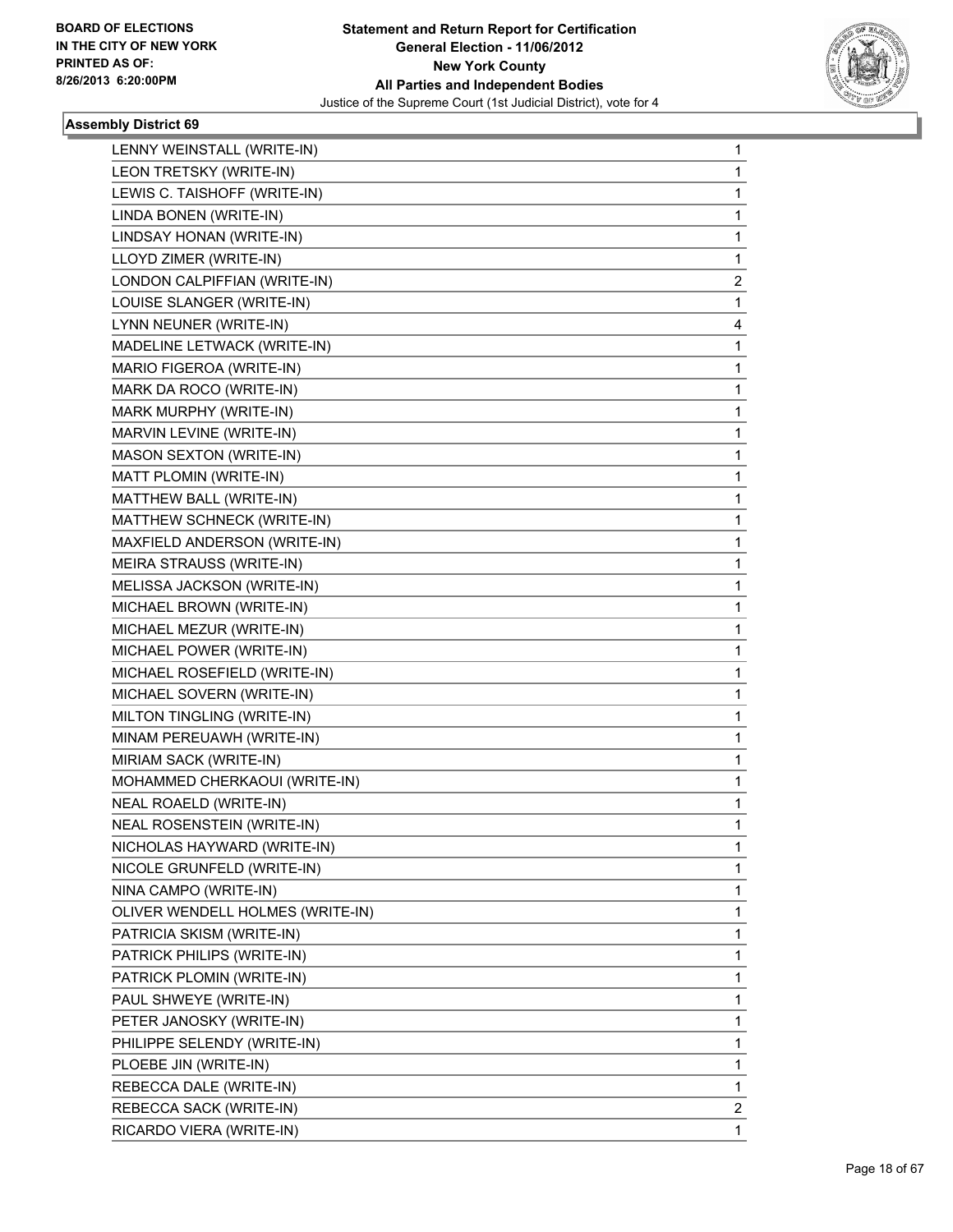BOARD OF ELECTIONS
IN THE CITY OF NEW YORK
PRINTED AS OF:
8/26/2013 6:20:00PM

**Statement and Return Report for Certification**
**General Election - 11/06/2012**
**New York County**
**All Parties and Independent Bodies**
Justice of the Supreme Court (1st Judicial District), vote for 4

### Assembly District 69

| | |
|---|---|
| LENNY WEINSTALL (WRITE-IN) | 1 |
| LEON TRETSKY (WRITE-IN) | 1 |
| LEWIS C. TAISHOFF (WRITE-IN) | 1 |
| LINDA BONEN (WRITE-IN) | 1 |
| LINDSAY HONAN (WRITE-IN) | 1 |
| LLOYD ZIMER (WRITE-IN) | 1 |
| LONDON CALPIFFIAN (WRITE-IN) | 2 |
| LOUISE SLANGER (WRITE-IN) | 1 |
| LYNN NEUNER (WRITE-IN) | 4 |
| MADELINE LETWACK (WRITE-IN) | 1 |
| MARIO FIGEROA (WRITE-IN) | 1 |
| MARK DA ROCO (WRITE-IN) | 1 |
| MARK MURPHY (WRITE-IN) | 1 |
| MARVIN LEVINE (WRITE-IN) | 1 |
| MASON SEXTON (WRITE-IN) | 1 |
| MATT PLOMIN (WRITE-IN) | 1 |
| MATTHEW BALL (WRITE-IN) | 1 |
| MATTHEW SCHNECK (WRITE-IN) | 1 |
| MAXFIELD ANDERSON (WRITE-IN) | 1 |
| MEIRA STRAUSS (WRITE-IN) | 1 |
| MELISSA JACKSON (WRITE-IN) | 1 |
| MICHAEL BROWN (WRITE-IN) | 1 |
| MICHAEL MEZUR (WRITE-IN) | 1 |
| MICHAEL POWER (WRITE-IN) | 1 |
| MICHAEL ROSEFIELD (WRITE-IN) | 1 |
| MICHAEL SOVERN (WRITE-IN) | 1 |
| MILTON TINGLING (WRITE-IN) | 1 |
| MINAM PEREUAWH (WRITE-IN) | 1 |
| MIRIAM SACK (WRITE-IN) | 1 |
| MOHAMMED CHERKAOUI (WRITE-IN) | 1 |
| NEAL ROAELD (WRITE-IN) | 1 |
| NEAL ROSENSTEIN (WRITE-IN) | 1 |
| NICHOLAS HAYWARD (WRITE-IN) | 1 |
| NICOLE GRUNFELD (WRITE-IN) | 1 |
| NINA CAMPO (WRITE-IN) | 1 |
| OLIVER WENDELL HOLMES (WRITE-IN) | 1 |
| PATRICIA SKISM (WRITE-IN) | 1 |
| PATRICK PHILIPS (WRITE-IN) | 1 |
| PATRICK PLOMIN (WRITE-IN) | 1 |
| PAUL SHWEYE (WRITE-IN) | 1 |
| PETER JANOSKY (WRITE-IN) | 1 |
| PHILIPPE SELENDY (WRITE-IN) | 1 |
| PLOEBE JIN (WRITE-IN) | 1 |
| REBECCA DALE (WRITE-IN) | 1 |
| REBECCA SACK (WRITE-IN) | 2 |
| RICARDO VIERA (WRITE-IN) | 1 |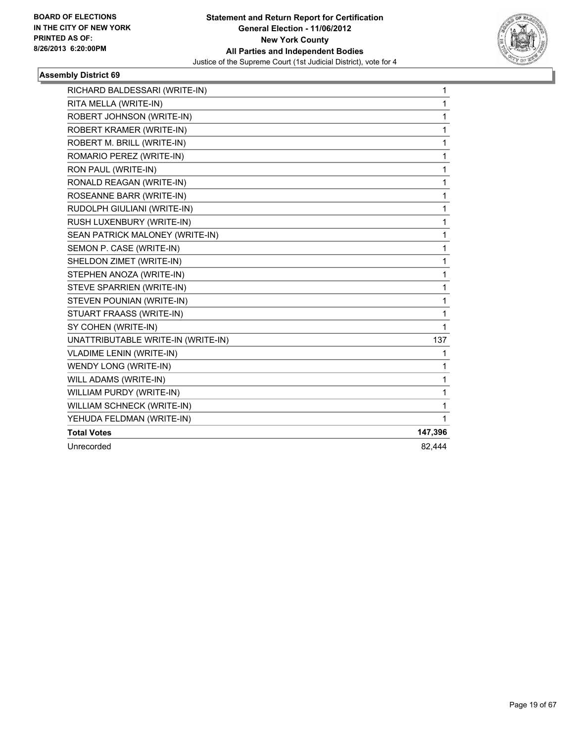**Statement and Return Report for Certification**
**General Election - 11/06/2012**
**New York County**
**All Parties and Independent Bodies**
Justice of the Supreme Court (1st Judicial District), vote for 4

BOARD OF ELECTIONS
IN THE CITY OF NEW YORK
PRINTED AS OF:
8/26/2013 6:20:00PM

### Assembly District 69

| Candidate | Votes |
|---|---|
| RICHARD BALDESSARI (WRITE-IN) | 1 |
| RITA MELLA (WRITE-IN) | 1 |
| ROBERT JOHNSON (WRITE-IN) | 1 |
| ROBERT KRAMER (WRITE-IN) | 1 |
| ROBERT M. BRILL (WRITE-IN) | 1 |
| ROMARIO PEREZ (WRITE-IN) | 1 |
| RON PAUL (WRITE-IN) | 1 |
| RONALD REAGAN (WRITE-IN) | 1 |
| ROSEANNE BARR (WRITE-IN) | 1 |
| RUDOLPH GIULIANI (WRITE-IN) | 1 |
| RUSH LUXENBURY (WRITE-IN) | 1 |
| SEAN PATRICK MALONEY (WRITE-IN) | 1 |
| SEMON P. CASE (WRITE-IN) | 1 |
| SHELDON ZIMET (WRITE-IN) | 1 |
| STEPHEN ANOZA (WRITE-IN) | 1 |
| STEVE SPARRIEN (WRITE-IN) | 1 |
| STEVEN POUNIAN (WRITE-IN) | 1 |
| STUART FRAASS (WRITE-IN) | 1 |
| SY COHEN (WRITE-IN) | 1 |
| UNATTRIBUTABLE WRITE-IN (WRITE-IN) | 137 |
| VLADIME LENIN (WRITE-IN) | 1 |
| WENDY LONG (WRITE-IN) | 1 |
| WILL ADAMS (WRITE-IN) | 1 |
| WILLIAM PURDY (WRITE-IN) | 1 |
| WILLIAM SCHNECK (WRITE-IN) | 1 |
| YEHUDA FELDMAN (WRITE-IN) | 1 |
| **Total Votes** | **147,396** |
| Unrecorded | 82,444 |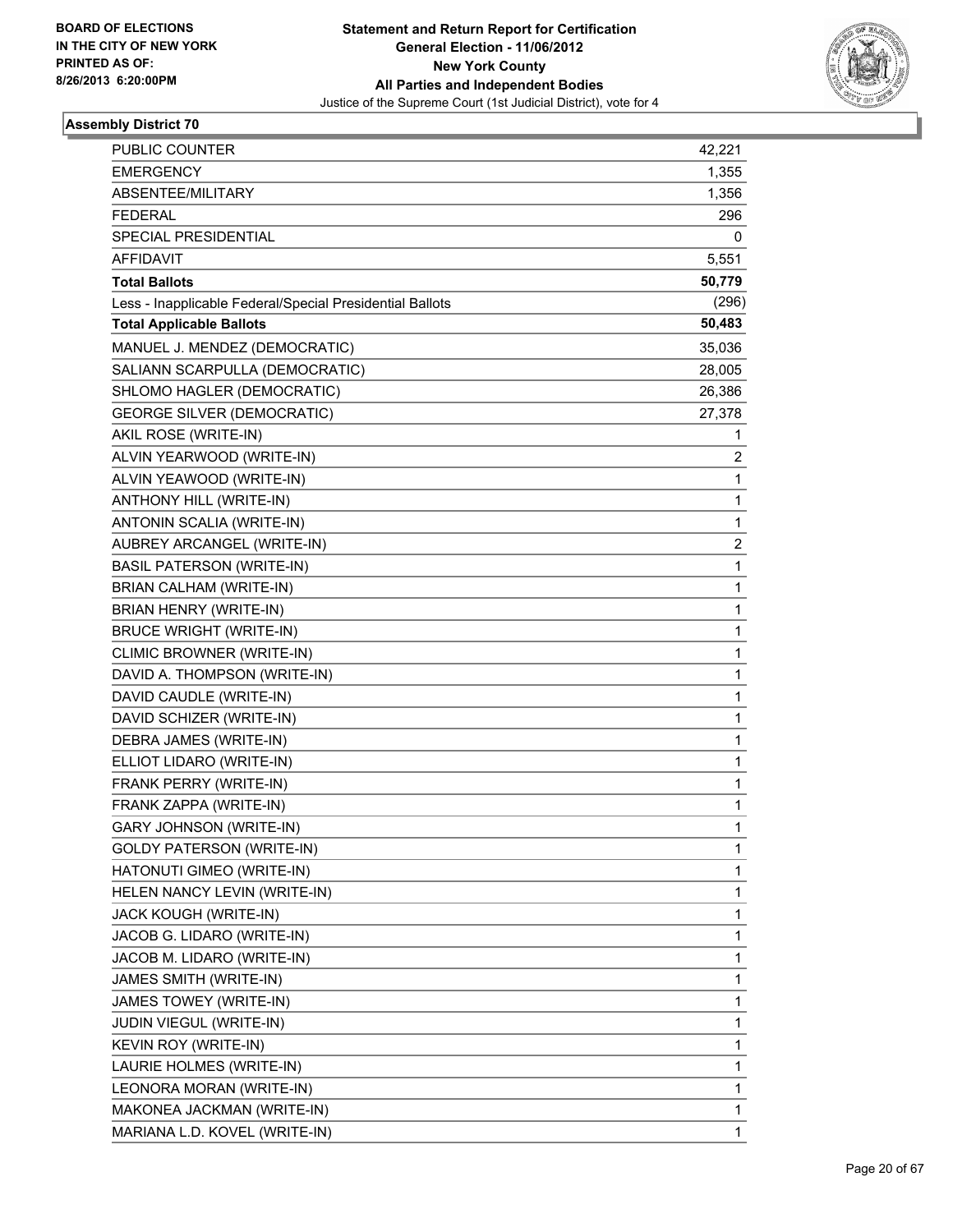BOARD OF ELECTIONS
IN THE CITY OF NEW YORK
PRINTED AS OF:
8/26/2013 6:20:00PM

**Statement and Return Report for Certification**
**General Election - 11/06/2012**
**New York County**
**All Parties and Independent Bodies**
Justice of the Supreme Court (1st Judicial District), vote for 4

## Assembly District 70

| | |
|---|---|
| PUBLIC COUNTER | 42,221 |
| EMERGENCY | 1,355 |
| ABSENTEE/MILITARY | 1,356 |
| FEDERAL | 296 |
| SPECIAL PRESIDENTIAL | 0 |
| AFFIDAVIT | 5,551 |
| **Total Ballots** | **50,779** |
| Less - Inapplicable Federal/Special Presidential Ballots | (296) |
| **Total Applicable Ballots** | **50,483** |
| MANUEL J. MENDEZ (DEMOCRATIC) | 35,036 |
| SALIANN SCARPULLA (DEMOCRATIC) | 28,005 |
| SHLOMO HAGLER (DEMOCRATIC) | 26,386 |
| GEORGE SILVER (DEMOCRATIC) | 27,378 |
| AKIL ROSE (WRITE-IN) | 1 |
| ALVIN YEARWOOD (WRITE-IN) | 2 |
| ALVIN YEAWOOD (WRITE-IN) | 1 |
| ANTHONY HILL (WRITE-IN) | 1 |
| ANTONIN SCALIA (WRITE-IN) | 1 |
| AUBREY ARCANGEL (WRITE-IN) | 2 |
| BASIL PATERSON (WRITE-IN) | 1 |
| BRIAN CALHAM (WRITE-IN) | 1 |
| BRIAN HENRY (WRITE-IN) | 1 |
| BRUCE WRIGHT (WRITE-IN) | 1 |
| CLIMIC BROWNER (WRITE-IN) | 1 |
| DAVID A. THOMPSON (WRITE-IN) | 1 |
| DAVID CAUDLE (WRITE-IN) | 1 |
| DAVID SCHIZER (WRITE-IN) | 1 |
| DEBRA JAMES (WRITE-IN) | 1 |
| ELLIOT LIDARO (WRITE-IN) | 1 |
| FRANK PERRY (WRITE-IN) | 1 |
| FRANK ZAPPA (WRITE-IN) | 1 |
| GARY JOHNSON (WRITE-IN) | 1 |
| GOLDY PATERSON (WRITE-IN) | 1 |
| HATONUTI GIMEO (WRITE-IN) | 1 |
| HELEN NANCY LEVIN (WRITE-IN) | 1 |
| JACK KOUGH (WRITE-IN) | 1 |
| JACOB G. LIDARO (WRITE-IN) | 1 |
| JACOB M. LIDARO (WRITE-IN) | 1 |
| JAMES SMITH (WRITE-IN) | 1 |
| JAMES TOWEY (WRITE-IN) | 1 |
| JUDIN VIEGUL (WRITE-IN) | 1 |
| KEVIN ROY (WRITE-IN) | 1 |
| LAURIE HOLMES (WRITE-IN) | 1 |
| LEONORA MORAN (WRITE-IN) | 1 |
| MAKONEA JACKMAN (WRITE-IN) | 1 |
| MARIANA L.D. KOVEL (WRITE-IN) | 1 |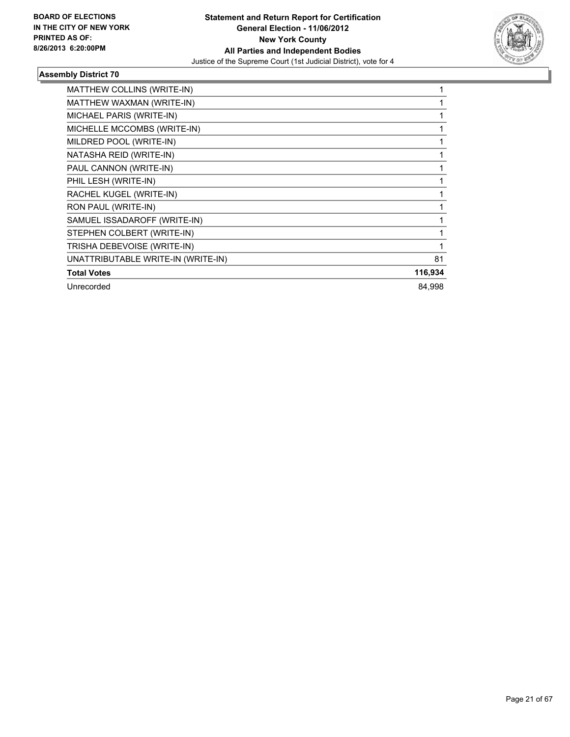**BOARD OF ELECTIONS IN THE CITY OF NEW YORK PRINTED AS OF: 8/26/2013 6:20:00PM**

**Statement and Return Report for Certification General Election - 11/06/2012 New York County All Parties and Independent Bodies**

Justice of the Supreme Court (1st Judicial District), vote for 4

### Assembly District 70

| | |
|---|---|
| MATTHEW COLLINS (WRITE-IN) | 1 |
| MATTHEW WAXMAN (WRITE-IN) | 1 |
| MICHAEL PARIS (WRITE-IN) | 1 |
| MICHELLE MCCOMBS (WRITE-IN) | 1 |
| MILDRED POOL (WRITE-IN) | 1 |
| NATASHA REID (WRITE-IN) | 1 |
| PAUL CANNON (WRITE-IN) | 1 |
| PHIL LESH (WRITE-IN) | 1 |
| RACHEL KUGEL (WRITE-IN) | 1 |
| RON PAUL (WRITE-IN) | 1 |
| SAMUEL ISSADAROFF (WRITE-IN) | 1 |
| STEPHEN COLBERT (WRITE-IN) | 1 |
| TRISHA DEBEVOISE (WRITE-IN) | 1 |
| UNATTRIBUTABLE WRITE-IN (WRITE-IN) | 81 |
| **Total Votes** | **116,934** |
| Unrecorded | 84,998 |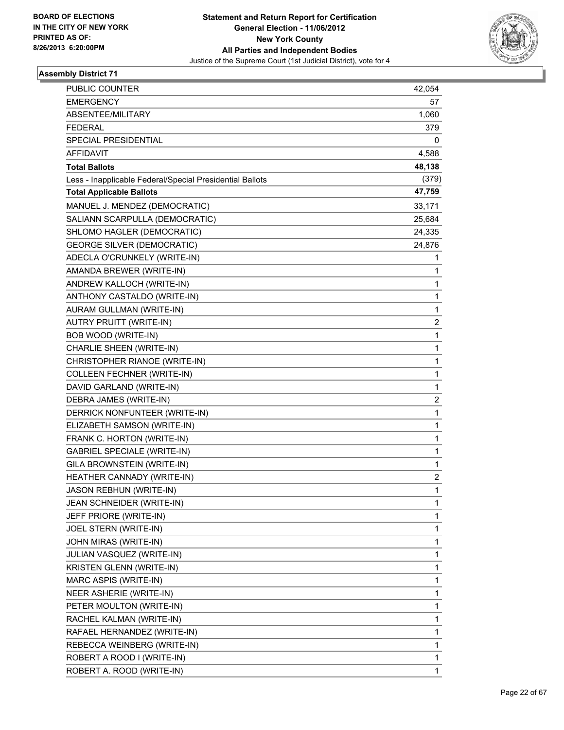BOARD OF ELECTIONS
IN THE CITY OF NEW YORK
PRINTED AS OF:
8/26/2013 6:20:00PM

**Statement and Return Report for Certification**
**General Election - 11/06/2012**
**New York County**
**All Parties and Independent Bodies**
Justice of the Supreme Court (1st Judicial District), vote for 4

### Assembly District 71

| | |
|---|---|
| PUBLIC COUNTER | 42,054 |
| EMERGENCY | 57 |
| ABSENTEE/MILITARY | 1,060 |
| FEDERAL | 379 |
| SPECIAL PRESIDENTIAL | 0 |
| AFFIDAVIT | 4,588 |
| **Total Ballots** | **48,138** |
| Less - Inapplicable Federal/Special Presidential Ballots | (379) |
| **Total Applicable Ballots** | **47,759** |
| MANUEL J. MENDEZ (DEMOCRATIC) | 33,171 |
| SALIANN SCARPULLA (DEMOCRATIC) | 25,684 |
| SHLOMO HAGLER (DEMOCRATIC) | 24,335 |
| GEORGE SILVER (DEMOCRATIC) | 24,876 |
| ADECLA O'CRUNKELY (WRITE-IN) | 1 |
| AMANDA BREWER (WRITE-IN) | 1 |
| ANDREW KALLOCH (WRITE-IN) | 1 |
| ANTHONY CASTALDO (WRITE-IN) | 1 |
| AURAM GULLMAN (WRITE-IN) | 1 |
| AUTRY PRUITT (WRITE-IN) | 2 |
| BOB WOOD (WRITE-IN) | 1 |
| CHARLIE SHEEN (WRITE-IN) | 1 |
| CHRISTOPHER RIANOE (WRITE-IN) | 1 |
| COLLEEN FECHNER (WRITE-IN) | 1 |
| DAVID GARLAND (WRITE-IN) | 1 |
| DEBRA JAMES (WRITE-IN) | 2 |
| DERRICK NONFUNTEER (WRITE-IN) | 1 |
| ELIZABETH SAMSON (WRITE-IN) | 1 |
| FRANK C. HORTON (WRITE-IN) | 1 |
| GABRIEL SPECIALE (WRITE-IN) | 1 |
| GILA BROWNSTEIN (WRITE-IN) | 1 |
| HEATHER CANNADY (WRITE-IN) | 2 |
| JASON REBHUN (WRITE-IN) | 1 |
| JEAN SCHNEIDER (WRITE-IN) | 1 |
| JEFF PRIORE (WRITE-IN) | 1 |
| JOEL STERN (WRITE-IN) | 1 |
| JOHN MIRAS (WRITE-IN) | 1 |
| JULIAN VASQUEZ (WRITE-IN) | 1 |
| KRISTEN GLENN (WRITE-IN) | 1 |
| MARC ASPIS (WRITE-IN) | 1 |
| NEER ASHERIE (WRITE-IN) | 1 |
| PETER MOULTON (WRITE-IN) | 1 |
| RACHEL KALMAN (WRITE-IN) | 1 |
| RAFAEL HERNANDEZ (WRITE-IN) | 1 |
| REBECCA WEINBERG (WRITE-IN) | 1 |
| ROBERT A ROOD I (WRITE-IN) | 1 |
| ROBERT A. ROOD (WRITE-IN) | 1 |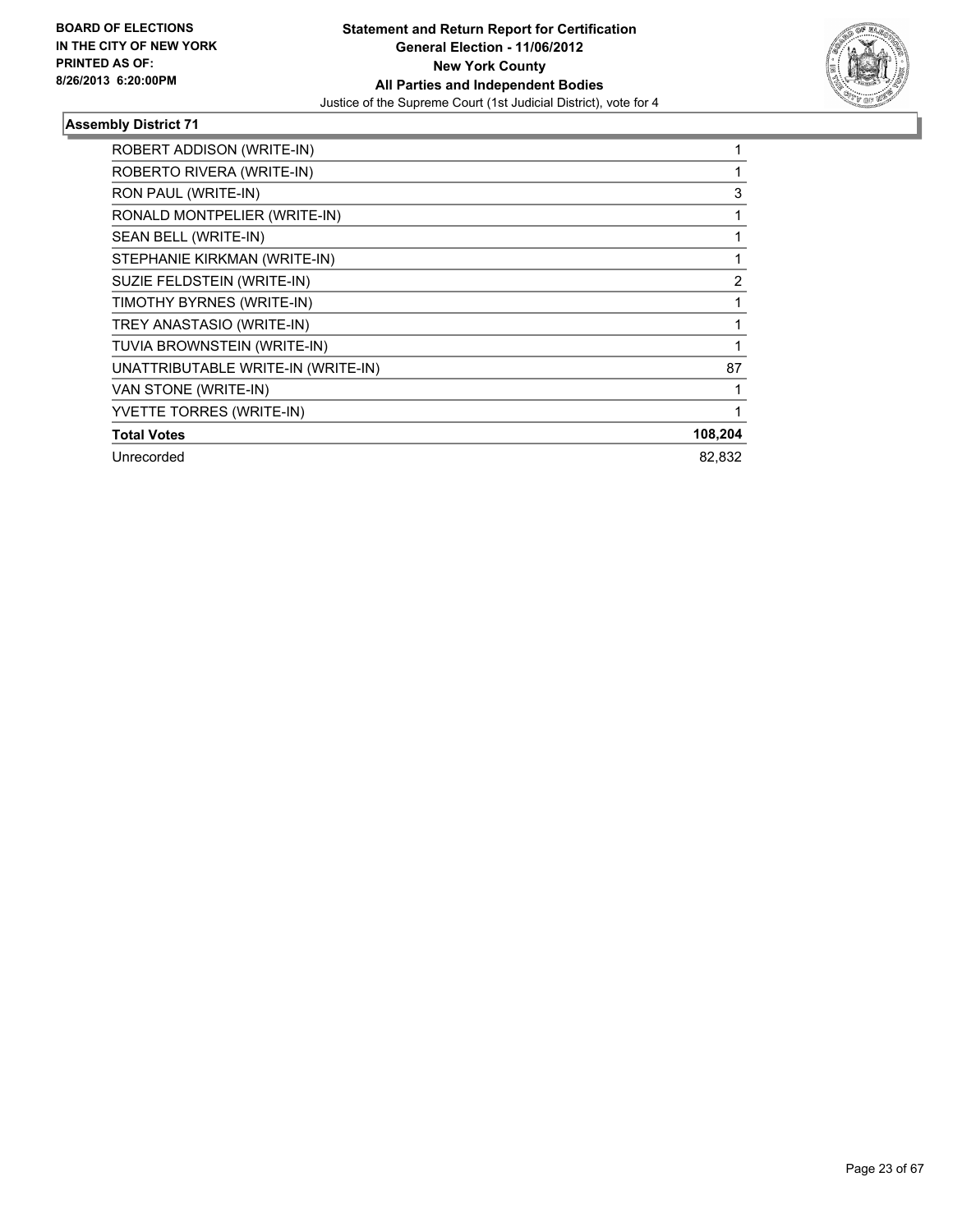**BOARD OF ELECTIONS IN THE CITY OF NEW YORK PRINTED AS OF: 8/26/2013 6:20:00PM**

**Statement and Return Report for Certification**
**General Election - 11/06/2012**
**New York County**
**All Parties and Independent Bodies**
Justice of the Supreme Court (1st Judicial District), vote for 4

### Assembly District 71

| | |
|---|---|
| ROBERT ADDISON (WRITE-IN) | 1 |
| ROBERTO RIVERA (WRITE-IN) | 1 |
| RON PAUL (WRITE-IN) | 3 |
| RONALD MONTPELIER (WRITE-IN) | 1 |
| SEAN BELL (WRITE-IN) | 1 |
| STEPHANIE KIRKMAN (WRITE-IN) | 1 |
| SUZIE FELDSTEIN (WRITE-IN) | 2 |
| TIMOTHY BYRNES (WRITE-IN) | 1 |
| TREY ANASTASIO (WRITE-IN) | 1 |
| TUVIA BROWNSTEIN (WRITE-IN) | 1 |
| UNATTRIBUTABLE WRITE-IN (WRITE-IN) | 87 |
| VAN STONE (WRITE-IN) | 1 |
| YVETTE TORRES (WRITE-IN) | 1 |
| **Total Votes** | **108,204** |
| Unrecorded | 82,832 |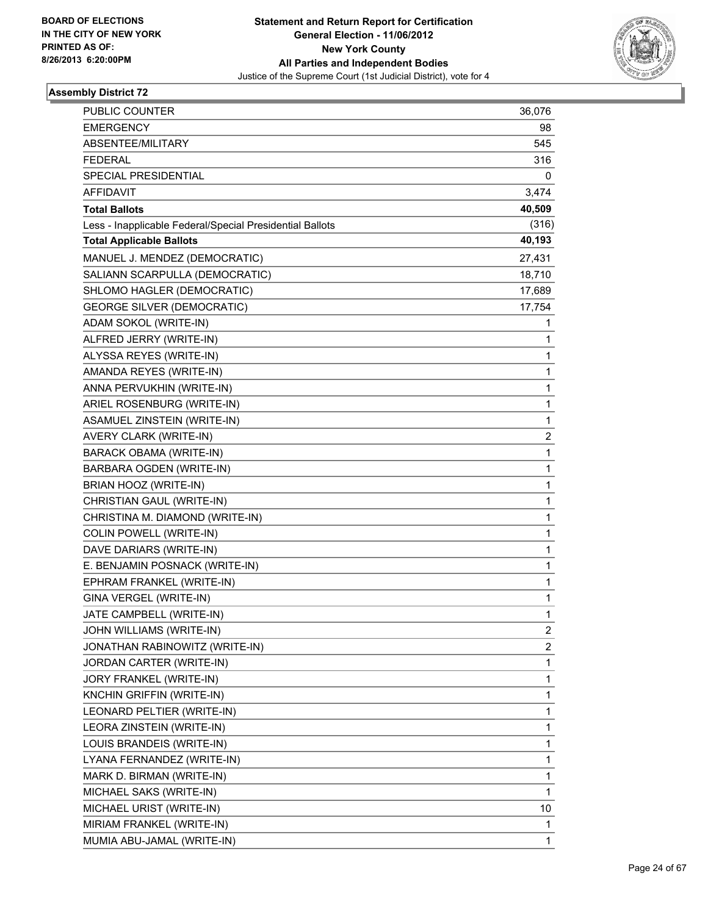BOARD OF ELECTIONS
IN THE CITY OF NEW YORK
PRINTED AS OF:
8/26/2013 6:20:00PM

**Statement and Return Report for Certification**
**General Election - 11/06/2012**
**New York County**
**All Parties and Independent Bodies**
Justice of the Supreme Court (1st Judicial District), vote for 4

### Assembly District 72

| | |
|---|---|
| PUBLIC COUNTER | 36,076 |
| EMERGENCY | 98 |
| ABSENTEE/MILITARY | 545 |
| FEDERAL | 316 |
| SPECIAL PRESIDENTIAL | 0 |
| AFFIDAVIT | 3,474 |
| **Total Ballots** | **40,509** |
| Less - Inapplicable Federal/Special Presidential Ballots | (316) |
| **Total Applicable Ballots** | **40,193** |
| MANUEL J. MENDEZ (DEMOCRATIC) | 27,431 |
| SALIANN SCARPULLA (DEMOCRATIC) | 18,710 |
| SHLOMO HAGLER (DEMOCRATIC) | 17,689 |
| GEORGE SILVER (DEMOCRATIC) | 17,754 |
| ADAM SOKOL (WRITE-IN) | 1 |
| ALFRED JERRY (WRITE-IN) | 1 |
| ALYSSA REYES (WRITE-IN) | 1 |
| AMANDA REYES (WRITE-IN) | 1 |
| ANNA PERVUKHIN (WRITE-IN) | 1 |
| ARIEL ROSENBURG (WRITE-IN) | 1 |
| ASAMUEL ZINSTEIN (WRITE-IN) | 1 |
| AVERY CLARK (WRITE-IN) | 2 |
| BARACK OBAMA (WRITE-IN) | 1 |
| BARBARA OGDEN (WRITE-IN) | 1 |
| BRIAN HOOZ (WRITE-IN) | 1 |
| CHRISTIAN GAUL (WRITE-IN) | 1 |
| CHRISTINA M. DIAMOND (WRITE-IN) | 1 |
| COLIN POWELL (WRITE-IN) | 1 |
| DAVE DARIARS (WRITE-IN) | 1 |
| E. BENJAMIN POSNACK (WRITE-IN) | 1 |
| EPHRAM FRANKEL (WRITE-IN) | 1 |
| GINA VERGEL (WRITE-IN) | 1 |
| JATE CAMPBELL (WRITE-IN) | 1 |
| JOHN WILLIAMS (WRITE-IN) | 2 |
| JONATHAN RABINOWITZ (WRITE-IN) | 2 |
| JORDAN CARTER (WRITE-IN) | 1 |
| JORY FRANKEL (WRITE-IN) | 1 |
| KNCHIN GRIFFIN (WRITE-IN) | 1 |
| LEONARD PELTIER (WRITE-IN) | 1 |
| LEORA ZINSTEIN (WRITE-IN) | 1 |
| LOUIS BRANDEIS (WRITE-IN) | 1 |
| LYANA FERNANDEZ (WRITE-IN) | 1 |
| MARK D. BIRMAN (WRITE-IN) | 1 |
| MICHAEL SAKS (WRITE-IN) | 1 |
| MICHAEL URIST (WRITE-IN) | 10 |
| MIRIAM FRANKEL (WRITE-IN) | 1 |
| MUMIA ABU-JAMAL (WRITE-IN) | 1 |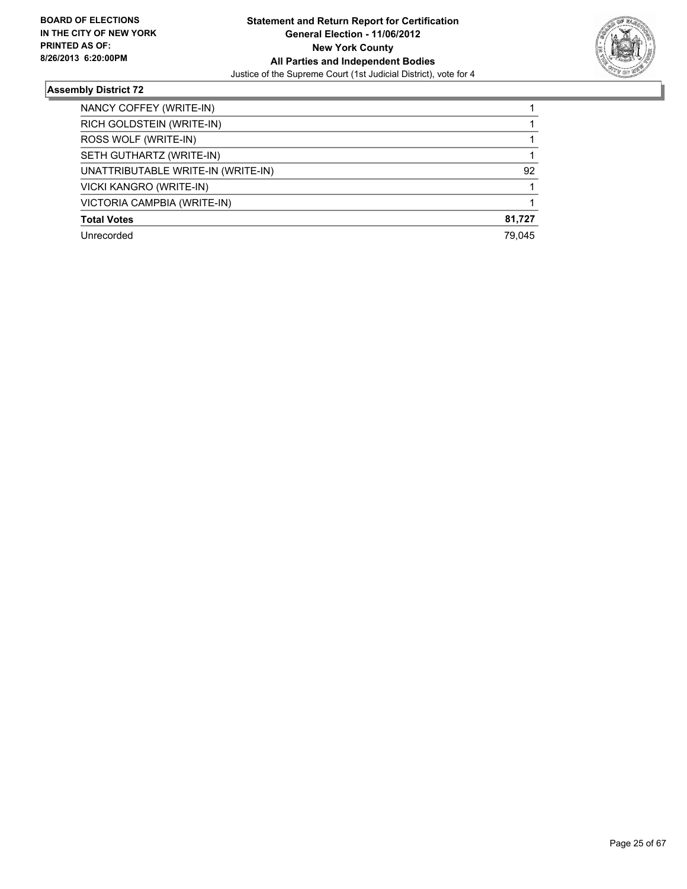**BOARD OF ELECTIONS IN THE CITY OF NEW YORK PRINTED AS OF: 8/26/2013 6:20:00PM**

**Statement and Return Report for Certification**
**General Election - 11/06/2012**
**New York County**
**All Parties and Independent Bodies**
Justice of the Supreme Court (1st Judicial District), vote for 4

### Assembly District 72

| | |
|---|---|
| NANCY COFFEY (WRITE-IN) | 1 |
| RICH GOLDSTEIN (WRITE-IN) | 1 |
| ROSS WOLF (WRITE-IN) | 1 |
| SETH GUTHARTZ (WRITE-IN) | 1 |
| UNATTRIBUTABLE WRITE-IN (WRITE-IN) | 92 |
| VICKI KANGRO (WRITE-IN) | 1 |
| VICTORIA CAMPBIA (WRITE-IN) | 1 |
| **Total Votes** | **81,727** |
| Unrecorded | 79,045 |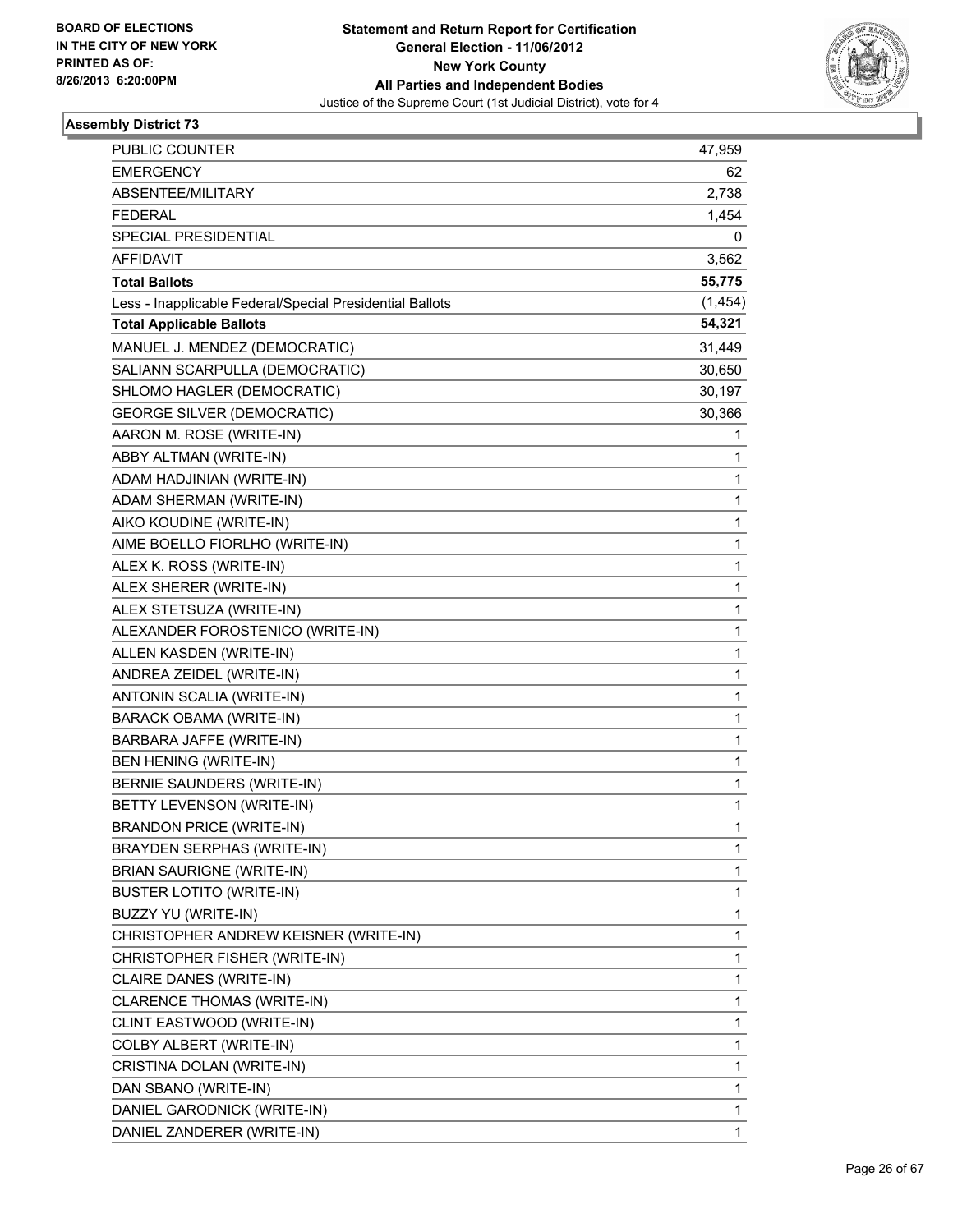BOARD OF ELECTIONS
IN THE CITY OF NEW YORK
PRINTED AS OF:
8/26/2013 6:20:00PM

**Statement and Return Report for Certification**
**General Election - 11/06/2012**
**New York County**
**All Parties and Independent Bodies**
Justice of the Supreme Court (1st Judicial District), vote for 4

### Assembly District 73

| | |
|---|---|
| PUBLIC COUNTER | 47,959 |
| EMERGENCY | 62 |
| ABSENTEE/MILITARY | 2,738 |
| FEDERAL | 1,454 |
| SPECIAL PRESIDENTIAL | 0 |
| AFFIDAVIT | 3,562 |
| **Total Ballots** | **55,775** |
| Less - Inapplicable Federal/Special Presidential Ballots | (1,454) |
| **Total Applicable Ballots** | **54,321** |
| MANUEL J. MENDEZ (DEMOCRATIC) | 31,449 |
| SALIANN SCARPULLA (DEMOCRATIC) | 30,650 |
| SHLOMO HAGLER (DEMOCRATIC) | 30,197 |
| GEORGE SILVER (DEMOCRATIC) | 30,366 |
| AARON M. ROSE (WRITE-IN) | 1 |
| ABBY ALTMAN (WRITE-IN) | 1 |
| ADAM HADJINIAN (WRITE-IN) | 1 |
| ADAM SHERMAN (WRITE-IN) | 1 |
| AIKO KOUDINE (WRITE-IN) | 1 |
| AIME BOELLO FIORLHO (WRITE-IN) | 1 |
| ALEX K. ROSS (WRITE-IN) | 1 |
| ALEX SHERER (WRITE-IN) | 1 |
| ALEX STETSUZA (WRITE-IN) | 1 |
| ALEXANDER FOROSTENICO (WRITE-IN) | 1 |
| ALLEN KASDEN (WRITE-IN) | 1 |
| ANDREA ZEIDEL (WRITE-IN) | 1 |
| ANTONIN SCALIA (WRITE-IN) | 1 |
| BARACK OBAMA (WRITE-IN) | 1 |
| BARBARA JAFFE (WRITE-IN) | 1 |
| BEN HENING (WRITE-IN) | 1 |
| BERNIE SAUNDERS (WRITE-IN) | 1 |
| BETTY LEVENSON (WRITE-IN) | 1 |
| BRANDON PRICE (WRITE-IN) | 1 |
| BRAYDEN SERPHAS (WRITE-IN) | 1 |
| BRIAN SAURIGNE (WRITE-IN) | 1 |
| BUSTER LOTITO (WRITE-IN) | 1 |
| BUZZY YU (WRITE-IN) | 1 |
| CHRISTOPHER ANDREW KEISNER (WRITE-IN) | 1 |
| CHRISTOPHER FISHER (WRITE-IN) | 1 |
| CLAIRE DANES (WRITE-IN) | 1 |
| CLARENCE THOMAS (WRITE-IN) | 1 |
| CLINT EASTWOOD (WRITE-IN) | 1 |
| COLBY ALBERT (WRITE-IN) | 1 |
| CRISTINA DOLAN (WRITE-IN) | 1 |
| DAN SBANO (WRITE-IN) | 1 |
| DANIEL GARODNICK (WRITE-IN) | 1 |
| DANIEL ZANDERER (WRITE-IN) | 1 |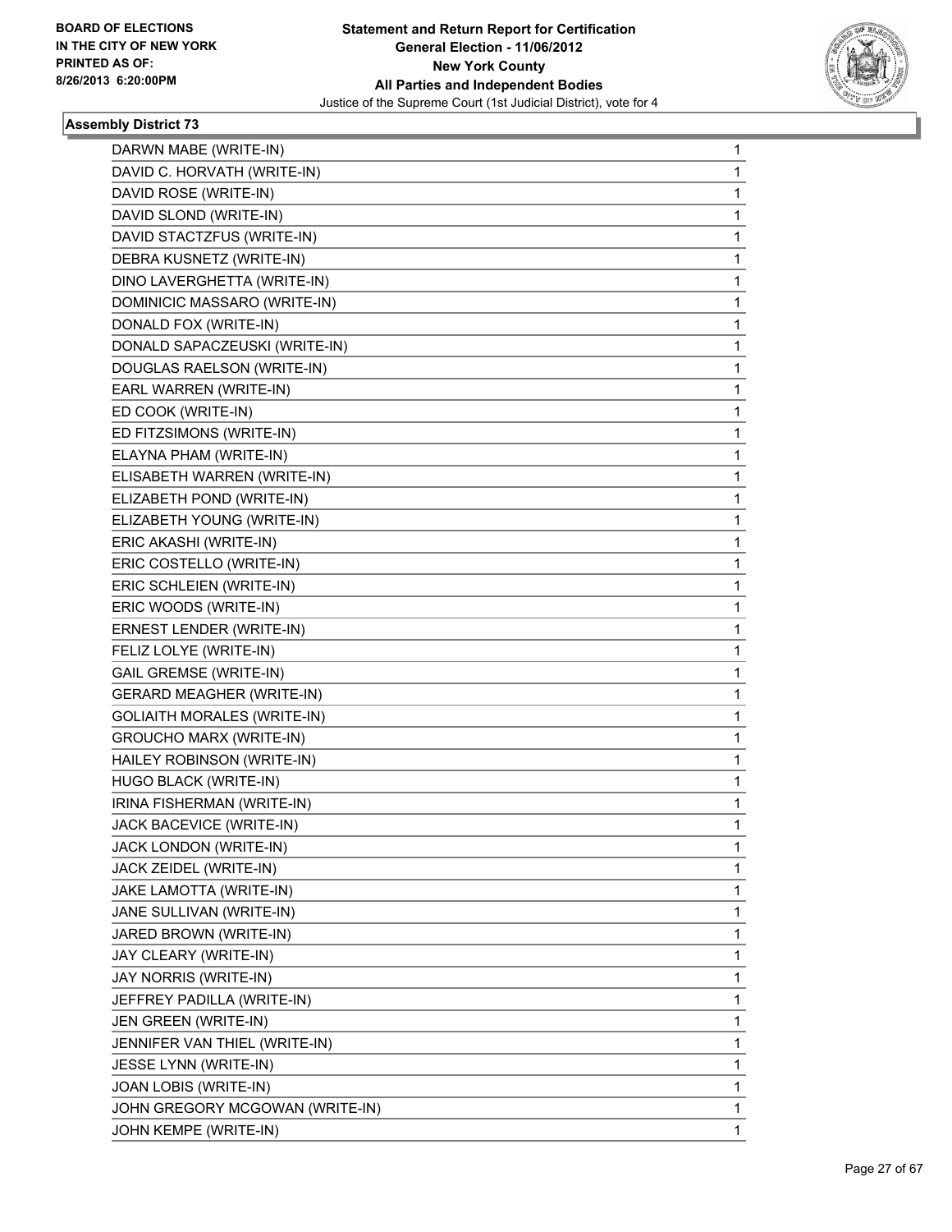BOARD OF ELECTIONS
IN THE CITY OF NEW YORK
PRINTED AS OF:
8/26/2013 6:20:00PM

**Statement and Return Report for Certification**
**General Election - 11/06/2012**
**New York County**
**All Parties and Independent Bodies**
Justice of the Supreme Court (1st Judicial District), vote for 4

### Assembly District 73

| | |
|---|---|
| DARWN MABE (WRITE-IN) | 1 |
| DAVID C. HORVATH (WRITE-IN) | 1 |
| DAVID ROSE (WRITE-IN) | 1 |
| DAVID SLOND (WRITE-IN) | 1 |
| DAVID STACTZFUS (WRITE-IN) | 1 |
| DEBRA KUSNETZ (WRITE-IN) | 1 |
| DINO LAVERGHETTA (WRITE-IN) | 1 |
| DOMINICIC MASSARO (WRITE-IN) | 1 |
| DONALD FOX (WRITE-IN) | 1 |
| DONALD SAPACZEUSKI (WRITE-IN) | 1 |
| DOUGLAS RAELSON (WRITE-IN) | 1 |
| EARL WARREN (WRITE-IN) | 1 |
| ED COOK (WRITE-IN) | 1 |
| ED FITZSIMONS (WRITE-IN) | 1 |
| ELAYNA PHAM (WRITE-IN) | 1 |
| ELISABETH WARREN (WRITE-IN) | 1 |
| ELIZABETH POND (WRITE-IN) | 1 |
| ELIZABETH YOUNG (WRITE-IN) | 1 |
| ERIC AKASHI (WRITE-IN) | 1 |
| ERIC COSTELLO (WRITE-IN) | 1 |
| ERIC SCHLEIEN (WRITE-IN) | 1 |
| ERIC WOODS (WRITE-IN) | 1 |
| ERNEST LENDER (WRITE-IN) | 1 |
| FELIZ LOLYE (WRITE-IN) | 1 |
| GAIL GREMSE (WRITE-IN) | 1 |
| GERARD MEAGHER (WRITE-IN) | 1 |
| GOLIAITH MORALES (WRITE-IN) | 1 |
| GROUCHO MARX (WRITE-IN) | 1 |
| HAILEY ROBINSON (WRITE-IN) | 1 |
| HUGO BLACK (WRITE-IN) | 1 |
| IRINA FISHERMAN (WRITE-IN) | 1 |
| JACK BACEVICE (WRITE-IN) | 1 |
| JACK LONDON (WRITE-IN) | 1 |
| JACK ZEIDEL (WRITE-IN) | 1 |
| JAKE LAMOTTA (WRITE-IN) | 1 |
| JANE SULLIVAN (WRITE-IN) | 1 |
| JARED BROWN (WRITE-IN) | 1 |
| JAY CLEARY (WRITE-IN) | 1 |
| JAY NORRIS (WRITE-IN) | 1 |
| JEFFREY PADILLA (WRITE-IN) | 1 |
| JEN GREEN (WRITE-IN) | 1 |
| JENNIFER VAN THIEL (WRITE-IN) | 1 |
| JESSE LYNN (WRITE-IN) | 1 |
| JOAN LOBIS (WRITE-IN) | 1 |
| JOHN GREGORY MCGOWAN (WRITE-IN) | 1 |
| JOHN KEMPE (WRITE-IN) | 1 |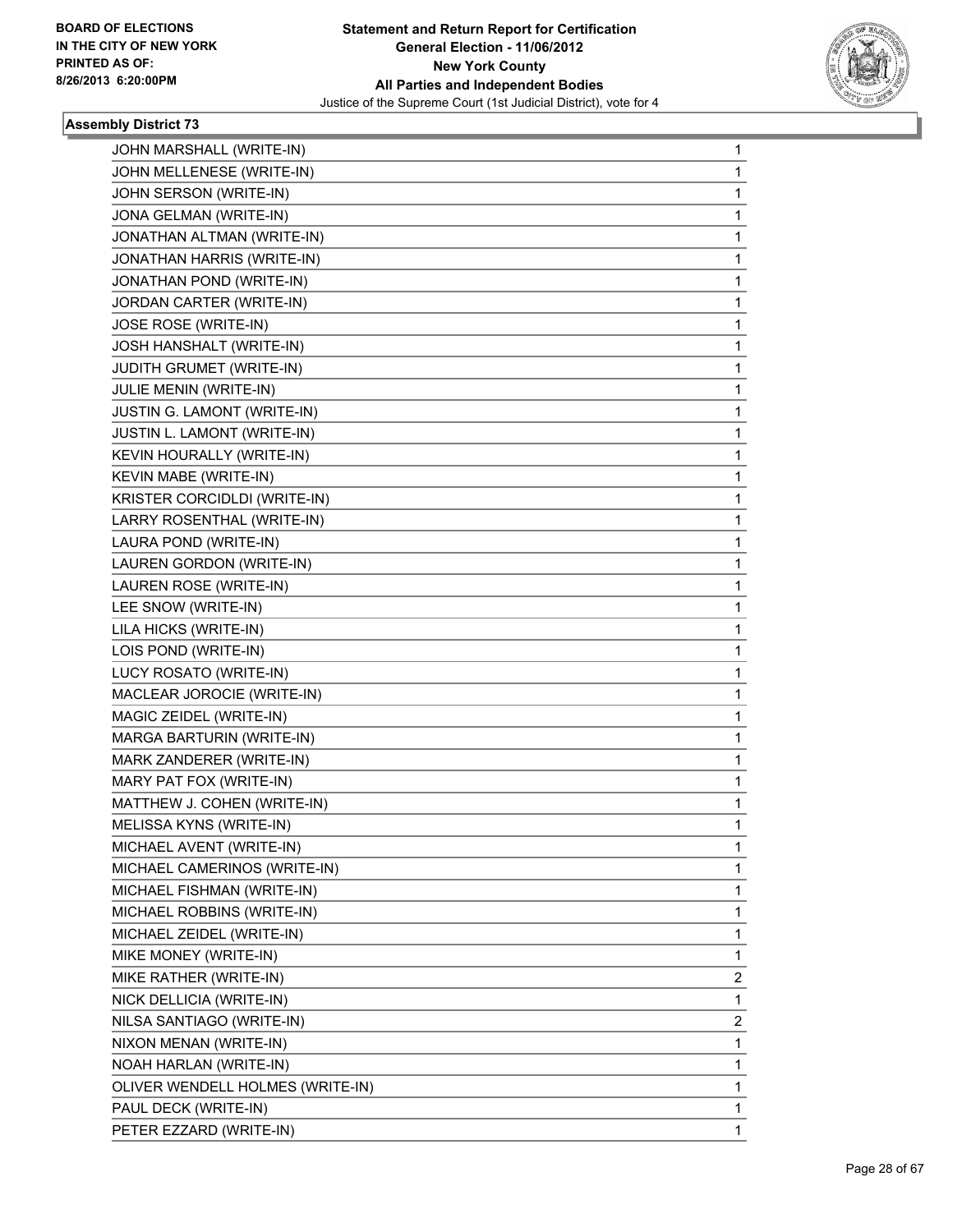**BOARD OF ELECTIONS IN THE CITY OF NEW YORK PRINTED AS OF: 8/26/2013 6:20:00PM**

**Statement and Return Report for Certification General Election - 11/06/2012 New York County All Parties and Independent Bodies**

Justice of the Supreme Court (1st Judicial District), vote for 4

### Assembly District 73

| | |
|---|---|
| JOHN MARSHALL (WRITE-IN) | 1 |
| JOHN MELLENESE (WRITE-IN) | 1 |
| JOHN SERSON (WRITE-IN) | 1 |
| JONA GELMAN (WRITE-IN) | 1 |
| JONATHAN ALTMAN (WRITE-IN) | 1 |
| JONATHAN HARRIS (WRITE-IN) | 1 |
| JONATHAN POND (WRITE-IN) | 1 |
| JORDAN CARTER (WRITE-IN) | 1 |
| JOSE ROSE (WRITE-IN) | 1 |
| JOSH HANSHALT (WRITE-IN) | 1 |
| JUDITH GRUMET (WRITE-IN) | 1 |
| JULIE MENIN (WRITE-IN) | 1 |
| JUSTIN G. LAMONT (WRITE-IN) | 1 |
| JUSTIN L. LAMONT (WRITE-IN) | 1 |
| KEVIN HOURALLY (WRITE-IN) | 1 |
| KEVIN MABE (WRITE-IN) | 1 |
| KRISTER CORCIDLDI (WRITE-IN) | 1 |
| LARRY ROSENTHAL (WRITE-IN) | 1 |
| LAURA POND (WRITE-IN) | 1 |
| LAUREN GORDON (WRITE-IN) | 1 |
| LAUREN ROSE (WRITE-IN) | 1 |
| LEE SNOW (WRITE-IN) | 1 |
| LILA HICKS (WRITE-IN) | 1 |
| LOIS POND (WRITE-IN) | 1 |
| LUCY ROSATO (WRITE-IN) | 1 |
| MACLEAR JOROCIE (WRITE-IN) | 1 |
| MAGIC ZEIDEL (WRITE-IN) | 1 |
| MARGA BARTURIN (WRITE-IN) | 1 |
| MARK ZANDERER (WRITE-IN) | 1 |
| MARY PAT FOX (WRITE-IN) | 1 |
| MATTHEW J. COHEN (WRITE-IN) | 1 |
| MELISSA KYNS (WRITE-IN) | 1 |
| MICHAEL AVENT (WRITE-IN) | 1 |
| MICHAEL CAMERINOS (WRITE-IN) | 1 |
| MICHAEL FISHMAN (WRITE-IN) | 1 |
| MICHAEL ROBBINS (WRITE-IN) | 1 |
| MICHAEL ZEIDEL (WRITE-IN) | 1 |
| MIKE MONEY (WRITE-IN) | 1 |
| MIKE RATHER (WRITE-IN) | 2 |
| NICK DELLICIA (WRITE-IN) | 1 |
| NILSA SANTIAGO (WRITE-IN) | 2 |
| NIXON MENAN (WRITE-IN) | 1 |
| NOAH HARLAN (WRITE-IN) | 1 |
| OLIVER WENDELL HOLMES (WRITE-IN) | 1 |
| PAUL DECK (WRITE-IN) | 1 |
| PETER EZZARD (WRITE-IN) | 1 |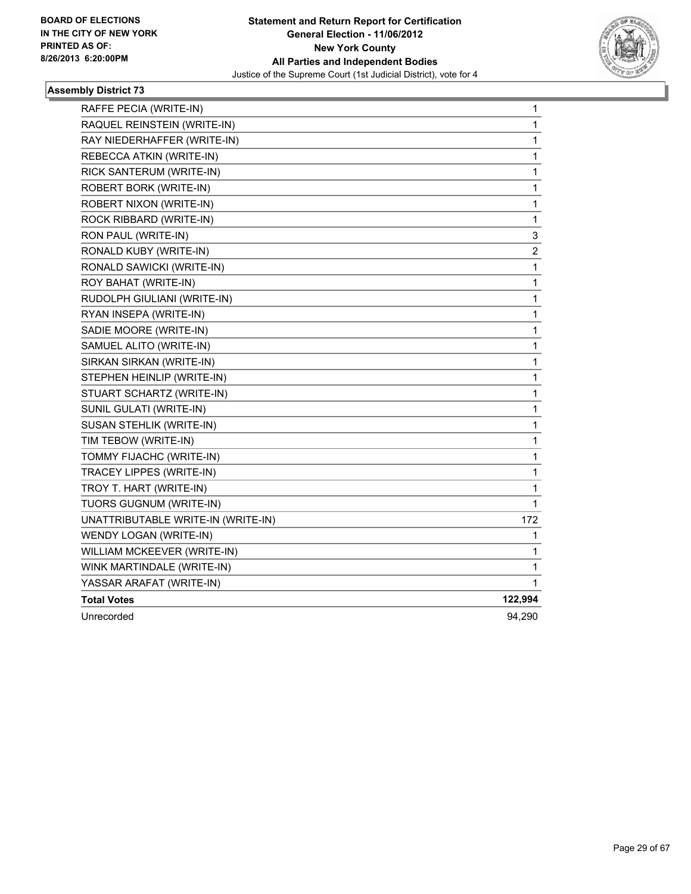BOARD OF ELECTIONS
IN THE CITY OF NEW YORK
PRINTED AS OF:
8/26/2013 6:20:00PM

**Statement and Return Report for Certification**
**General Election - 11/06/2012**
**New York County**
**All Parties and Independent Bodies**
Justice of the Supreme Court (1st Judicial District), vote for 4

### Assembly District 73

| | |
|---|---|
| RAFFE PECIA (WRITE-IN) | 1 |
| RAQUEL REINSTEIN (WRITE-IN) | 1 |
| RAY NIEDERHAFFER (WRITE-IN) | 1 |
| REBECCA ATKIN (WRITE-IN) | 1 |
| RICK SANTERUM (WRITE-IN) | 1 |
| ROBERT BORK (WRITE-IN) | 1 |
| ROBERT NIXON (WRITE-IN) | 1 |
| ROCK RIBBARD (WRITE-IN) | 1 |
| RON PAUL (WRITE-IN) | 3 |
| RONALD KUBY (WRITE-IN) | 2 |
| RONALD SAWICKI (WRITE-IN) | 1 |
| ROY BAHAT (WRITE-IN) | 1 |
| RUDOLPH GIULIANI (WRITE-IN) | 1 |
| RYAN INSEPA (WRITE-IN) | 1 |
| SADIE MOORE (WRITE-IN) | 1 |
| SAMUEL ALITO (WRITE-IN) | 1 |
| SIRKAN SIRKAN (WRITE-IN) | 1 |
| STEPHEN HEINLIP (WRITE-IN) | 1 |
| STUART SCHARTZ (WRITE-IN) | 1 |
| SUNIL GULATI (WRITE-IN) | 1 |
| SUSAN STEHLIK (WRITE-IN) | 1 |
| TIM TEBOW (WRITE-IN) | 1 |
| TOMMY FIJACHC (WRITE-IN) | 1 |
| TRACEY LIPPES (WRITE-IN) | 1 |
| TROY T. HART (WRITE-IN) | 1 |
| TUORS GUGNUM (WRITE-IN) | 1 |
| UNATTRIBUTABLE WRITE-IN (WRITE-IN) | 172 |
| WENDY LOGAN (WRITE-IN) | 1 |
| WILLIAM MCKEEVER (WRITE-IN) | 1 |
| WINK MARTINDALE (WRITE-IN) | 1 |
| YASSAR ARAFAT (WRITE-IN) | 1 |
| **Total Votes** | **122,994** |
| Unrecorded | 94,290 |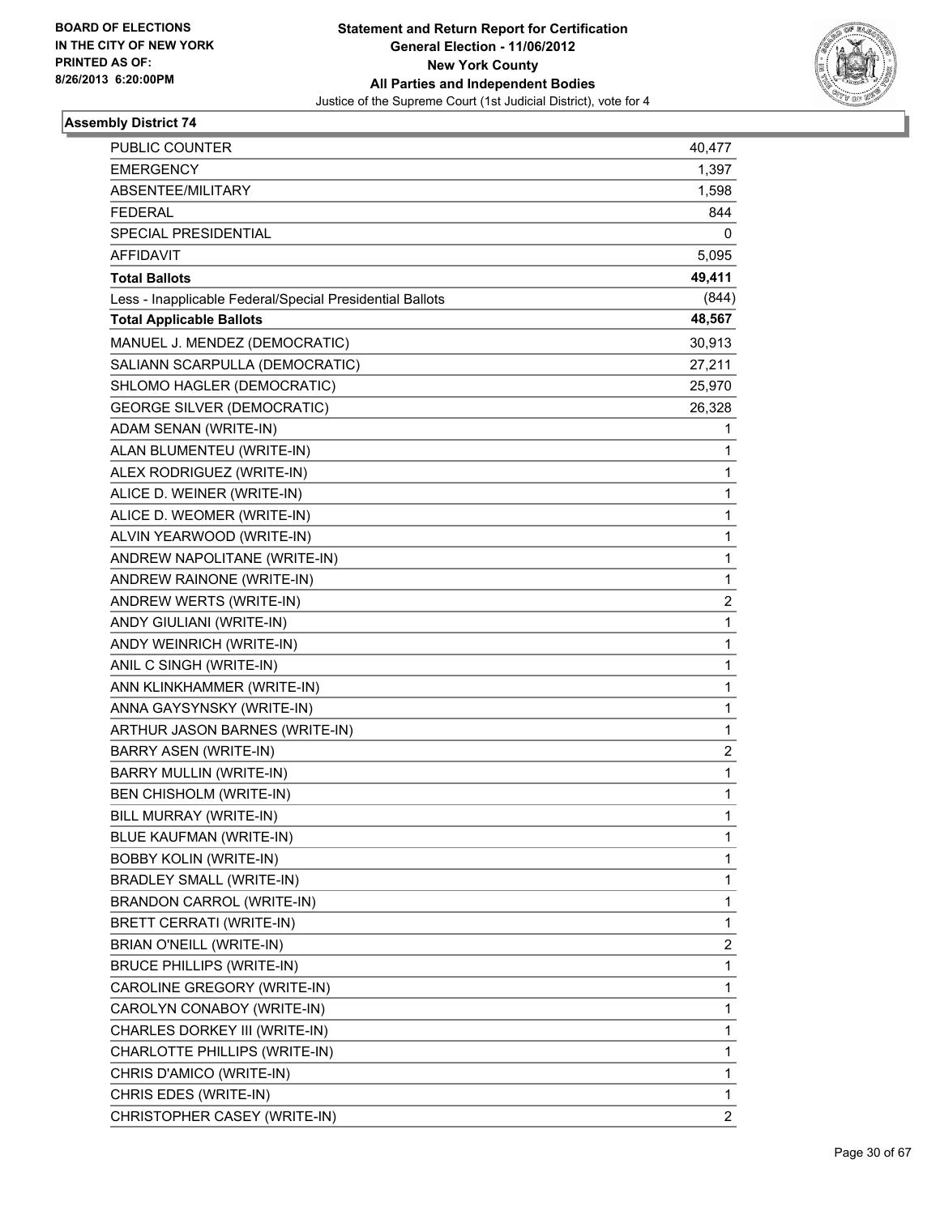BOARD OF ELECTIONS
IN THE CITY OF NEW YORK
PRINTED AS OF:
8/26/2013 6:20:00PM

**Statement and Return Report for Certification**
**General Election - 11/06/2012**
**New York County**
**All Parties and Independent Bodies**
Justice of the Supreme Court (1st Judicial District), vote for 4

### Assembly District 74

| | |
|---|---|
| PUBLIC COUNTER | 40,477 |
| EMERGENCY | 1,397 |
| ABSENTEE/MILITARY | 1,598 |
| FEDERAL | 844 |
| SPECIAL PRESIDENTIAL | 0 |
| AFFIDAVIT | 5,095 |
| **Total Ballots** | **49,411** |
| Less - Inapplicable Federal/Special Presidential Ballots | (844) |
| **Total Applicable Ballots** | **48,567** |
| MANUEL J. MENDEZ (DEMOCRATIC) | 30,913 |
| SALIANN SCARPULLA (DEMOCRATIC) | 27,211 |
| SHLOMO HAGLER (DEMOCRATIC) | 25,970 |
| GEORGE SILVER (DEMOCRATIC) | 26,328 |
| ADAM SENAN (WRITE-IN) | 1 |
| ALAN BLUMENTEU (WRITE-IN) | 1 |
| ALEX RODRIGUEZ (WRITE-IN) | 1 |
| ALICE D. WEINER (WRITE-IN) | 1 |
| ALICE D. WEOMER (WRITE-IN) | 1 |
| ALVIN YEARWOOD (WRITE-IN) | 1 |
| ANDREW NAPOLITANE (WRITE-IN) | 1 |
| ANDREW RAINONE (WRITE-IN) | 1 |
| ANDREW WERTS (WRITE-IN) | 2 |
| ANDY GIULIANI (WRITE-IN) | 1 |
| ANDY WEINRICH (WRITE-IN) | 1 |
| ANIL C SINGH (WRITE-IN) | 1 |
| ANN KLINKHAMMER (WRITE-IN) | 1 |
| ANNA GAYSYNSKY (WRITE-IN) | 1 |
| ARTHUR JASON BARNES (WRITE-IN) | 1 |
| BARRY ASEN (WRITE-IN) | 2 |
| BARRY MULLIN (WRITE-IN) | 1 |
| BEN CHISHOLM (WRITE-IN) | 1 |
| BILL MURRAY (WRITE-IN) | 1 |
| BLUE KAUFMAN (WRITE-IN) | 1 |
| BOBBY KOLIN (WRITE-IN) | 1 |
| BRADLEY SMALL (WRITE-IN) | 1 |
| BRANDON CARROL (WRITE-IN) | 1 |
| BRETT CERRATI (WRITE-IN) | 1 |
| BRIAN O'NEILL (WRITE-IN) | 2 |
| BRUCE PHILLIPS (WRITE-IN) | 1 |
| CAROLINE GREGORY (WRITE-IN) | 1 |
| CAROLYN CONABOY (WRITE-IN) | 1 |
| CHARLES DORKEY III (WRITE-IN) | 1 |
| CHARLOTTE PHILLIPS (WRITE-IN) | 1 |
| CHRIS D'AMICO (WRITE-IN) | 1 |
| CHRIS EDES (WRITE-IN) | 1 |
| CHRISTOPHER CASEY (WRITE-IN) | 2 |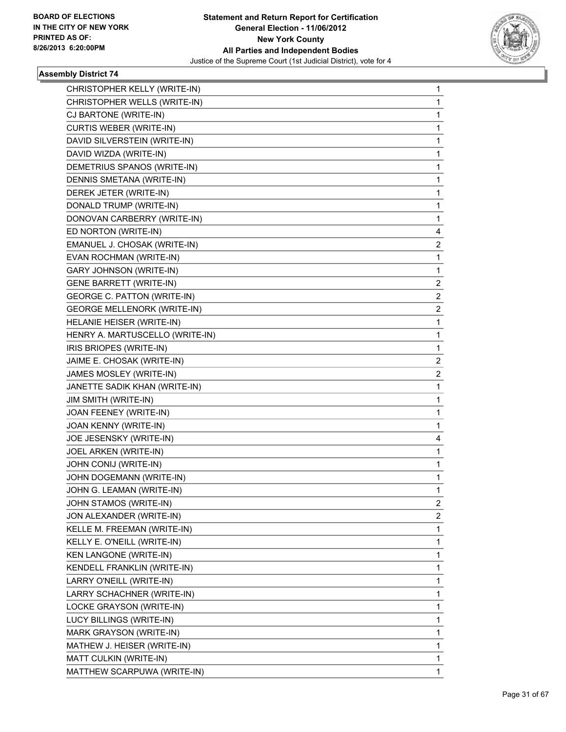**BOARD OF ELECTIONS IN THE CITY OF NEW YORK PRINTED AS OF: 8/26/2013 6:20:00PM**

**Statement and Return Report for Certification**
**General Election - 11/06/2012**
**New York County**
**All Parties and Independent Bodies**
Justice of the Supreme Court (1st Judicial District), vote for 4

### Assembly District 74

| | |
|---|---|
| CHRISTOPHER KELLY (WRITE-IN) | 1 |
| CHRISTOPHER WELLS (WRITE-IN) | 1 |
| CJ BARTONE (WRITE-IN) | 1 |
| CURTIS WEBER (WRITE-IN) | 1 |
| DAVID SILVERSTEIN (WRITE-IN) | 1 |
| DAVID WIZDA (WRITE-IN) | 1 |
| DEMETRIUS SPANOS (WRITE-IN) | 1 |
| DENNIS SMETANA (WRITE-IN) | 1 |
| DEREK JETER (WRITE-IN) | 1 |
| DONALD TRUMP (WRITE-IN) | 1 |
| DONOVAN CARBERRY (WRITE-IN) | 1 |
| ED NORTON (WRITE-IN) | 4 |
| EMANUEL J. CHOSAK (WRITE-IN) | 2 |
| EVAN ROCHMAN (WRITE-IN) | 1 |
| GARY JOHNSON (WRITE-IN) | 1 |
| GENE BARRETT (WRITE-IN) | 2 |
| GEORGE C. PATTON (WRITE-IN) | 2 |
| GEORGE MELLENORK (WRITE-IN) | 2 |
| HELANIE HEISER (WRITE-IN) | 1 |
| HENRY A. MARTUSCELLO (WRITE-IN) | 1 |
| IRIS BRIOPES (WRITE-IN) | 1 |
| JAIME E. CHOSAK (WRITE-IN) | 2 |
| JAMES MOSLEY (WRITE-IN) | 2 |
| JANETTE SADIK KHAN (WRITE-IN) | 1 |
| JIM SMITH (WRITE-IN) | 1 |
| JOAN FEENEY (WRITE-IN) | 1 |
| JOAN KENNY (WRITE-IN) | 1 |
| JOE JESENSKY (WRITE-IN) | 4 |
| JOEL ARKEN (WRITE-IN) | 1 |
| JOHN CONIJ (WRITE-IN) | 1 |
| JOHN DOGEMANN (WRITE-IN) | 1 |
| JOHN G. LEAMAN (WRITE-IN) | 1 |
| JOHN STAMOS (WRITE-IN) | 2 |
| JON ALEXANDER (WRITE-IN) | 2 |
| KELLE M. FREEMAN (WRITE-IN) | 1 |
| KELLY E. O'NEILL (WRITE-IN) | 1 |
| KEN LANGONE (WRITE-IN) | 1 |
| KENDELL FRANKLIN (WRITE-IN) | 1 |
| LARRY O'NEILL (WRITE-IN) | 1 |
| LARRY SCHACHNER (WRITE-IN) | 1 |
| LOCKE GRAYSON (WRITE-IN) | 1 |
| LUCY BILLINGS (WRITE-IN) | 1 |
| MARK GRAYSON (WRITE-IN) | 1 |
| MATHEW J. HEISER (WRITE-IN) | 1 |
| MATT CULKIN (WRITE-IN) | 1 |
| MATTHEW SCARPUWA (WRITE-IN) | 1 |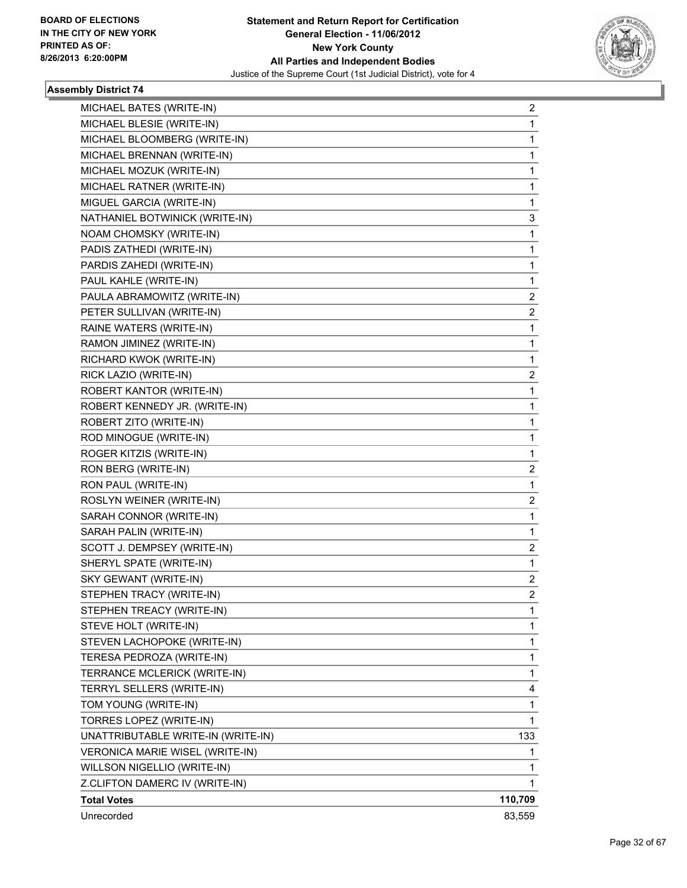BOARD OF ELECTIONS
IN THE CITY OF NEW YORK
PRINTED AS OF:
8/26/2013 6:20:00PM

**Statement and Return Report for Certification**
**General Election - 11/06/2012**
**New York County**
**All Parties and Independent Bodies**
Justice of the Supreme Court (1st Judicial District), vote for 4

### Assembly District 74

| | |
|---|---|
| MICHAEL BATES (WRITE-IN) | 2 |
| MICHAEL BLESIE (WRITE-IN) | 1 |
| MICHAEL BLOOMBERG (WRITE-IN) | 1 |
| MICHAEL BRENNAN (WRITE-IN) | 1 |
| MICHAEL MOZUK (WRITE-IN) | 1 |
| MICHAEL RATNER (WRITE-IN) | 1 |
| MIGUEL GARCIA (WRITE-IN) | 1 |
| NATHANIEL BOTWINICK (WRITE-IN) | 3 |
| NOAM CHOMSKY (WRITE-IN) | 1 |
| PADIS ZATHEDI (WRITE-IN) | 1 |
| PARDIS ZAHEDI (WRITE-IN) | 1 |
| PAUL KAHLE (WRITE-IN) | 1 |
| PAULA ABRAMOWITZ (WRITE-IN) | 2 |
| PETER SULLIVAN (WRITE-IN) | 2 |
| RAINE WATERS (WRITE-IN) | 1 |
| RAMON JIMINEZ (WRITE-IN) | 1 |
| RICHARD KWOK (WRITE-IN) | 1 |
| RICK LAZIO (WRITE-IN) | 2 |
| ROBERT KANTOR (WRITE-IN) | 1 |
| ROBERT KENNEDY JR. (WRITE-IN) | 1 |
| ROBERT ZITO (WRITE-IN) | 1 |
| ROD MINOGUE (WRITE-IN) | 1 |
| ROGER KITZIS (WRITE-IN) | 1 |
| RON BERG (WRITE-IN) | 2 |
| RON PAUL (WRITE-IN) | 1 |
| ROSLYN WEINER (WRITE-IN) | 2 |
| SARAH CONNOR (WRITE-IN) | 1 |
| SARAH PALIN (WRITE-IN) | 1 |
| SCOTT J. DEMPSEY (WRITE-IN) | 2 |
| SHERYL SPATE (WRITE-IN) | 1 |
| SKY GEWANT (WRITE-IN) | 2 |
| STEPHEN TRACY (WRITE-IN) | 2 |
| STEPHEN TREACY (WRITE-IN) | 1 |
| STEVE HOLT (WRITE-IN) | 1 |
| STEVEN LACHOPOKE (WRITE-IN) | 1 |
| TERESA PEDROZA (WRITE-IN) | 1 |
| TERRANCE MCLERICK (WRITE-IN) | 1 |
| TERRYL SELLERS (WRITE-IN) | 4 |
| TOM YOUNG (WRITE-IN) | 1 |
| TORRES LOPEZ (WRITE-IN) | 1 |
| UNATTRIBUTABLE WRITE-IN (WRITE-IN) | 133 |
| VERONICA MARIE WISEL (WRITE-IN) | 1 |
| WILLSON NIGELLIO (WRITE-IN) | 1 |
| Z.CLIFTON DAMERC IV (WRITE-IN) | 1 |
| **Total Votes** | **110,709** |
| Unrecorded | 83,559 |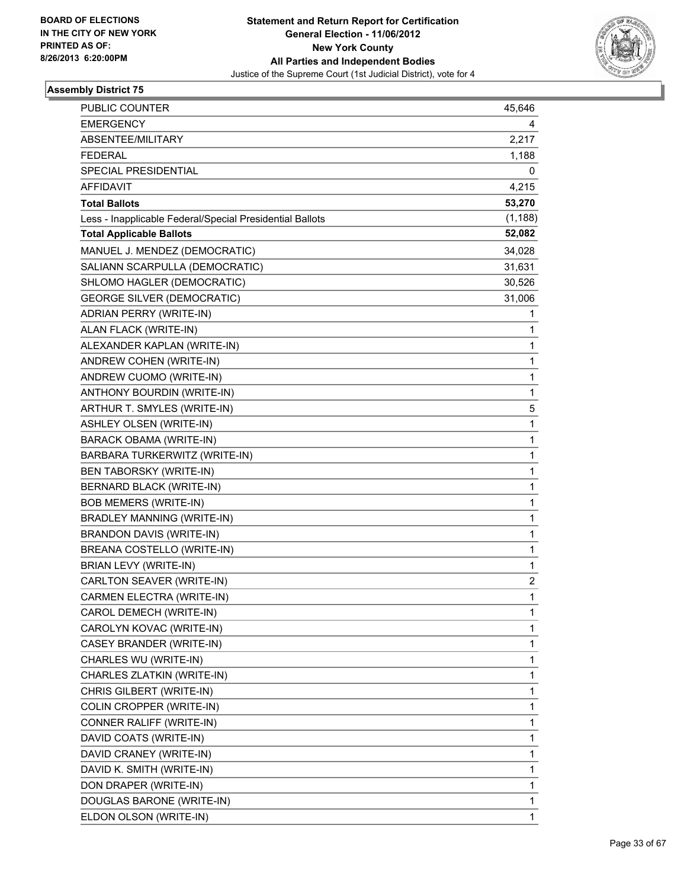BOARD OF ELECTIONS
IN THE CITY OF NEW YORK
PRINTED AS OF:
8/26/2013 6:20:00PM

**Statement and Return Report for Certification**
**General Election - 11/06/2012**
**New York County**
**All Parties and Independent Bodies**
Justice of the Supreme Court (1st Judicial District), vote for 4

### Assembly District 75

| | |
|---|---|
| PUBLIC COUNTER | 45,646 |
| EMERGENCY | 4 |
| ABSENTEE/MILITARY | 2,217 |
| FEDERAL | 1,188 |
| SPECIAL PRESIDENTIAL | 0 |
| AFFIDAVIT | 4,215 |
| **Total Ballots** | **53,270** |
| Less - Inapplicable Federal/Special Presidential Ballots | (1,188) |
| **Total Applicable Ballots** | **52,082** |
| MANUEL J. MENDEZ (DEMOCRATIC) | 34,028 |
| SALIANN SCARPULLA (DEMOCRATIC) | 31,631 |
| SHLOMO HAGLER (DEMOCRATIC) | 30,526 |
| GEORGE SILVER (DEMOCRATIC) | 31,006 |
| ADRIAN PERRY (WRITE-IN) | 1 |
| ALAN FLACK (WRITE-IN) | 1 |
| ALEXANDER KAPLAN (WRITE-IN) | 1 |
| ANDREW COHEN (WRITE-IN) | 1 |
| ANDREW CUOMO (WRITE-IN) | 1 |
| ANTHONY BOURDIN (WRITE-IN) | 1 |
| ARTHUR T. SMYLES (WRITE-IN) | 5 |
| ASHLEY OLSEN (WRITE-IN) | 1 |
| BARACK OBAMA (WRITE-IN) | 1 |
| BARBARA TURKERWITZ (WRITE-IN) | 1 |
| BEN TABORSKY (WRITE-IN) | 1 |
| BERNARD BLACK (WRITE-IN) | 1 |
| BOB MEMERS (WRITE-IN) | 1 |
| BRADLEY MANNING (WRITE-IN) | 1 |
| BRANDON DAVIS (WRITE-IN) | 1 |
| BREANA COSTELLO (WRITE-IN) | 1 |
| BRIAN LEVY (WRITE-IN) | 1 |
| CARLTON SEAVER (WRITE-IN) | 2 |
| CARMEN ELECTRA (WRITE-IN) | 1 |
| CAROL DEMECH (WRITE-IN) | 1 |
| CAROLYN KOVAC (WRITE-IN) | 1 |
| CASEY BRANDER (WRITE-IN) | 1 |
| CHARLES WU (WRITE-IN) | 1 |
| CHARLES ZLATKIN (WRITE-IN) | 1 |
| CHRIS GILBERT (WRITE-IN) | 1 |
| COLIN CROPPER (WRITE-IN) | 1 |
| CONNER RALIFF (WRITE-IN) | 1 |
| DAVID COATS (WRITE-IN) | 1 |
| DAVID CRANEY (WRITE-IN) | 1 |
| DAVID K. SMITH (WRITE-IN) | 1 |
| DON DRAPER (WRITE-IN) | 1 |
| DOUGLAS BARONE (WRITE-IN) | 1 |
| ELDON OLSON (WRITE-IN) | 1 |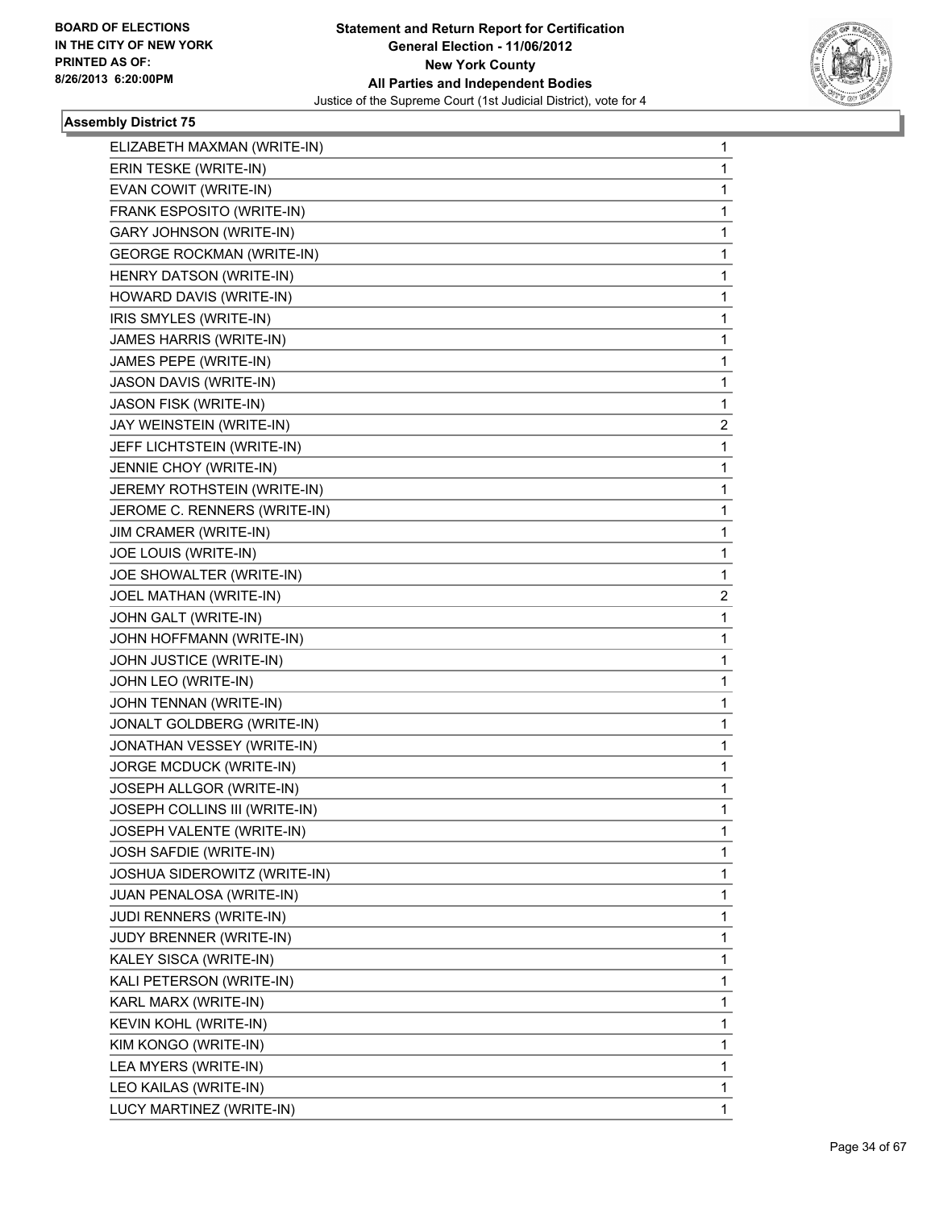BOARD OF ELECTIONS
IN THE CITY OF NEW YORK
PRINTED AS OF:
8/26/2013 6:20:00PM

**Statement and Return Report for Certification**
**General Election - 11/06/2012**
**New York County**
**All Parties and Independent Bodies**
Justice of the Supreme Court (1st Judicial District), vote for 4

### Assembly District 75

| | |
|---|---|
| ELIZABETH MAXMAN (WRITE-IN) | 1 |
| ERIN TESKE (WRITE-IN) | 1 |
| EVAN COWIT (WRITE-IN) | 1 |
| FRANK ESPOSITO (WRITE-IN) | 1 |
| GARY JOHNSON (WRITE-IN) | 1 |
| GEORGE ROCKMAN (WRITE-IN) | 1 |
| HENRY DATSON (WRITE-IN) | 1 |
| HOWARD DAVIS (WRITE-IN) | 1 |
| IRIS SMYLES (WRITE-IN) | 1 |
| JAMES HARRIS (WRITE-IN) | 1 |
| JAMES PEPE (WRITE-IN) | 1 |
| JASON DAVIS (WRITE-IN) | 1 |
| JASON FISK (WRITE-IN) | 1 |
| JAY WEINSTEIN (WRITE-IN) | 2 |
| JEFF LICHTSTEIN (WRITE-IN) | 1 |
| JENNIE CHOY (WRITE-IN) | 1 |
| JEREMY ROTHSTEIN (WRITE-IN) | 1 |
| JEROME C. RENNERS (WRITE-IN) | 1 |
| JIM CRAMER (WRITE-IN) | 1 |
| JOE LOUIS (WRITE-IN) | 1 |
| JOE SHOWALTER (WRITE-IN) | 1 |
| JOEL MATHAN (WRITE-IN) | 2 |
| JOHN GALT (WRITE-IN) | 1 |
| JOHN HOFFMANN (WRITE-IN) | 1 |
| JOHN JUSTICE (WRITE-IN) | 1 |
| JOHN LEO (WRITE-IN) | 1 |
| JOHN TENNAN (WRITE-IN) | 1 |
| JONALT GOLDBERG (WRITE-IN) | 1 |
| JONATHAN VESSEY (WRITE-IN) | 1 |
| JORGE MCDUCK (WRITE-IN) | 1 |
| JOSEPH ALLGOR (WRITE-IN) | 1 |
| JOSEPH COLLINS III (WRITE-IN) | 1 |
| JOSEPH VALENTE (WRITE-IN) | 1 |
| JOSH SAFDIE (WRITE-IN) | 1 |
| JOSHUA SIDEROWITZ (WRITE-IN) | 1 |
| JUAN PENALOSA (WRITE-IN) | 1 |
| JUDI RENNERS (WRITE-IN) | 1 |
| JUDY BRENNER (WRITE-IN) | 1 |
| KALEY SISCA (WRITE-IN) | 1 |
| KALI PETERSON (WRITE-IN) | 1 |
| KARL MARX (WRITE-IN) | 1 |
| KEVIN KOHL (WRITE-IN) | 1 |
| KIM KONGO (WRITE-IN) | 1 |
| LEA MYERS (WRITE-IN) | 1 |
| LEO KAILAS (WRITE-IN) | 1 |
| LUCY MARTINEZ (WRITE-IN) | 1 |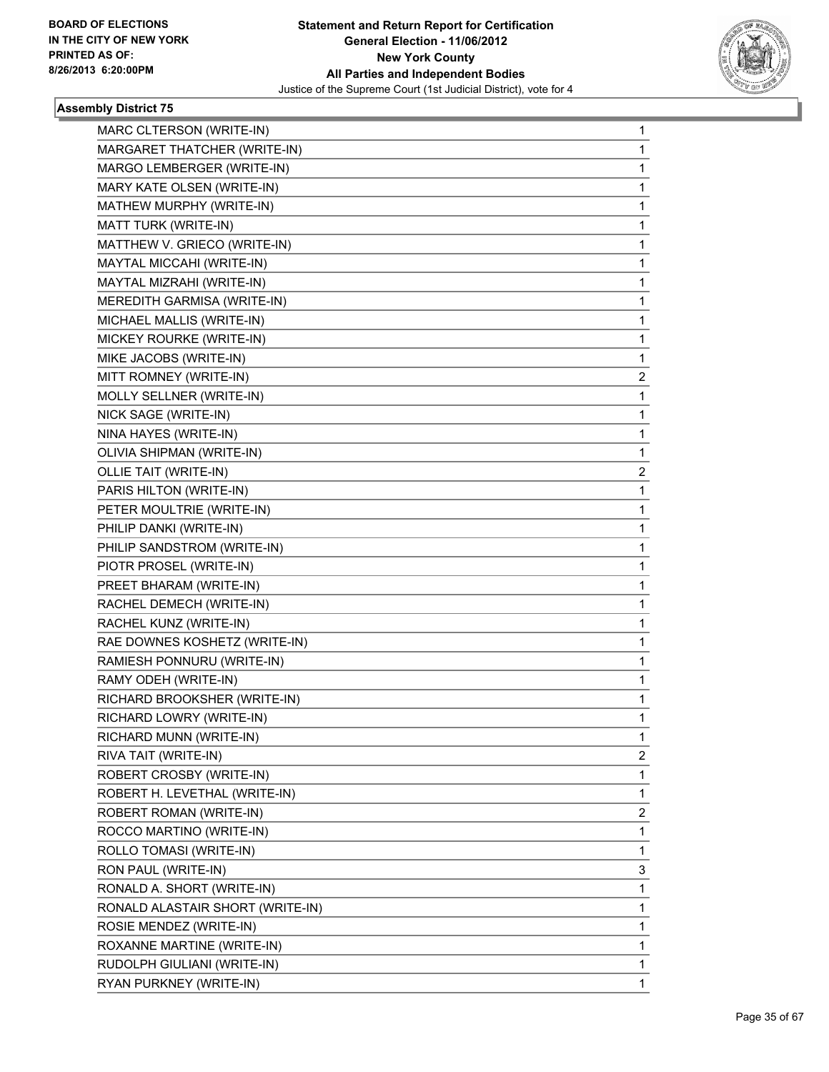**BOARD OF ELECTIONS IN THE CITY OF NEW YORK PRINTED AS OF: 8/26/2013 6:20:00PM**

**Statement and Return Report for Certification**
**General Election - 11/06/2012**
**New York County**
**All Parties and Independent Bodies**
Justice of the Supreme Court (1st Judicial District), vote for 4

### Assembly District 75

| | |
|---|---|
| MARC CLTERSON (WRITE-IN) | 1 |
| MARGARET THATCHER (WRITE-IN) | 1 |
| MARGO LEMBERGER (WRITE-IN) | 1 |
| MARY KATE OLSEN (WRITE-IN) | 1 |
| MATHEW MURPHY (WRITE-IN) | 1 |
| MATT TURK (WRITE-IN) | 1 |
| MATTHEW V. GRIECO (WRITE-IN) | 1 |
| MAYTAL MICCAHI (WRITE-IN) | 1 |
| MAYTAL MIZRAHI (WRITE-IN) | 1 |
| MEREDITH GARMISA (WRITE-IN) | 1 |
| MICHAEL MALLIS (WRITE-IN) | 1 |
| MICKEY ROURKE (WRITE-IN) | 1 |
| MIKE JACOBS (WRITE-IN) | 1 |
| MITT ROMNEY (WRITE-IN) | 2 |
| MOLLY SELLNER (WRITE-IN) | 1 |
| NICK SAGE (WRITE-IN) | 1 |
| NINA HAYES (WRITE-IN) | 1 |
| OLIVIA SHIPMAN (WRITE-IN) | 1 |
| OLLIE TAIT (WRITE-IN) | 2 |
| PARIS HILTON (WRITE-IN) | 1 |
| PETER MOULTRIE (WRITE-IN) | 1 |
| PHILIP DANKI (WRITE-IN) | 1 |
| PHILIP SANDSTROM (WRITE-IN) | 1 |
| PIOTR PROSEL (WRITE-IN) | 1 |
| PREET BHARAM (WRITE-IN) | 1 |
| RACHEL DEMECH (WRITE-IN) | 1 |
| RACHEL KUNZ (WRITE-IN) | 1 |
| RAE DOWNES KOSHETZ (WRITE-IN) | 1 |
| RAMIESH PONNURU (WRITE-IN) | 1 |
| RAMY ODEH (WRITE-IN) | 1 |
| RICHARD BROOKSHER (WRITE-IN) | 1 |
| RICHARD LOWRY (WRITE-IN) | 1 |
| RICHARD MUNN (WRITE-IN) | 1 |
| RIVA TAIT (WRITE-IN) | 2 |
| ROBERT CROSBY (WRITE-IN) | 1 |
| ROBERT H. LEVETHAL (WRITE-IN) | 1 |
| ROBERT ROMAN (WRITE-IN) | 2 |
| ROCCO MARTINO (WRITE-IN) | 1 |
| ROLLO TOMASI (WRITE-IN) | 1 |
| RON PAUL (WRITE-IN) | 3 |
| RONALD A. SHORT (WRITE-IN) | 1 |
| RONALD ALASTAIR SHORT (WRITE-IN) | 1 |
| ROSIE MENDEZ (WRITE-IN) | 1 |
| ROXANNE MARTINE (WRITE-IN) | 1 |
| RUDOLPH GIULIANI (WRITE-IN) | 1 |
| RYAN PURKNEY (WRITE-IN) | 1 |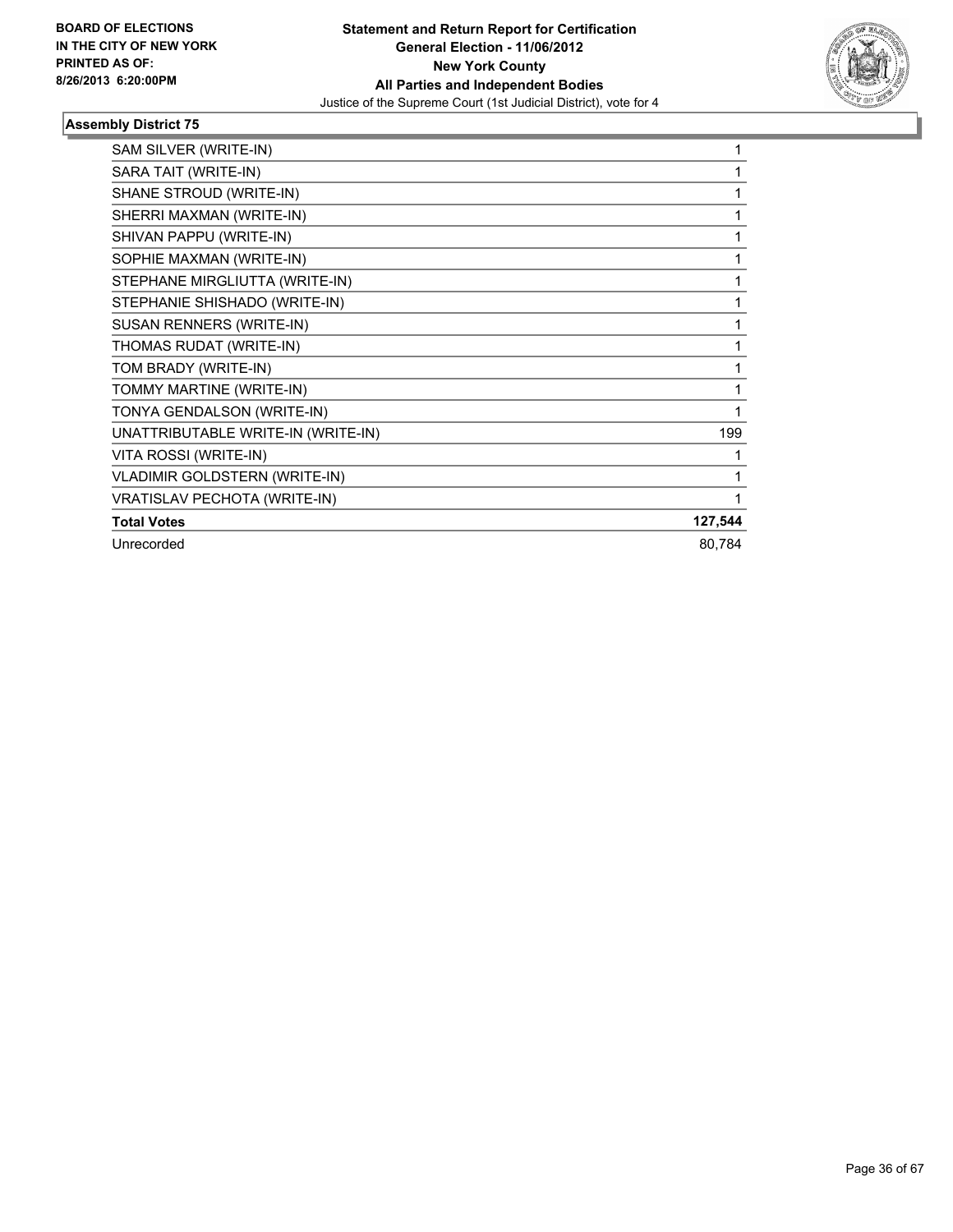**BOARD OF ELECTIONS IN THE CITY OF NEW YORK PRINTED AS OF: 8/26/2013 6:20:00PM**

**Statement and Return Report for Certification**
**General Election - 11/06/2012**
**New York County**
**All Parties and Independent Bodies**
Justice of the Supreme Court (1st Judicial District), vote for 4

### Assembly District 75

| | |
|---|---|
| SAM SILVER (WRITE-IN) | 1 |
| SARA TAIT (WRITE-IN) | 1 |
| SHANE STROUD (WRITE-IN) | 1 |
| SHERRI MAXMAN (WRITE-IN) | 1 |
| SHIVAN PAPPU (WRITE-IN) | 1 |
| SOPHIE MAXMAN (WRITE-IN) | 1 |
| STEPHANE MIRGLIUTTA (WRITE-IN) | 1 |
| STEPHANIE SHISHADO (WRITE-IN) | 1 |
| SUSAN RENNERS (WRITE-IN) | 1 |
| THOMAS RUDAT (WRITE-IN) | 1 |
| TOM BRADY (WRITE-IN) | 1 |
| TOMMY MARTINE (WRITE-IN) | 1 |
| TONYA GENDALSON (WRITE-IN) | 1 |
| UNATTRIBUTABLE WRITE-IN (WRITE-IN) | 199 |
| VITA ROSSI (WRITE-IN) | 1 |
| VLADIMIR GOLDSTERN (WRITE-IN) | 1 |
| VRATISLAV PECHOTA (WRITE-IN) | 1 |
| **Total Votes** | **127,544** |
| Unrecorded | 80,784 |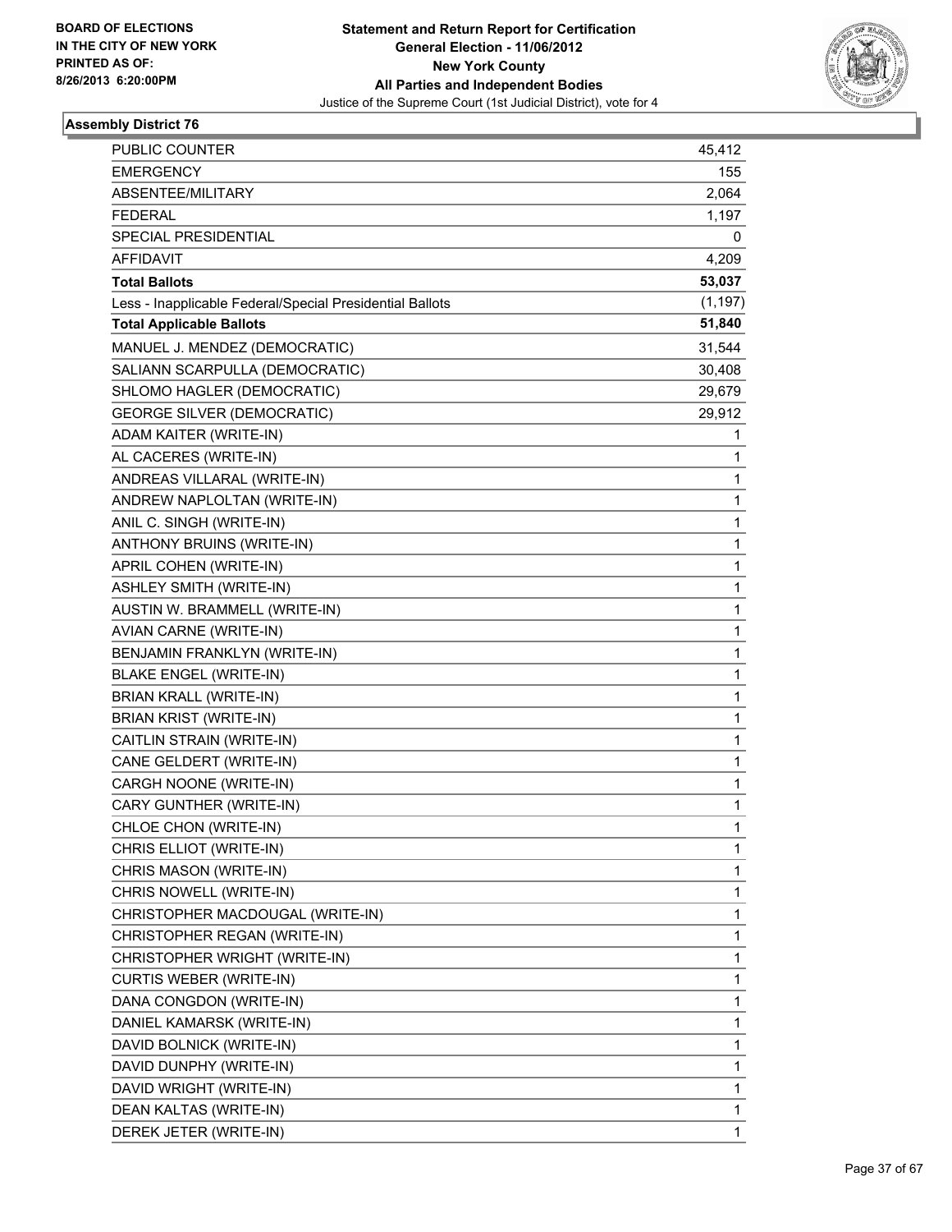**BOARD OF ELECTIONS IN THE CITY OF NEW YORK PRINTED AS OF: 8/26/2013 6:20:00PM**

**Statement and Return Report for Certification General Election - 11/06/2012 New York County All Parties and Independent Bodies**
Justice of the Supreme Court (1st Judicial District), vote for 4

### Assembly District 76

| | |
|---|---|
| PUBLIC COUNTER | 45,412 |
| EMERGENCY | 155 |
| ABSENTEE/MILITARY | 2,064 |
| FEDERAL | 1,197 |
| SPECIAL PRESIDENTIAL | 0 |
| AFFIDAVIT | 4,209 |
| **Total Ballots** | **53,037** |
| Less - Inapplicable Federal/Special Presidential Ballots | (1,197) |
| **Total Applicable Ballots** | **51,840** |
| MANUEL J. MENDEZ (DEMOCRATIC) | 31,544 |
| SALIANN SCARPULLA (DEMOCRATIC) | 30,408 |
| SHLOMO HAGLER (DEMOCRATIC) | 29,679 |
| GEORGE SILVER (DEMOCRATIC) | 29,912 |
| ADAM KAITER (WRITE-IN) | 1 |
| AL CACERES (WRITE-IN) | 1 |
| ANDREAS VILLARAL (WRITE-IN) | 1 |
| ANDREW NAPLOLTAN (WRITE-IN) | 1 |
| ANIL C. SINGH (WRITE-IN) | 1 |
| ANTHONY BRUINS (WRITE-IN) | 1 |
| APRIL COHEN (WRITE-IN) | 1 |
| ASHLEY SMITH (WRITE-IN) | 1 |
| AUSTIN W. BRAMMELL (WRITE-IN) | 1 |
| AVIAN CARNE (WRITE-IN) | 1 |
| BENJAMIN FRANKLYN (WRITE-IN) | 1 |
| BLAKE ENGEL (WRITE-IN) | 1 |
| BRIAN KRALL (WRITE-IN) | 1 |
| BRIAN KRIST (WRITE-IN) | 1 |
| CAITLIN STRAIN (WRITE-IN) | 1 |
| CANE GELDERT (WRITE-IN) | 1 |
| CARGH NOONE (WRITE-IN) | 1 |
| CARY GUNTHER (WRITE-IN) | 1 |
| CHLOE CHON (WRITE-IN) | 1 |
| CHRIS ELLIOT (WRITE-IN) | 1 |
| CHRIS MASON (WRITE-IN) | 1 |
| CHRIS NOWELL (WRITE-IN) | 1 |
| CHRISTOPHER MACDOUGAL (WRITE-IN) | 1 |
| CHRISTOPHER REGAN (WRITE-IN) | 1 |
| CHRISTOPHER WRIGHT (WRITE-IN) | 1 |
| CURTIS WEBER (WRITE-IN) | 1 |
| DANA CONGDON (WRITE-IN) | 1 |
| DANIEL KAMARSK (WRITE-IN) | 1 |
| DAVID BOLNICK (WRITE-IN) | 1 |
| DAVID DUNPHY (WRITE-IN) | 1 |
| DAVID WRIGHT (WRITE-IN) | 1 |
| DEAN KALTAS (WRITE-IN) | 1 |
| DEREK JETER (WRITE-IN) | 1 |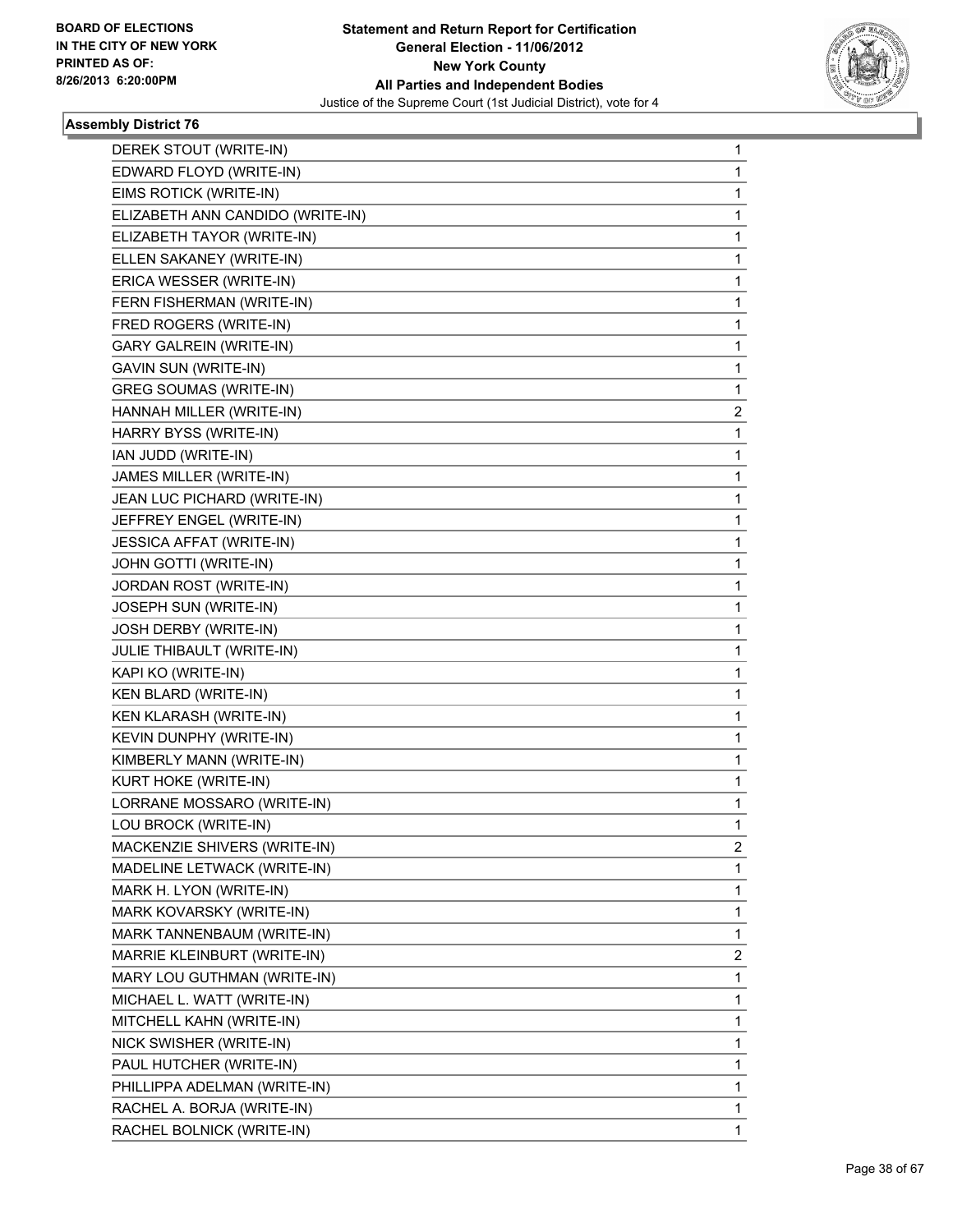**BOARD OF ELECTIONS IN THE CITY OF NEW YORK PRINTED AS OF: 8/26/2013 6:20:00PM**

**Statement and Return Report for Certification**
**General Election - 11/06/2012**
**New York County**
**All Parties and Independent Bodies**
Justice of the Supreme Court (1st Judicial District), vote for 4

### Assembly District 76

| | |
|---|---|
| DEREK STOUT (WRITE-IN) | 1 |
| EDWARD FLOYD (WRITE-IN) | 1 |
| EIMS ROTICK (WRITE-IN) | 1 |
| ELIZABETH ANN CANDIDO (WRITE-IN) | 1 |
| ELIZABETH TAYOR (WRITE-IN) | 1 |
| ELLEN SAKANEY (WRITE-IN) | 1 |
| ERICA WESSER (WRITE-IN) | 1 |
| FERN FISHERMAN (WRITE-IN) | 1 |
| FRED ROGERS (WRITE-IN) | 1 |
| GARY GALREIN (WRITE-IN) | 1 |
| GAVIN SUN (WRITE-IN) | 1 |
| GREG SOUMAS (WRITE-IN) | 1 |
| HANNAH MILLER (WRITE-IN) | 2 |
| HARRY BYSS (WRITE-IN) | 1 |
| IAN JUDD (WRITE-IN) | 1 |
| JAMES MILLER (WRITE-IN) | 1 |
| JEAN LUC PICHARD (WRITE-IN) | 1 |
| JEFFREY ENGEL (WRITE-IN) | 1 |
| JESSICA AFFAT (WRITE-IN) | 1 |
| JOHN GOTTI (WRITE-IN) | 1 |
| JORDAN ROST (WRITE-IN) | 1 |
| JOSEPH SUN (WRITE-IN) | 1 |
| JOSH DERBY (WRITE-IN) | 1 |
| JULIE THIBAULT (WRITE-IN) | 1 |
| KAPI KO (WRITE-IN) | 1 |
| KEN BLARD (WRITE-IN) | 1 |
| KEN KLARASH (WRITE-IN) | 1 |
| KEVIN DUNPHY (WRITE-IN) | 1 |
| KIMBERLY MANN (WRITE-IN) | 1 |
| KURT HOKE (WRITE-IN) | 1 |
| LORRANE MOSSARO (WRITE-IN) | 1 |
| LOU BROCK (WRITE-IN) | 1 |
| MACKENZIE SHIVERS (WRITE-IN) | 2 |
| MADELINE LETWACK (WRITE-IN) | 1 |
| MARK H. LYON (WRITE-IN) | 1 |
| MARK KOVARSKY (WRITE-IN) | 1 |
| MARK TANNENBAUM (WRITE-IN) | 1 |
| MARRIE KLEINBURT (WRITE-IN) | 2 |
| MARY LOU GUTHMAN (WRITE-IN) | 1 |
| MICHAEL L. WATT (WRITE-IN) | 1 |
| MITCHELL KAHN (WRITE-IN) | 1 |
| NICK SWISHER (WRITE-IN) | 1 |
| PAUL HUTCHER (WRITE-IN) | 1 |
| PHILLIPPA ADELMAN (WRITE-IN) | 1 |
| RACHEL A. BORJA (WRITE-IN) | 1 |
| RACHEL BOLNICK (WRITE-IN) | 1 |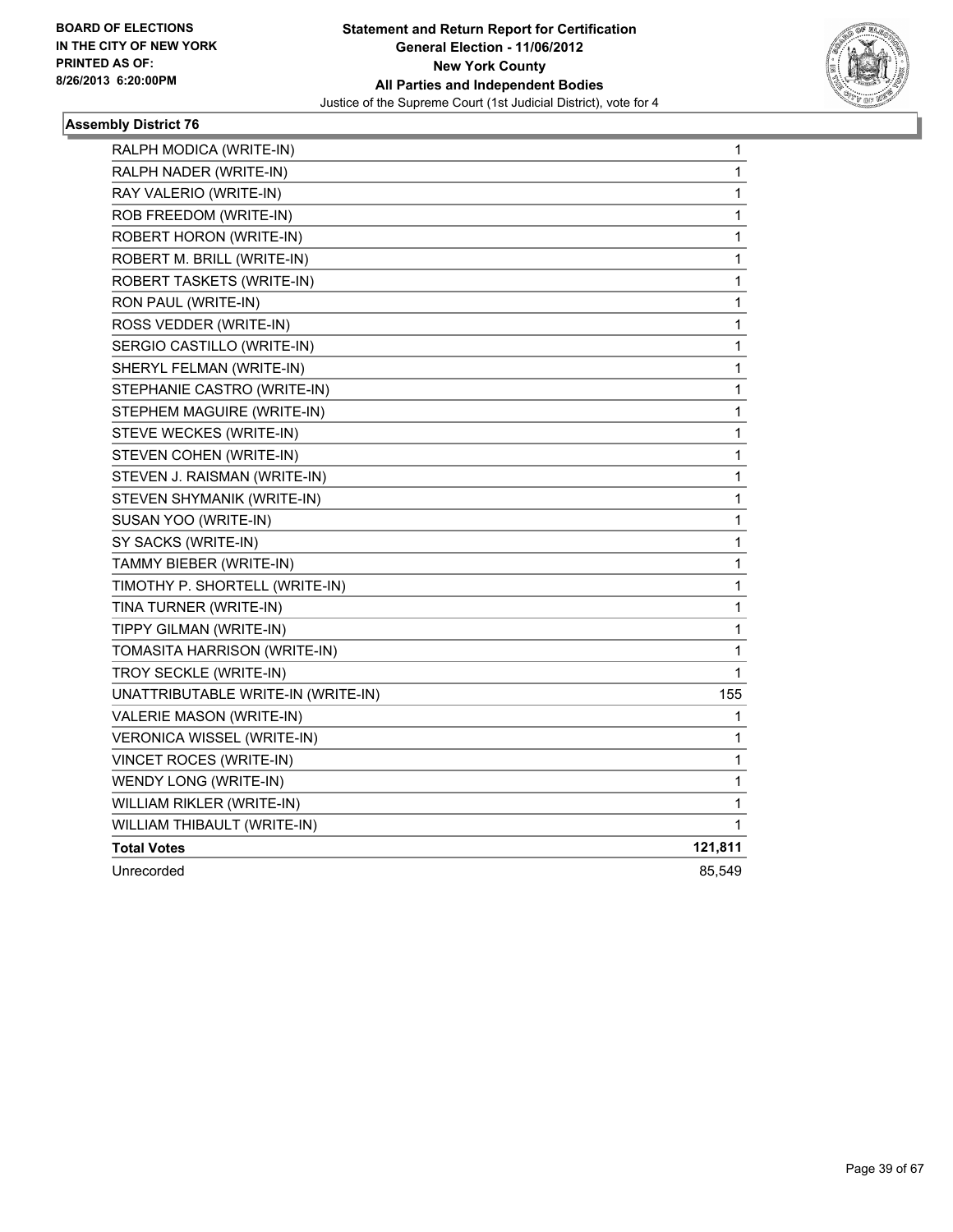**BOARD OF ELECTIONS IN THE CITY OF NEW YORK PRINTED AS OF: 8/26/2013 6:20:00PM**

**Statement and Return Report for Certification**
**General Election - 11/06/2012**
**New York County**
**All Parties and Independent Bodies**
Justice of the Supreme Court (1st Judicial District), vote for 4

**Assembly District 76**

| | |
|---|---|
| RALPH MODICA (WRITE-IN) | 1 |
| RALPH NADER (WRITE-IN) | 1 |
| RAY VALERIO (WRITE-IN) | 1 |
| ROB FREEDOM (WRITE-IN) | 1 |
| ROBERT HORON (WRITE-IN) | 1 |
| ROBERT M. BRILL (WRITE-IN) | 1 |
| ROBERT TASKETS (WRITE-IN) | 1 |
| RON PAUL (WRITE-IN) | 1 |
| ROSS VEDDER (WRITE-IN) | 1 |
| SERGIO CASTILLO (WRITE-IN) | 1 |
| SHERYL FELMAN (WRITE-IN) | 1 |
| STEPHANIE CASTRO (WRITE-IN) | 1 |
| STEPHEM MAGUIRE (WRITE-IN) | 1 |
| STEVE WECKES (WRITE-IN) | 1 |
| STEVEN COHEN (WRITE-IN) | 1 |
| STEVEN J. RAISMAN (WRITE-IN) | 1 |
| STEVEN SHYMANIK (WRITE-IN) | 1 |
| SUSAN YOO (WRITE-IN) | 1 |
| SY SACKS (WRITE-IN) | 1 |
| TAMMY BIEBER (WRITE-IN) | 1 |
| TIMOTHY P. SHORTELL (WRITE-IN) | 1 |
| TINA TURNER (WRITE-IN) | 1 |
| TIPPY GILMAN (WRITE-IN) | 1 |
| TOMASITA HARRISON (WRITE-IN) | 1 |
| TROY SECKLE (WRITE-IN) | 1 |
| UNATTRIBUTABLE WRITE-IN (WRITE-IN) | 155 |
| VALERIE MASON (WRITE-IN) | 1 |
| VERONICA WISSEL (WRITE-IN) | 1 |
| VINCET ROCES (WRITE-IN) | 1 |
| WENDY LONG (WRITE-IN) | 1 |
| WILLIAM RIKLER (WRITE-IN) | 1 |
| WILLIAM THIBAULT (WRITE-IN) | 1 |
| **Total Votes** | **121,811** |
| Unrecorded | 85,549 |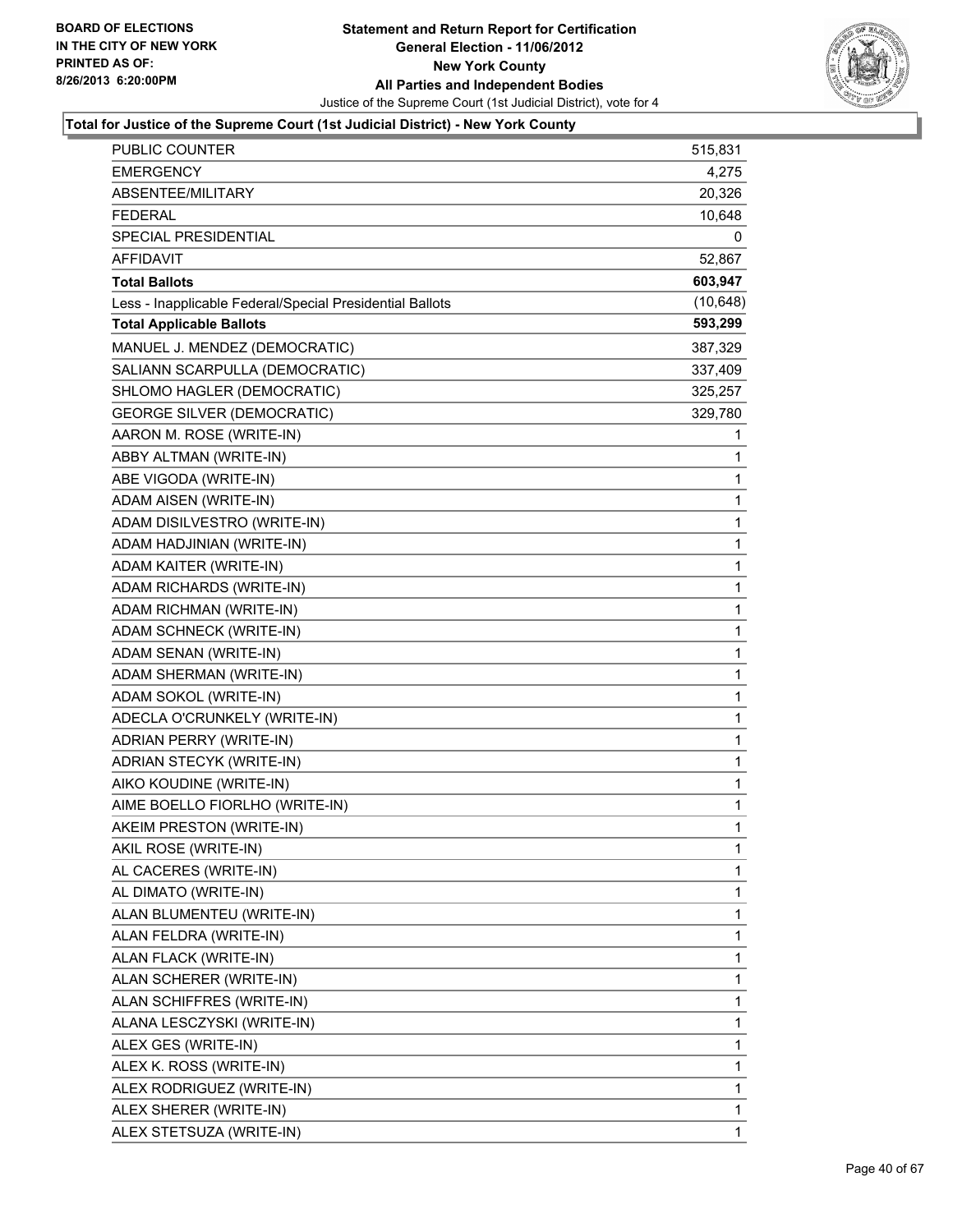**Total for Justice of the Supreme Court (1st Judicial District) - New York County**

| | |
|---|---|
| PUBLIC COUNTER | 515,831 |
| EMERGENCY | 4,275 |
| ABSENTEE/MILITARY | 20,326 |
| FEDERAL | 10,648 |
| SPECIAL PRESIDENTIAL | 0 |
| AFFIDAVIT | 52,867 |
| **Total Ballots** | **603,947** |
| Less - Inapplicable Federal/Special Presidential Ballots | (10,648) |
| **Total Applicable Ballots** | **593,299** |
| MANUEL J. MENDEZ (DEMOCRATIC) | 387,329 |
| SALIANN SCARPULLA (DEMOCRATIC) | 337,409 |
| SHLOMO HAGLER (DEMOCRATIC) | 325,257 |
| GEORGE SILVER (DEMOCRATIC) | 329,780 |
| AARON M. ROSE (WRITE-IN) | 1 |
| ABBY ALTMAN (WRITE-IN) | 1 |
| ABE VIGODA (WRITE-IN) | 1 |
| ADAM AISEN (WRITE-IN) | 1 |
| ADAM DISILVESTRO (WRITE-IN) | 1 |
| ADAM HADJINIAN (WRITE-IN) | 1 |
| ADAM KAITER (WRITE-IN) | 1 |
| ADAM RICHARDS (WRITE-IN) | 1 |
| ADAM RICHMAN (WRITE-IN) | 1 |
| ADAM SCHNECK (WRITE-IN) | 1 |
| ADAM SENAN (WRITE-IN) | 1 |
| ADAM SHERMAN (WRITE-IN) | 1 |
| ADAM SOKOL (WRITE-IN) | 1 |
| ADECLA O'CRUNKELY (WRITE-IN) | 1 |
| ADRIAN PERRY (WRITE-IN) | 1 |
| ADRIAN STECYK (WRITE-IN) | 1 |
| AIKO KOUDINE (WRITE-IN) | 1 |
| AIME BOELLO FIORLHO (WRITE-IN) | 1 |
| AKEIM PRESTON (WRITE-IN) | 1 |
| AKIL ROSE (WRITE-IN) | 1 |
| AL CACERES (WRITE-IN) | 1 |
| AL DIMATO (WRITE-IN) | 1 |
| ALAN BLUMENTEU (WRITE-IN) | 1 |
| ALAN FELDRA (WRITE-IN) | 1 |
| ALAN FLACK (WRITE-IN) | 1 |
| ALAN SCHERER (WRITE-IN) | 1 |
| ALAN SCHIFFRES (WRITE-IN) | 1 |
| ALANA LESCZYSKI (WRITE-IN) | 1 |
| ALEX GES (WRITE-IN) | 1 |
| ALEX K. ROSS (WRITE-IN) | 1 |
| ALEX RODRIGUEZ (WRITE-IN) | 1 |
| ALEX SHERER (WRITE-IN) | 1 |
| ALEX STETSUZA (WRITE-IN) | 1 |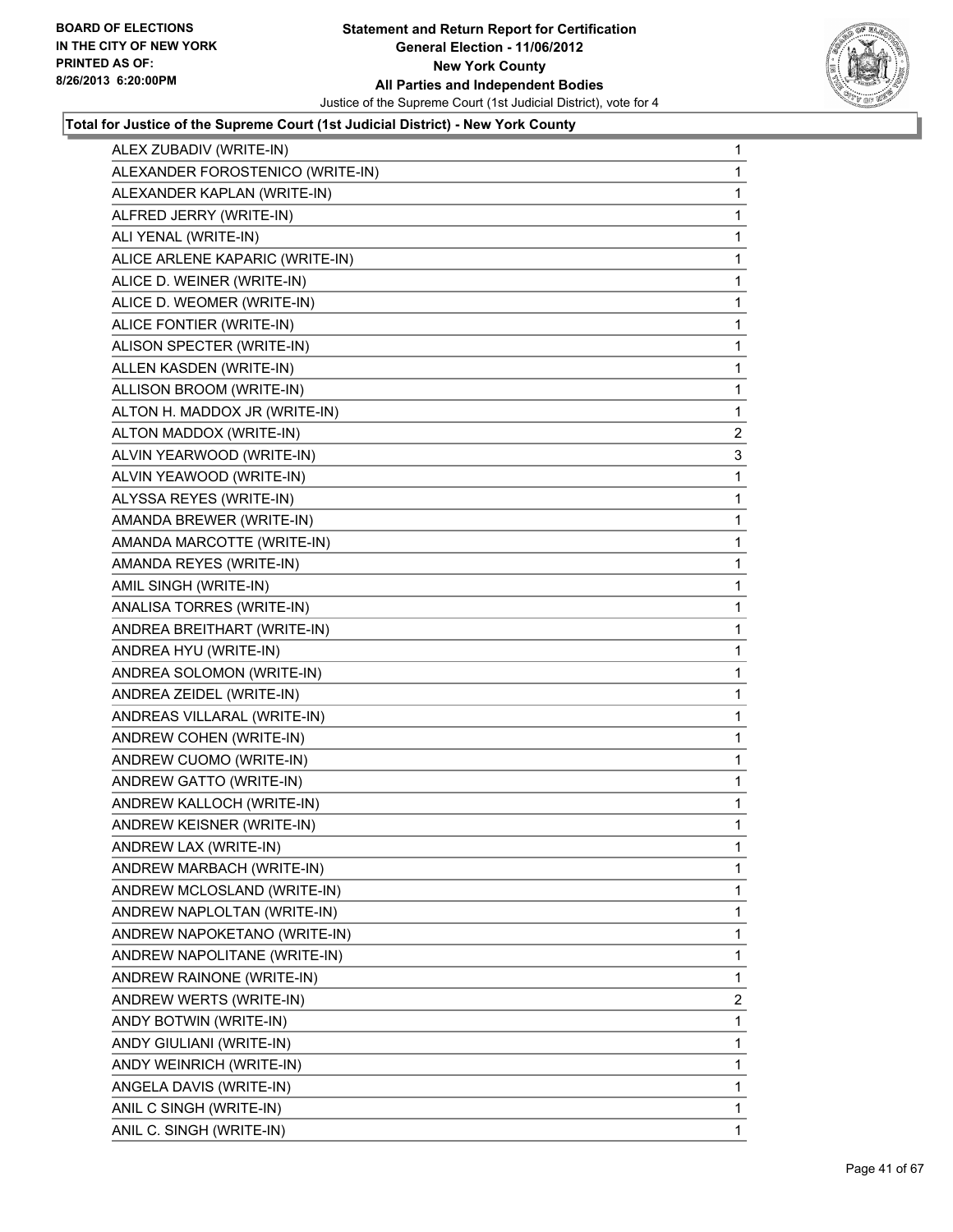**Total for Justice of the Supreme Court (1st Judicial District) - New York County**

| Name | Votes |
|---|---|
| ALEX ZUBADIV (WRITE-IN) | 1 |
| ALEXANDER FOROSTENICO (WRITE-IN) | 1 |
| ALEXANDER KAPLAN (WRITE-IN) | 1 |
| ALFRED JERRY (WRITE-IN) | 1 |
| ALI YENAL (WRITE-IN) | 1 |
| ALICE ARLENE KAPARIC (WRITE-IN) | 1 |
| ALICE D. WEINER (WRITE-IN) | 1 |
| ALICE D. WEOMER (WRITE-IN) | 1 |
| ALICE FONTIER (WRITE-IN) | 1 |
| ALISON SPECTER (WRITE-IN) | 1 |
| ALLEN KASDEN (WRITE-IN) | 1 |
| ALLISON BROOM (WRITE-IN) | 1 |
| ALTON H. MADDOX JR (WRITE-IN) | 1 |
| ALTON MADDOX (WRITE-IN) | 2 |
| ALVIN YEARWOOD (WRITE-IN) | 3 |
| ALVIN YEAWOOD (WRITE-IN) | 1 |
| ALYSSA REYES (WRITE-IN) | 1 |
| AMANDA BREWER (WRITE-IN) | 1 |
| AMANDA MARCOTTE (WRITE-IN) | 1 |
| AMANDA REYES (WRITE-IN) | 1 |
| AMIL SINGH (WRITE-IN) | 1 |
| ANALISA TORRES (WRITE-IN) | 1 |
| ANDREA BREITHART (WRITE-IN) | 1 |
| ANDREA HYU (WRITE-IN) | 1 |
| ANDREA SOLOMON (WRITE-IN) | 1 |
| ANDREA ZEIDEL (WRITE-IN) | 1 |
| ANDREAS VILLARAL (WRITE-IN) | 1 |
| ANDREW COHEN (WRITE-IN) | 1 |
| ANDREW CUOMO (WRITE-IN) | 1 |
| ANDREW GATTO (WRITE-IN) | 1 |
| ANDREW KALLOCH (WRITE-IN) | 1 |
| ANDREW KEISNER (WRITE-IN) | 1 |
| ANDREW LAX (WRITE-IN) | 1 |
| ANDREW MARBACH (WRITE-IN) | 1 |
| ANDREW MCLOSLAND (WRITE-IN) | 1 |
| ANDREW NAPLOLTAN (WRITE-IN) | 1 |
| ANDREW NAPOKETANO (WRITE-IN) | 1 |
| ANDREW NAPOLITANE (WRITE-IN) | 1 |
| ANDREW RAINONE (WRITE-IN) | 1 |
| ANDREW WERTS (WRITE-IN) | 2 |
| ANDY BOTWIN (WRITE-IN) | 1 |
| ANDY GIULIANI (WRITE-IN) | 1 |
| ANDY WEINRICH (WRITE-IN) | 1 |
| ANGELA DAVIS (WRITE-IN) | 1 |
| ANIL C SINGH (WRITE-IN) | 1 |
| ANIL C. SINGH (WRITE-IN) | 1 |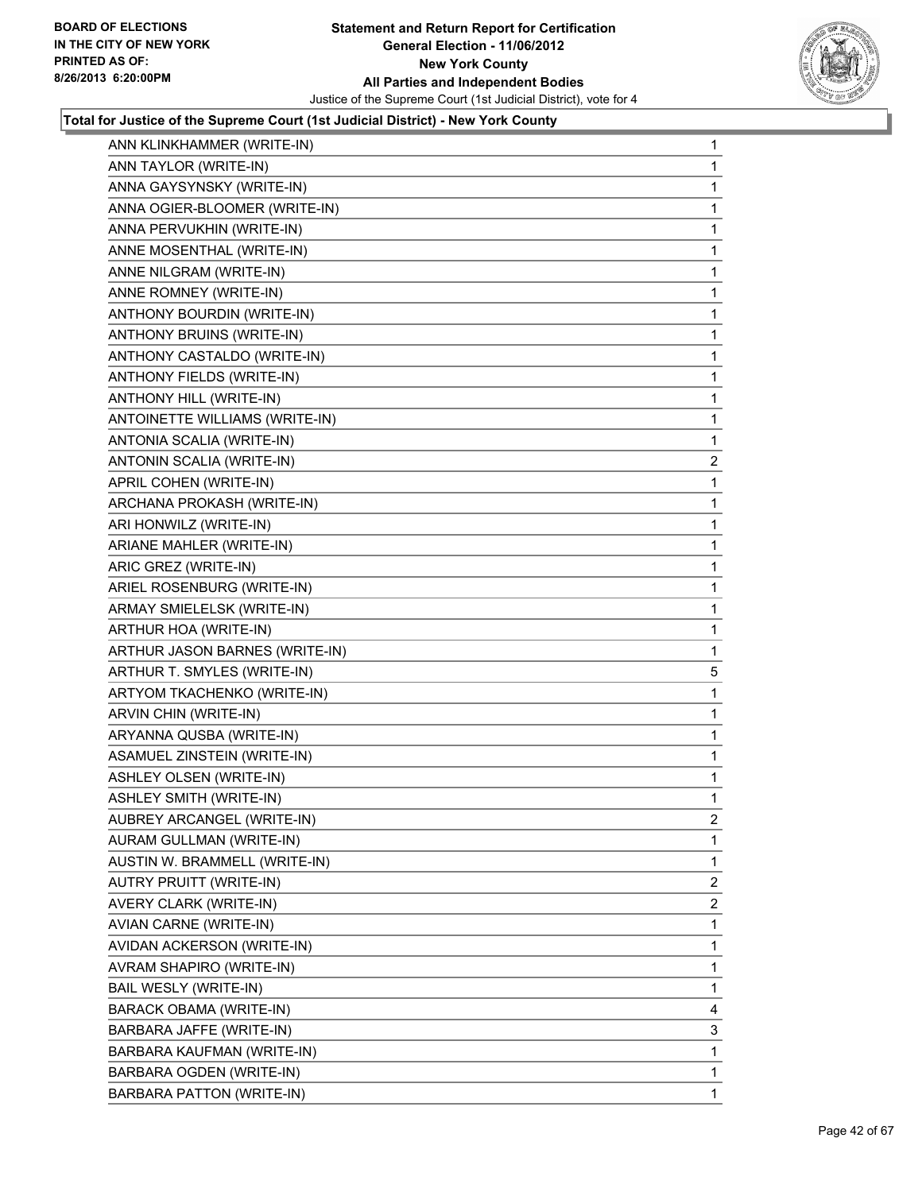**Total for Justice of the Supreme Court (1st Judicial District) - New York County**

| Candidate | Votes |
|---|---|
| ANN KLINKHAMMER (WRITE-IN) | 1 |
| ANN TAYLOR (WRITE-IN) | 1 |
| ANNA GAYSYNSKY (WRITE-IN) | 1 |
| ANNA OGIER-BLOOMER (WRITE-IN) | 1 |
| ANNA PERVUKHIN (WRITE-IN) | 1 |
| ANNE MOSENTHAL (WRITE-IN) | 1 |
| ANNE NILGRAM (WRITE-IN) | 1 |
| ANNE ROMNEY (WRITE-IN) | 1 |
| ANTHONY BOURDIN (WRITE-IN) | 1 |
| ANTHONY BRUINS (WRITE-IN) | 1 |
| ANTHONY CASTALDO (WRITE-IN) | 1 |
| ANTHONY FIELDS (WRITE-IN) | 1 |
| ANTHONY HILL (WRITE-IN) | 1 |
| ANTOINETTE WILLIAMS (WRITE-IN) | 1 |
| ANTONIA SCALIA (WRITE-IN) | 1 |
| ANTONIN SCALIA (WRITE-IN) | 2 |
| APRIL COHEN (WRITE-IN) | 1 |
| ARCHANA PROKASH (WRITE-IN) | 1 |
| ARI HONWILZ (WRITE-IN) | 1 |
| ARIANE MAHLER (WRITE-IN) | 1 |
| ARIC GREZ (WRITE-IN) | 1 |
| ARIEL ROSENBURG (WRITE-IN) | 1 |
| ARMAY SMIELELSK (WRITE-IN) | 1 |
| ARTHUR HOA (WRITE-IN) | 1 |
| ARTHUR JASON BARNES (WRITE-IN) | 1 |
| ARTHUR T. SMYLES (WRITE-IN) | 5 |
| ARTYOM TKACHENKO (WRITE-IN) | 1 |
| ARVIN CHIN (WRITE-IN) | 1 |
| ARYANNA QUSBA (WRITE-IN) | 1 |
| ASAMUEL ZINSTEIN (WRITE-IN) | 1 |
| ASHLEY OLSEN (WRITE-IN) | 1 |
| ASHLEY SMITH (WRITE-IN) | 1 |
| AUBREY ARCANGEL (WRITE-IN) | 2 |
| AURAM GULLMAN (WRITE-IN) | 1 |
| AUSTIN W. BRAMMELL (WRITE-IN) | 1 |
| AUTRY PRUITT (WRITE-IN) | 2 |
| AVERY CLARK (WRITE-IN) | 2 |
| AVIAN CARNE (WRITE-IN) | 1 |
| AVIDAN ACKERSON (WRITE-IN) | 1 |
| AVRAM SHAPIRO (WRITE-IN) | 1 |
| BAIL WESLY (WRITE-IN) | 1 |
| BARACK OBAMA (WRITE-IN) | 4 |
| BARBARA JAFFE (WRITE-IN) | 3 |
| BARBARA KAUFMAN (WRITE-IN) | 1 |
| BARBARA OGDEN (WRITE-IN) | 1 |
| BARBARA PATTON (WRITE-IN) | 1 |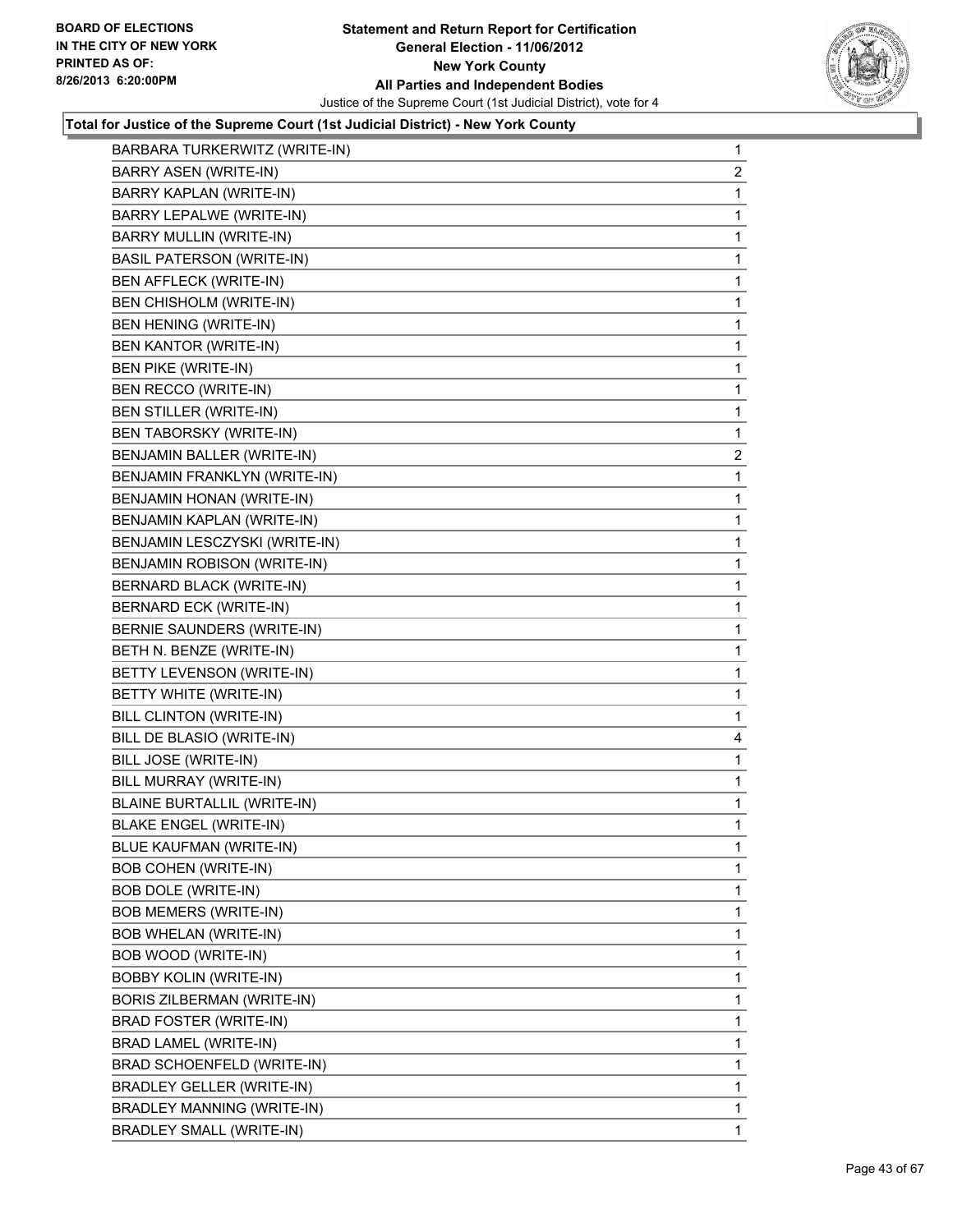**Statement and Return Report for Certification**
**General Election - 11/06/2012**
**New York County**
**All Parties and Independent Bodies**
Justice of the Supreme Court (1st Judicial District), vote for 4

**Total for Justice of the Supreme Court (1st Judicial District) - New York County**

| | |
|---|---|
| BARBARA TURKERWITZ (WRITE-IN) | 1 |
| BARRY ASEN (WRITE-IN) | 2 |
| BARRY KAPLAN (WRITE-IN) | 1 |
| BARRY LEPALWE (WRITE-IN) | 1 |
| BARRY MULLIN (WRITE-IN) | 1 |
| BASIL PATERSON (WRITE-IN) | 1 |
| BEN AFFLECK (WRITE-IN) | 1 |
| BEN CHISHOLM (WRITE-IN) | 1 |
| BEN HENING (WRITE-IN) | 1 |
| BEN KANTOR (WRITE-IN) | 1 |
| BEN PIKE (WRITE-IN) | 1 |
| BEN RECCO (WRITE-IN) | 1 |
| BEN STILLER (WRITE-IN) | 1 |
| BEN TABORSKY (WRITE-IN) | 1 |
| BENJAMIN BALLER (WRITE-IN) | 2 |
| BENJAMIN FRANKLYN (WRITE-IN) | 1 |
| BENJAMIN HONAN (WRITE-IN) | 1 |
| BENJAMIN KAPLAN (WRITE-IN) | 1 |
| BENJAMIN LESCZYSKI (WRITE-IN) | 1 |
| BENJAMIN ROBISON (WRITE-IN) | 1 |
| BERNARD BLACK (WRITE-IN) | 1 |
| BERNARD ECK (WRITE-IN) | 1 |
| BERNIE SAUNDERS (WRITE-IN) | 1 |
| BETH N. BENZE (WRITE-IN) | 1 |
| BETTY LEVENSON (WRITE-IN) | 1 |
| BETTY WHITE (WRITE-IN) | 1 |
| BILL CLINTON (WRITE-IN) | 1 |
| BILL DE BLASIO (WRITE-IN) | 4 |
| BILL JOSE (WRITE-IN) | 1 |
| BILL MURRAY (WRITE-IN) | 1 |
| BLAINE BURTALLIL (WRITE-IN) | 1 |
| BLAKE ENGEL (WRITE-IN) | 1 |
| BLUE KAUFMAN (WRITE-IN) | 1 |
| BOB COHEN (WRITE-IN) | 1 |
| BOB DOLE (WRITE-IN) | 1 |
| BOB MEMERS (WRITE-IN) | 1 |
| BOB WHELAN (WRITE-IN) | 1 |
| BOB WOOD (WRITE-IN) | 1 |
| BOBBY KOLIN (WRITE-IN) | 1 |
| BORIS ZILBERMAN (WRITE-IN) | 1 |
| BRAD FOSTER (WRITE-IN) | 1 |
| BRAD LAMEL (WRITE-IN) | 1 |
| BRAD SCHOENFELD (WRITE-IN) | 1 |
| BRADLEY GELLER (WRITE-IN) | 1 |
| BRADLEY MANNING (WRITE-IN) | 1 |
| BRADLEY SMALL (WRITE-IN) | 1 |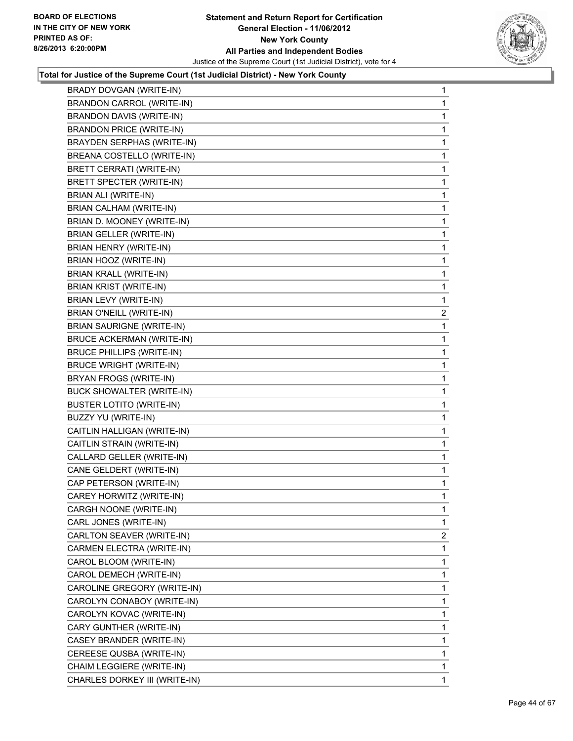**Total for Justice of the Supreme Court (1st Judicial District) - New York County**

| | |
|---|---|
| BRADY DOVGAN (WRITE-IN) | 1 |
| BRANDON CARROL (WRITE-IN) | 1 |
| BRANDON DAVIS (WRITE-IN) | 1 |
| BRANDON PRICE (WRITE-IN) | 1 |
| BRAYDEN SERPHAS (WRITE-IN) | 1 |
| BREANA COSTELLO (WRITE-IN) | 1 |
| BRETT CERRATI (WRITE-IN) | 1 |
| BRETT SPECTER (WRITE-IN) | 1 |
| BRIAN ALI (WRITE-IN) | 1 |
| BRIAN CALHAM (WRITE-IN) | 1 |
| BRIAN D. MOONEY (WRITE-IN) | 1 |
| BRIAN GELLER (WRITE-IN) | 1 |
| BRIAN HENRY (WRITE-IN) | 1 |
| BRIAN HOOZ (WRITE-IN) | 1 |
| BRIAN KRALL (WRITE-IN) | 1 |
| BRIAN KRIST (WRITE-IN) | 1 |
| BRIAN LEVY (WRITE-IN) | 1 |
| BRIAN O'NEILL (WRITE-IN) | 2 |
| BRIAN SAURIGNE (WRITE-IN) | 1 |
| BRUCE ACKERMAN (WRITE-IN) | 1 |
| BRUCE PHILLIPS (WRITE-IN) | 1 |
| BRUCE WRIGHT (WRITE-IN) | 1 |
| BRYAN FROGS (WRITE-IN) | 1 |
| BUCK SHOWALTER (WRITE-IN) | 1 |
| BUSTER LOTITO (WRITE-IN) | 1 |
| BUZZY YU (WRITE-IN) | 1 |
| CAITLIN HALLIGAN (WRITE-IN) | 1 |
| CAITLIN STRAIN (WRITE-IN) | 1 |
| CALLARD GELLER (WRITE-IN) | 1 |
| CANE GELDERT (WRITE-IN) | 1 |
| CAP PETERSON (WRITE-IN) | 1 |
| CAREY HORWITZ (WRITE-IN) | 1 |
| CARGH NOONE (WRITE-IN) | 1 |
| CARL JONES (WRITE-IN) | 1 |
| CARLTON SEAVER (WRITE-IN) | 2 |
| CARMEN ELECTRA (WRITE-IN) | 1 |
| CAROL BLOOM (WRITE-IN) | 1 |
| CAROL DEMECH (WRITE-IN) | 1 |
| CAROLINE GREGORY (WRITE-IN) | 1 |
| CAROLYN CONABOY (WRITE-IN) | 1 |
| CAROLYN KOVAC (WRITE-IN) | 1 |
| CARY GUNTHER (WRITE-IN) | 1 |
| CASEY BRANDER (WRITE-IN) | 1 |
| CEREESE QUSBA (WRITE-IN) | 1 |
| CHAIM LEGGIERE (WRITE-IN) | 1 |
| CHARLES DORKEY III (WRITE-IN) | 1 |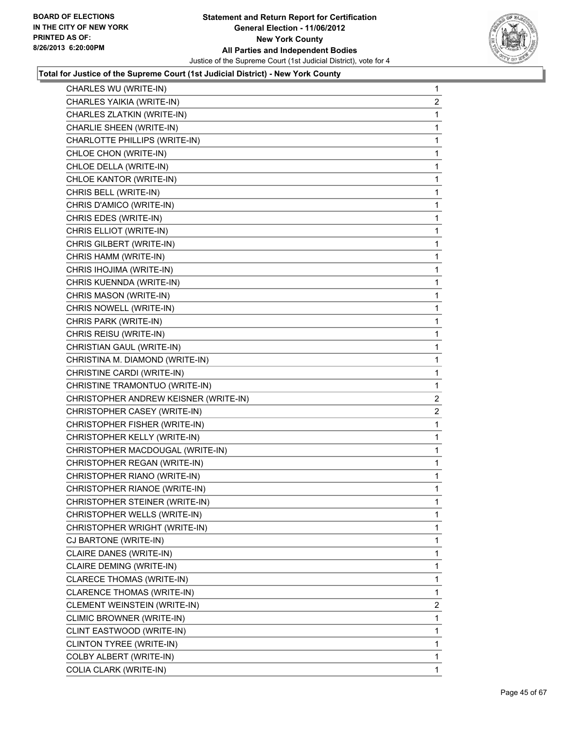**Total for Justice of the Supreme Court (1st Judicial District) - New York County**

| Candidate | Votes |
|---|---|
| CHARLES WU (WRITE-IN) | 1 |
| CHARLES YAIKIA (WRITE-IN) | 2 |
| CHARLES ZLATKIN (WRITE-IN) | 1 |
| CHARLIE SHEEN (WRITE-IN) | 1 |
| CHARLOTTE PHILLIPS (WRITE-IN) | 1 |
| CHLOE CHON (WRITE-IN) | 1 |
| CHLOE DELLA (WRITE-IN) | 1 |
| CHLOE KANTOR (WRITE-IN) | 1 |
| CHRIS BELL (WRITE-IN) | 1 |
| CHRIS D'AMICO (WRITE-IN) | 1 |
| CHRIS EDES (WRITE-IN) | 1 |
| CHRIS ELLIOT (WRITE-IN) | 1 |
| CHRIS GILBERT (WRITE-IN) | 1 |
| CHRIS HAMM (WRITE-IN) | 1 |
| CHRIS IHOJIMA (WRITE-IN) | 1 |
| CHRIS KUENNDA (WRITE-IN) | 1 |
| CHRIS MASON (WRITE-IN) | 1 |
| CHRIS NOWELL (WRITE-IN) | 1 |
| CHRIS PARK (WRITE-IN) | 1 |
| CHRIS REISU (WRITE-IN) | 1 |
| CHRISTIAN GAUL (WRITE-IN) | 1 |
| CHRISTINA M. DIAMOND (WRITE-IN) | 1 |
| CHRISTINE CARDI (WRITE-IN) | 1 |
| CHRISTINE TRAMONTUO (WRITE-IN) | 1 |
| CHRISTOPHER ANDREW KEISNER (WRITE-IN) | 2 |
| CHRISTOPHER CASEY (WRITE-IN) | 2 |
| CHRISTOPHER FISHER (WRITE-IN) | 1 |
| CHRISTOPHER KELLY (WRITE-IN) | 1 |
| CHRISTOPHER MACDOUGAL (WRITE-IN) | 1 |
| CHRISTOPHER REGAN (WRITE-IN) | 1 |
| CHRISTOPHER RIANO (WRITE-IN) | 1 |
| CHRISTOPHER RIANOE (WRITE-IN) | 1 |
| CHRISTOPHER STEINER (WRITE-IN) | 1 |
| CHRISTOPHER WELLS (WRITE-IN) | 1 |
| CHRISTOPHER WRIGHT (WRITE-IN) | 1 |
| CJ BARTONE (WRITE-IN) | 1 |
| CLAIRE DANES (WRITE-IN) | 1 |
| CLAIRE DEMING (WRITE-IN) | 1 |
| CLARECE THOMAS (WRITE-IN) | 1 |
| CLARENCE THOMAS (WRITE-IN) | 1 |
| CLEMENT WEINSTEIN (WRITE-IN) | 2 |
| CLIMIC BROWNER (WRITE-IN) | 1 |
| CLINT EASTWOOD (WRITE-IN) | 1 |
| CLINTON TYREE (WRITE-IN) | 1 |
| COLBY ALBERT (WRITE-IN) | 1 |
| COLIA CLARK (WRITE-IN) | 1 |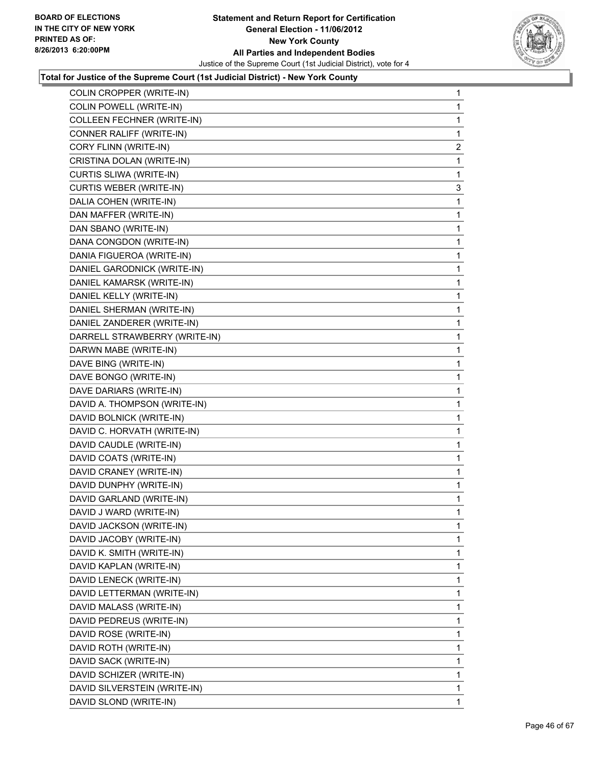BOARD OF ELECTIONS
IN THE CITY OF NEW YORK
PRINTED AS OF:
8/26/2013 6:20:00PM

**Statement and Return Report for Certification**
**General Election - 11/06/2012**
**New York County**
**All Parties and Independent Bodies**
Justice of the Supreme Court (1st Judicial District), vote for 4

**Total for Justice of the Supreme Court (1st Judicial District) - New York County**

| | |
|---|---|
| COLIN CROPPER (WRITE-IN) | 1 |
| COLIN POWELL (WRITE-IN) | 1 |
| COLLEEN FECHNER (WRITE-IN) | 1 |
| CONNER RALIFF (WRITE-IN) | 1 |
| CORY FLINN (WRITE-IN) | 2 |
| CRISTINA DOLAN (WRITE-IN) | 1 |
| CURTIS SLIWA (WRITE-IN) | 1 |
| CURTIS WEBER (WRITE-IN) | 3 |
| DALIA COHEN (WRITE-IN) | 1 |
| DAN MAFFER (WRITE-IN) | 1 |
| DAN SBANO (WRITE-IN) | 1 |
| DANA CONGDON (WRITE-IN) | 1 |
| DANIA FIGUEROA (WRITE-IN) | 1 |
| DANIEL GARODNICK (WRITE-IN) | 1 |
| DANIEL KAMARSK (WRITE-IN) | 1 |
| DANIEL KELLY (WRITE-IN) | 1 |
| DANIEL SHERMAN (WRITE-IN) | 1 |
| DANIEL ZANDERER (WRITE-IN) | 1 |
| DARRELL STRAWBERRY (WRITE-IN) | 1 |
| DARWN MABE (WRITE-IN) | 1 |
| DAVE BING (WRITE-IN) | 1 |
| DAVE BONGO (WRITE-IN) | 1 |
| DAVE DARIARS (WRITE-IN) | 1 |
| DAVID A. THOMPSON (WRITE-IN) | 1 |
| DAVID BOLNICK (WRITE-IN) | 1 |
| DAVID C. HORVATH (WRITE-IN) | 1 |
| DAVID CAUDLE (WRITE-IN) | 1 |
| DAVID COATS (WRITE-IN) | 1 |
| DAVID CRANEY (WRITE-IN) | 1 |
| DAVID DUNPHY (WRITE-IN) | 1 |
| DAVID GARLAND (WRITE-IN) | 1 |
| DAVID J WARD (WRITE-IN) | 1 |
| DAVID JACKSON (WRITE-IN) | 1 |
| DAVID JACOBY (WRITE-IN) | 1 |
| DAVID K. SMITH (WRITE-IN) | 1 |
| DAVID KAPLAN (WRITE-IN) | 1 |
| DAVID LENECK (WRITE-IN) | 1 |
| DAVID LETTERMAN (WRITE-IN) | 1 |
| DAVID MALASS (WRITE-IN) | 1 |
| DAVID PEDREUS (WRITE-IN) | 1 |
| DAVID ROSE (WRITE-IN) | 1 |
| DAVID ROTH (WRITE-IN) | 1 |
| DAVID SACK (WRITE-IN) | 1 |
| DAVID SCHIZER (WRITE-IN) | 1 |
| DAVID SILVERSTEIN (WRITE-IN) | 1 |
| DAVID SLOND (WRITE-IN) | 1 |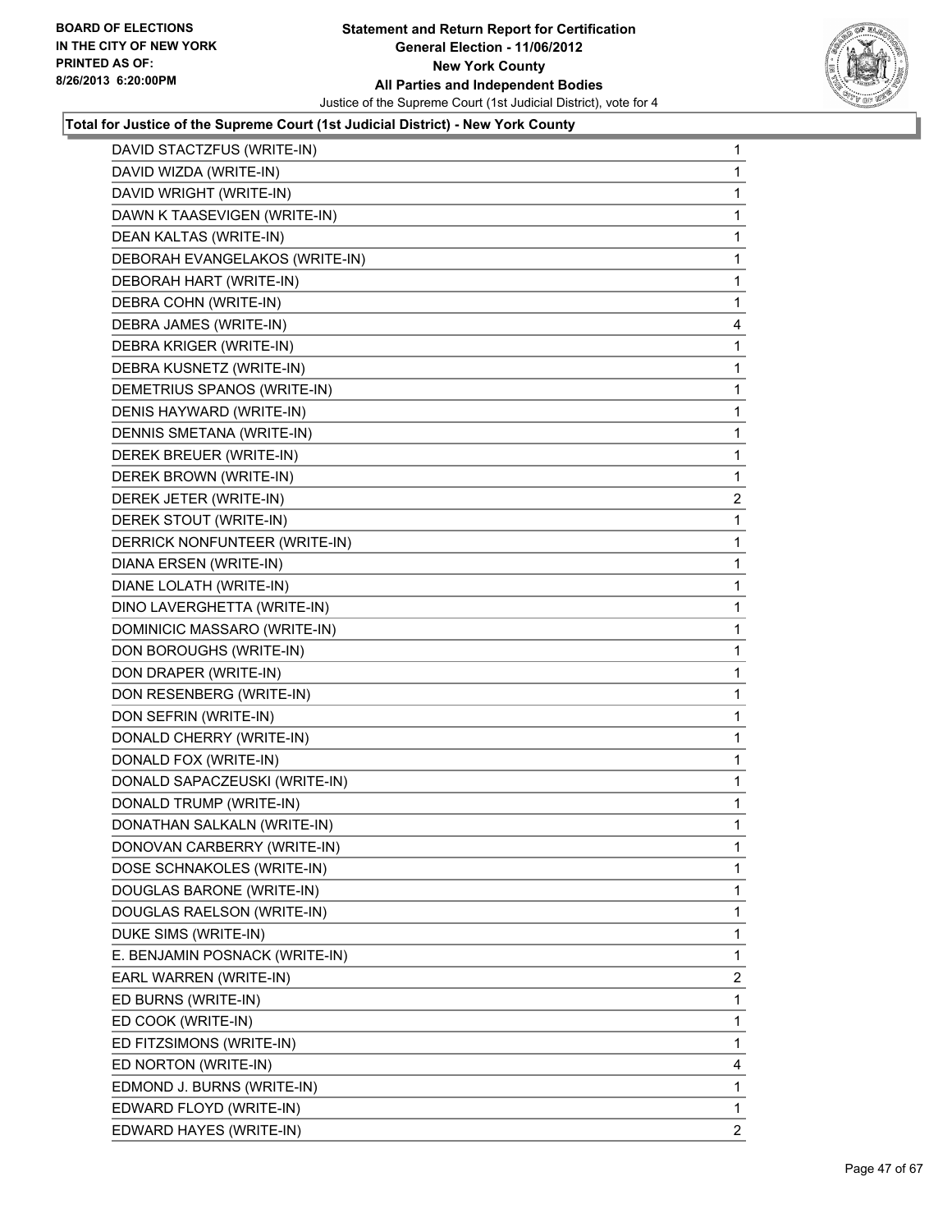**Total for Justice of the Supreme Court (1st Judicial District) - New York County**

| | |
|---|---|
| DAVID STACTZFUS (WRITE-IN) | 1 |
| DAVID WIZDA (WRITE-IN) | 1 |
| DAVID WRIGHT (WRITE-IN) | 1 |
| DAWN K TAASEVIGEN (WRITE-IN) | 1 |
| DEAN KALTAS (WRITE-IN) | 1 |
| DEBORAH EVANGELAKOS (WRITE-IN) | 1 |
| DEBORAH HART (WRITE-IN) | 1 |
| DEBRA COHN (WRITE-IN) | 1 |
| DEBRA JAMES (WRITE-IN) | 4 |
| DEBRA KRIGER (WRITE-IN) | 1 |
| DEBRA KUSNETZ (WRITE-IN) | 1 |
| DEMETRIUS SPANOS (WRITE-IN) | 1 |
| DENIS HAYWARD (WRITE-IN) | 1 |
| DENNIS SMETANA (WRITE-IN) | 1 |
| DEREK BREUER (WRITE-IN) | 1 |
| DEREK BROWN (WRITE-IN) | 1 |
| DEREK JETER (WRITE-IN) | 2 |
| DEREK STOUT (WRITE-IN) | 1 |
| DERRICK NONFUNTEER (WRITE-IN) | 1 |
| DIANA ERSEN (WRITE-IN) | 1 |
| DIANE LOLATH (WRITE-IN) | 1 |
| DINO LAVERGHETTA (WRITE-IN) | 1 |
| DOMINICIC MASSARO (WRITE-IN) | 1 |
| DON BOROUGHS (WRITE-IN) | 1 |
| DON DRAPER (WRITE-IN) | 1 |
| DON RESENBERG (WRITE-IN) | 1 |
| DON SEFRIN (WRITE-IN) | 1 |
| DONALD CHERRY (WRITE-IN) | 1 |
| DONALD FOX (WRITE-IN) | 1 |
| DONALD SAPACZEUSKI (WRITE-IN) | 1 |
| DONALD TRUMP (WRITE-IN) | 1 |
| DONATHAN SALKALN (WRITE-IN) | 1 |
| DONOVAN CARBERRY (WRITE-IN) | 1 |
| DOSE SCHNAKOLES (WRITE-IN) | 1 |
| DOUGLAS BARONE (WRITE-IN) | 1 |
| DOUGLAS RAELSON (WRITE-IN) | 1 |
| DUKE SIMS (WRITE-IN) | 1 |
| E. BENJAMIN POSNACK (WRITE-IN) | 1 |
| EARL WARREN (WRITE-IN) | 2 |
| ED BURNS (WRITE-IN) | 1 |
| ED COOK (WRITE-IN) | 1 |
| ED FITZSIMONS (WRITE-IN) | 1 |
| ED NORTON (WRITE-IN) | 4 |
| EDMOND J. BURNS (WRITE-IN) | 1 |
| EDWARD FLOYD (WRITE-IN) | 1 |
| EDWARD HAYES (WRITE-IN) | 2 |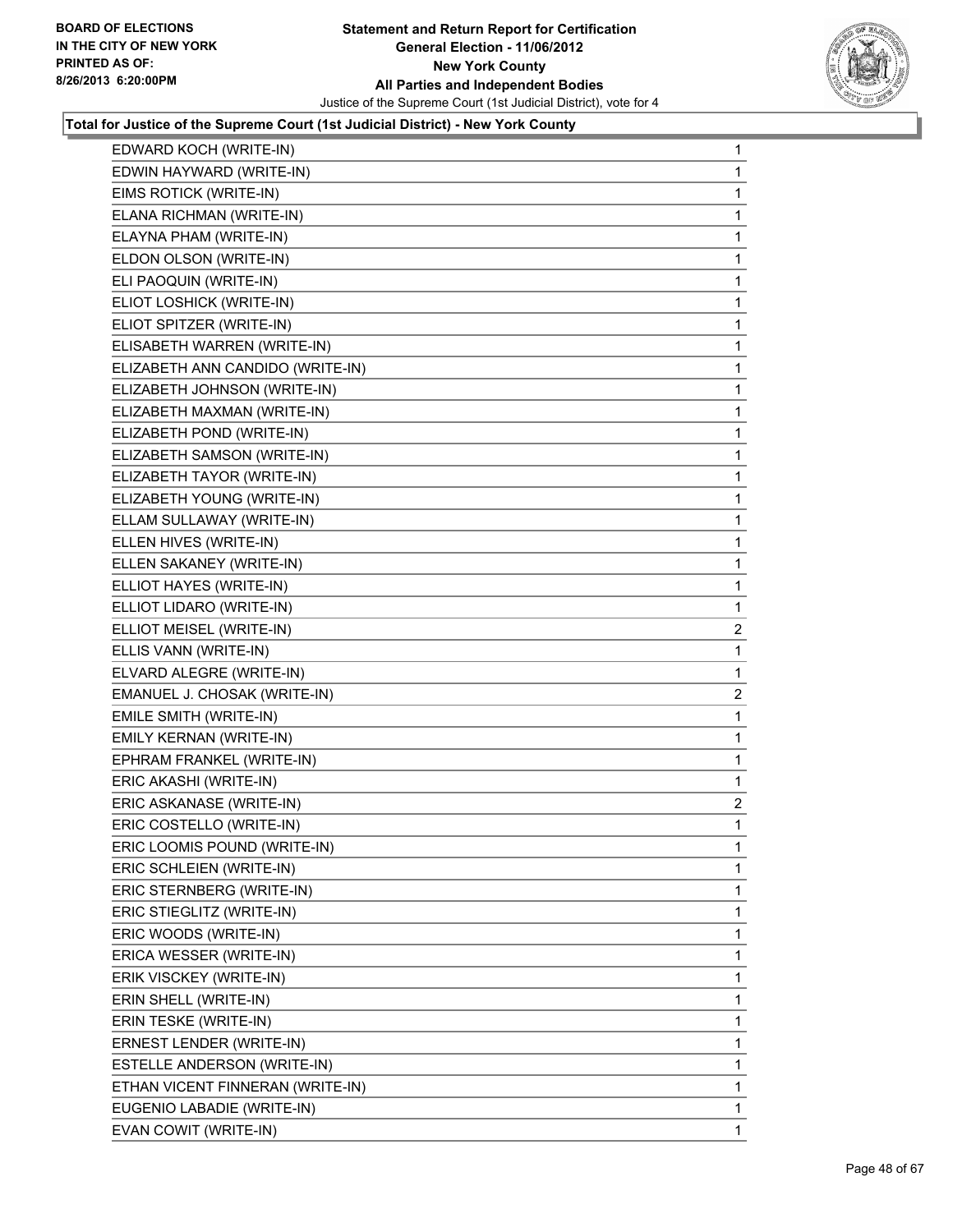**Statement and Return Report for Certification**
**General Election - 11/06/2012**
**New York County**
**All Parties and Independent Bodies**
Justice of the Supreme Court (1st Judicial District), vote for 4

BOARD OF ELECTIONS IN THE CITY OF NEW YORK PRINTED AS OF: 8/26/2013 6:20:00PM

**Total for Justice of the Supreme Court (1st Judicial District) - New York County**

| | |
|---|---|
| EDWARD KOCH (WRITE-IN) | 1 |
| EDWIN HAYWARD (WRITE-IN) | 1 |
| EIMS ROTICK (WRITE-IN) | 1 |
| ELANA RICHMAN (WRITE-IN) | 1 |
| ELAYNA PHAM (WRITE-IN) | 1 |
| ELDON OLSON (WRITE-IN) | 1 |
| ELI PAOQUIN (WRITE-IN) | 1 |
| ELIOT LOSHICK (WRITE-IN) | 1 |
| ELIOT SPITZER (WRITE-IN) | 1 |
| ELISABETH WARREN (WRITE-IN) | 1 |
| ELIZABETH ANN CANDIDO (WRITE-IN) | 1 |
| ELIZABETH JOHNSON (WRITE-IN) | 1 |
| ELIZABETH MAXMAN (WRITE-IN) | 1 |
| ELIZABETH POND (WRITE-IN) | 1 |
| ELIZABETH SAMSON (WRITE-IN) | 1 |
| ELIZABETH TAYOR (WRITE-IN) | 1 |
| ELIZABETH YOUNG (WRITE-IN) | 1 |
| ELLAM SULLAWAY (WRITE-IN) | 1 |
| ELLEN HIVES (WRITE-IN) | 1 |
| ELLEN SAKANEY (WRITE-IN) | 1 |
| ELLIOT HAYES (WRITE-IN) | 1 |
| ELLIOT LIDARO (WRITE-IN) | 1 |
| ELLIOT MEISEL (WRITE-IN) | 2 |
| ELLIS VANN (WRITE-IN) | 1 |
| ELVARD ALEGRE (WRITE-IN) | 1 |
| EMANUEL J. CHOSAK (WRITE-IN) | 2 |
| EMILE SMITH (WRITE-IN) | 1 |
| EMILY KERNAN (WRITE-IN) | 1 |
| EPHRAM FRANKEL (WRITE-IN) | 1 |
| ERIC AKASHI (WRITE-IN) | 1 |
| ERIC ASKANASE (WRITE-IN) | 2 |
| ERIC COSTELLO (WRITE-IN) | 1 |
| ERIC LOOMIS POUND (WRITE-IN) | 1 |
| ERIC SCHLEIEN (WRITE-IN) | 1 |
| ERIC STERNBERG (WRITE-IN) | 1 |
| ERIC STIEGLITZ (WRITE-IN) | 1 |
| ERIC WOODS (WRITE-IN) | 1 |
| ERICA WESSER (WRITE-IN) | 1 |
| ERIK VISCKEY (WRITE-IN) | 1 |
| ERIN SHELL (WRITE-IN) | 1 |
| ERIN TESKE (WRITE-IN) | 1 |
| ERNEST LENDER (WRITE-IN) | 1 |
| ESTELLE ANDERSON (WRITE-IN) | 1 |
| ETHAN VICENT FINNERAN (WRITE-IN) | 1 |
| EUGENIO LABADIE (WRITE-IN) | 1 |
| EVAN COWIT (WRITE-IN) | 1 |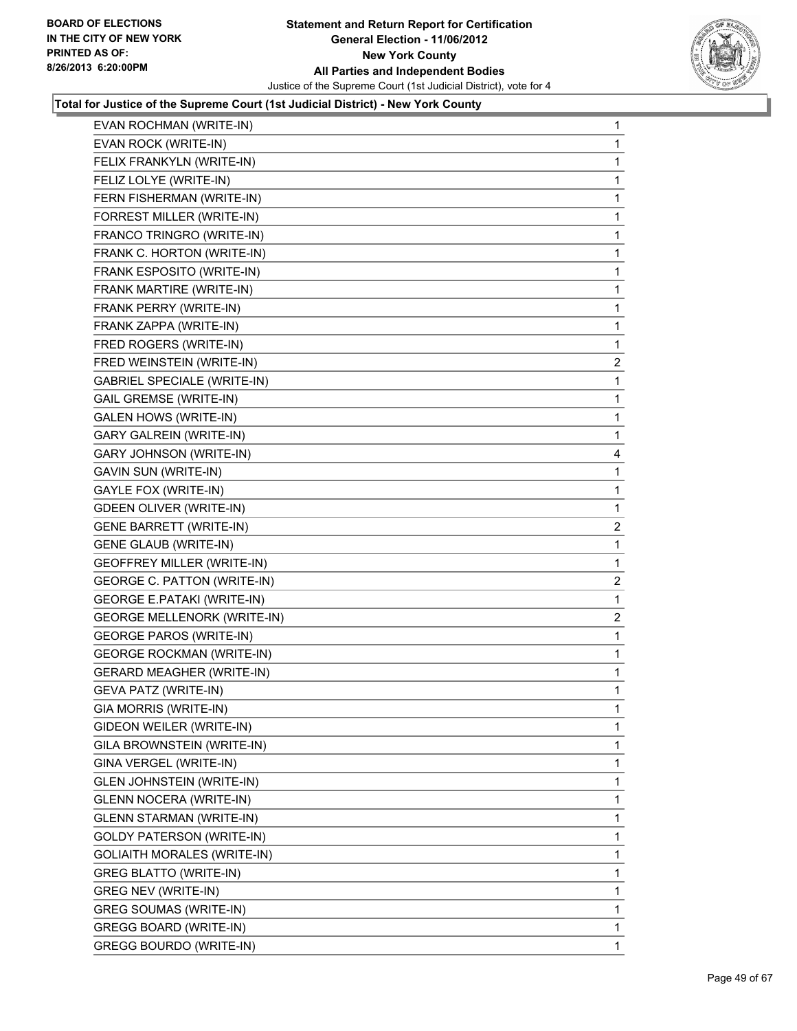BOARD OF ELECTIONS
IN THE CITY OF NEW YORK
PRINTED AS OF:
8/26/2013 6:20:00PM

**Statement and Return Report for Certification**
**General Election - 11/06/2012**
**New York County**
**All Parties and Independent Bodies**
Justice of the Supreme Court (1st Judicial District), vote for 4

### Total for Justice of the Supreme Court (1st Judicial District) - New York County

| Candidate | Votes |
|---|---|
| EVAN ROCHMAN (WRITE-IN) | 1 |
| EVAN ROCK (WRITE-IN) | 1 |
| FELIX FRANKYLN (WRITE-IN) | 1 |
| FELIZ LOLYE (WRITE-IN) | 1 |
| FERN FISHERMAN (WRITE-IN) | 1 |
| FORREST MILLER (WRITE-IN) | 1 |
| FRANCO TRINGRO (WRITE-IN) | 1 |
| FRANK C. HORTON (WRITE-IN) | 1 |
| FRANK ESPOSITO (WRITE-IN) | 1 |
| FRANK MARTIRE (WRITE-IN) | 1 |
| FRANK PERRY (WRITE-IN) | 1 |
| FRANK ZAPPA (WRITE-IN) | 1 |
| FRED ROGERS (WRITE-IN) | 1 |
| FRED WEINSTEIN (WRITE-IN) | 2 |
| GABRIEL SPECIALE (WRITE-IN) | 1 |
| GAIL GREMSE (WRITE-IN) | 1 |
| GALEN HOWS (WRITE-IN) | 1 |
| GARY GALREIN (WRITE-IN) | 1 |
| GARY JOHNSON (WRITE-IN) | 4 |
| GAVIN SUN (WRITE-IN) | 1 |
| GAYLE FOX (WRITE-IN) | 1 |
| GDEEN OLIVER (WRITE-IN) | 1 |
| GENE BARRETT (WRITE-IN) | 2 |
| GENE GLAUB (WRITE-IN) | 1 |
| GEOFFREY MILLER (WRITE-IN) | 1 |
| GEORGE C. PATTON (WRITE-IN) | 2 |
| GEORGE E.PATAKI (WRITE-IN) | 1 |
| GEORGE MELLENORK (WRITE-IN) | 2 |
| GEORGE PAROS (WRITE-IN) | 1 |
| GEORGE ROCKMAN (WRITE-IN) | 1 |
| GERARD MEAGHER (WRITE-IN) | 1 |
| GEVA PATZ (WRITE-IN) | 1 |
| GIA MORRIS (WRITE-IN) | 1 |
| GIDEON WEILER (WRITE-IN) | 1 |
| GILA BROWNSTEIN (WRITE-IN) | 1 |
| GINA VERGEL (WRITE-IN) | 1 |
| GLEN JOHNSTEIN (WRITE-IN) | 1 |
| GLENN NOCERA (WRITE-IN) | 1 |
| GLENN STARMAN (WRITE-IN) | 1 |
| GOLDY PATERSON (WRITE-IN) | 1 |
| GOLIAITH MORALES (WRITE-IN) | 1 |
| GREG BLATTO (WRITE-IN) | 1 |
| GREG NEV (WRITE-IN) | 1 |
| GREG SOUMAS (WRITE-IN) | 1 |
| GREGG BOARD (WRITE-IN) | 1 |
| GREGG BOURDO (WRITE-IN) | 1 |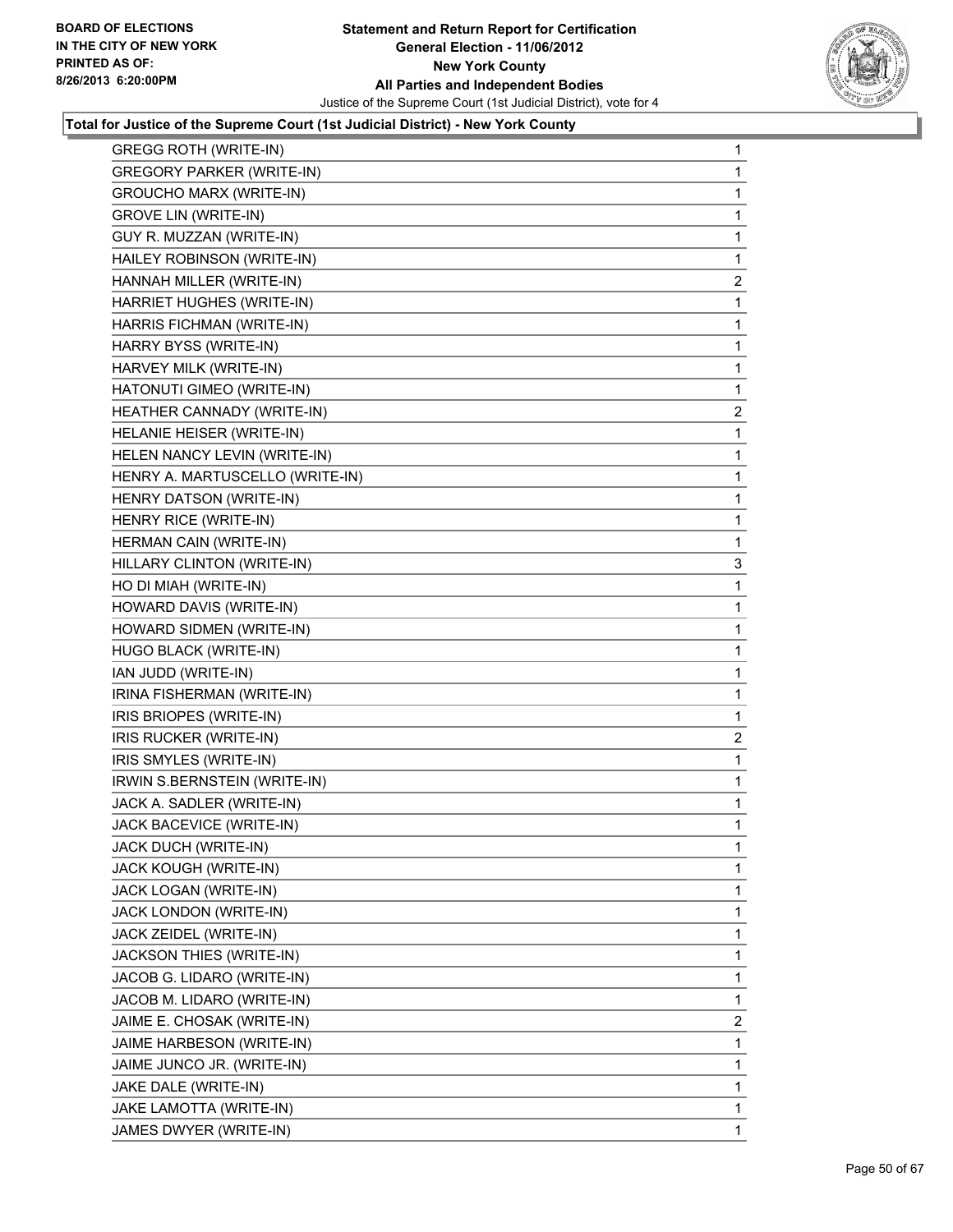**Total for Justice of the Supreme Court (1st Judicial District) - New York County**

| | |
|---|---|
| GREGG ROTH (WRITE-IN) | 1 |
| GREGORY PARKER (WRITE-IN) | 1 |
| GROUCHO MARX (WRITE-IN) | 1 |
| GROVE LIN (WRITE-IN) | 1 |
| GUY R. MUZZAN (WRITE-IN) | 1 |
| HAILEY ROBINSON (WRITE-IN) | 1 |
| HANNAH MILLER (WRITE-IN) | 2 |
| HARRIET HUGHES (WRITE-IN) | 1 |
| HARRIS FICHMAN (WRITE-IN) | 1 |
| HARRY BYSS (WRITE-IN) | 1 |
| HARVEY MILK (WRITE-IN) | 1 |
| HATONUTI GIMEO (WRITE-IN) | 1 |
| HEATHER CANNADY (WRITE-IN) | 2 |
| HELANIE HEISER (WRITE-IN) | 1 |
| HELEN NANCY LEVIN (WRITE-IN) | 1 |
| HENRY A. MARTUSCELLO (WRITE-IN) | 1 |
| HENRY DATSON (WRITE-IN) | 1 |
| HENRY RICE (WRITE-IN) | 1 |
| HERMAN CAIN (WRITE-IN) | 1 |
| HILLARY CLINTON (WRITE-IN) | 3 |
| HO DI MIAH (WRITE-IN) | 1 |
| HOWARD DAVIS (WRITE-IN) | 1 |
| HOWARD SIDMEN (WRITE-IN) | 1 |
| HUGO BLACK (WRITE-IN) | 1 |
| IAN JUDD (WRITE-IN) | 1 |
| IRINA FISHERMAN (WRITE-IN) | 1 |
| IRIS BRIOPES (WRITE-IN) | 1 |
| IRIS RUCKER (WRITE-IN) | 2 |
| IRIS SMYLES (WRITE-IN) | 1 |
| IRWIN S.BERNSTEIN (WRITE-IN) | 1 |
| JACK A. SADLER (WRITE-IN) | 1 |
| JACK BACEVICE (WRITE-IN) | 1 |
| JACK DUCH (WRITE-IN) | 1 |
| JACK KOUGH (WRITE-IN) | 1 |
| JACK LOGAN (WRITE-IN) | 1 |
| JACK LONDON (WRITE-IN) | 1 |
| JACK ZEIDEL (WRITE-IN) | 1 |
| JACKSON THIES (WRITE-IN) | 1 |
| JACOB G. LIDARO (WRITE-IN) | 1 |
| JACOB M. LIDARO (WRITE-IN) | 1 |
| JAIME E. CHOSAK (WRITE-IN) | 2 |
| JAIME HARBESON (WRITE-IN) | 1 |
| JAIME JUNCO JR. (WRITE-IN) | 1 |
| JAKE DALE (WRITE-IN) | 1 |
| JAKE LAMOTTA (WRITE-IN) | 1 |
| JAMES DWYER (WRITE-IN) | 1 |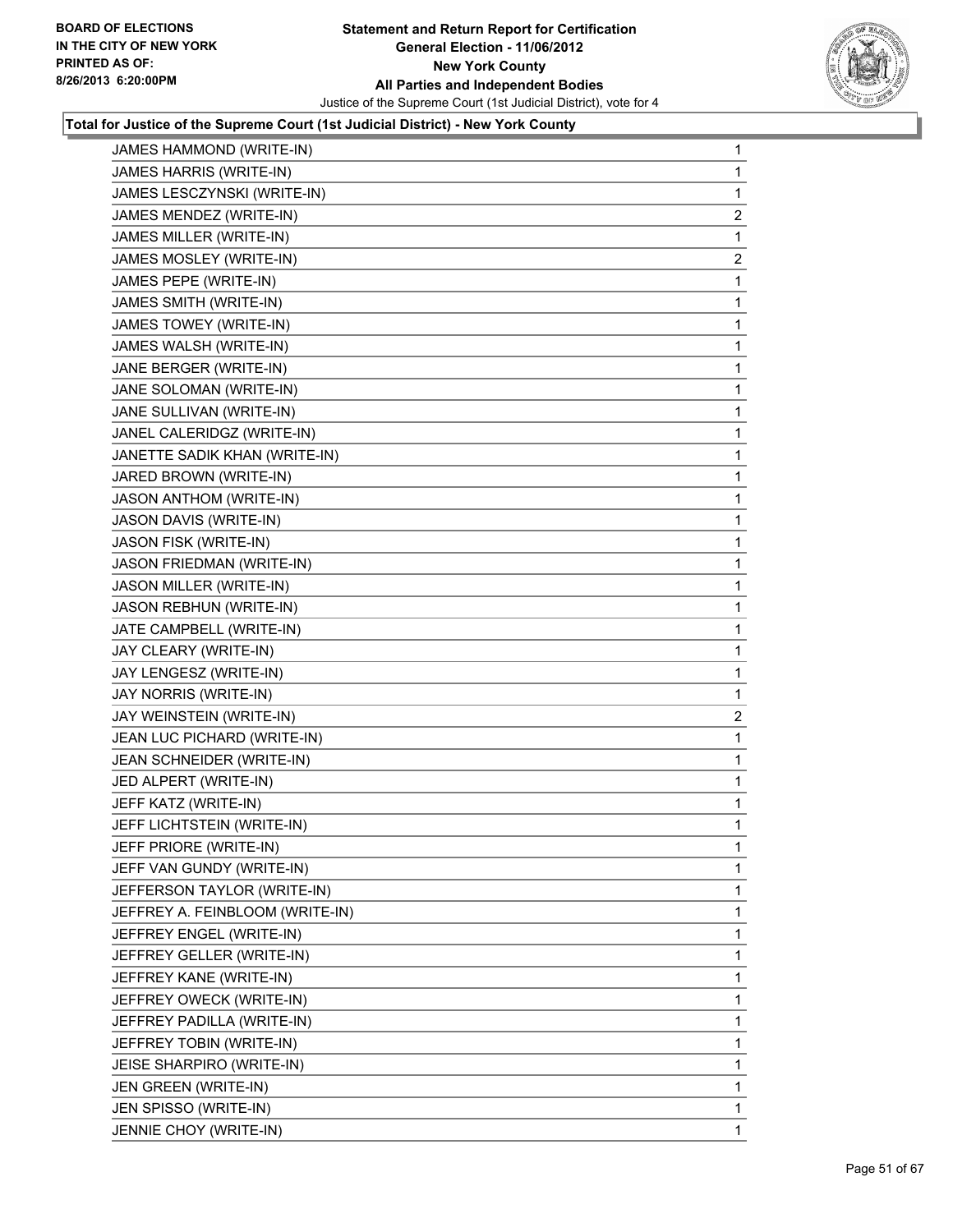**Total for Justice of the Supreme Court (1st Judicial District) - New York County**

| | |
|---|---|
| JAMES HAMMOND (WRITE-IN) | 1 |
| JAMES HARRIS (WRITE-IN) | 1 |
| JAMES LESCZYNSKI (WRITE-IN) | 1 |
| JAMES MENDEZ (WRITE-IN) | 2 |
| JAMES MILLER (WRITE-IN) | 1 |
| JAMES MOSLEY (WRITE-IN) | 2 |
| JAMES PEPE (WRITE-IN) | 1 |
| JAMES SMITH (WRITE-IN) | 1 |
| JAMES TOWEY (WRITE-IN) | 1 |
| JAMES WALSH (WRITE-IN) | 1 |
| JANE BERGER (WRITE-IN) | 1 |
| JANE SOLOMAN (WRITE-IN) | 1 |
| JANE SULLIVAN (WRITE-IN) | 1 |
| JANEL CALERIDGZ (WRITE-IN) | 1 |
| JANETTE SADIK KHAN (WRITE-IN) | 1 |
| JARED BROWN (WRITE-IN) | 1 |
| JASON ANTHOM (WRITE-IN) | 1 |
| JASON DAVIS (WRITE-IN) | 1 |
| JASON FISK (WRITE-IN) | 1 |
| JASON FRIEDMAN (WRITE-IN) | 1 |
| JASON MILLER (WRITE-IN) | 1 |
| JASON REBHUN (WRITE-IN) | 1 |
| JATE CAMPBELL (WRITE-IN) | 1 |
| JAY CLEARY (WRITE-IN) | 1 |
| JAY LENGESZ (WRITE-IN) | 1 |
| JAY NORRIS (WRITE-IN) | 1 |
| JAY WEINSTEIN (WRITE-IN) | 2 |
| JEAN LUC PICHARD (WRITE-IN) | 1 |
| JEAN SCHNEIDER (WRITE-IN) | 1 |
| JED ALPERT (WRITE-IN) | 1 |
| JEFF KATZ (WRITE-IN) | 1 |
| JEFF LICHTSTEIN (WRITE-IN) | 1 |
| JEFF PRIORE (WRITE-IN) | 1 |
| JEFF VAN GUNDY (WRITE-IN) | 1 |
| JEFFERSON TAYLOR (WRITE-IN) | 1 |
| JEFFREY A. FEINBLOOM (WRITE-IN) | 1 |
| JEFFREY ENGEL (WRITE-IN) | 1 |
| JEFFREY GELLER (WRITE-IN) | 1 |
| JEFFREY KANE (WRITE-IN) | 1 |
| JEFFREY OWECK (WRITE-IN) | 1 |
| JEFFREY PADILLA (WRITE-IN) | 1 |
| JEFFREY TOBIN (WRITE-IN) | 1 |
| JEISE SHARPIRO (WRITE-IN) | 1 |
| JEN GREEN (WRITE-IN) | 1 |
| JEN SPISSO (WRITE-IN) | 1 |
| JENNIE CHOY (WRITE-IN) | 1 |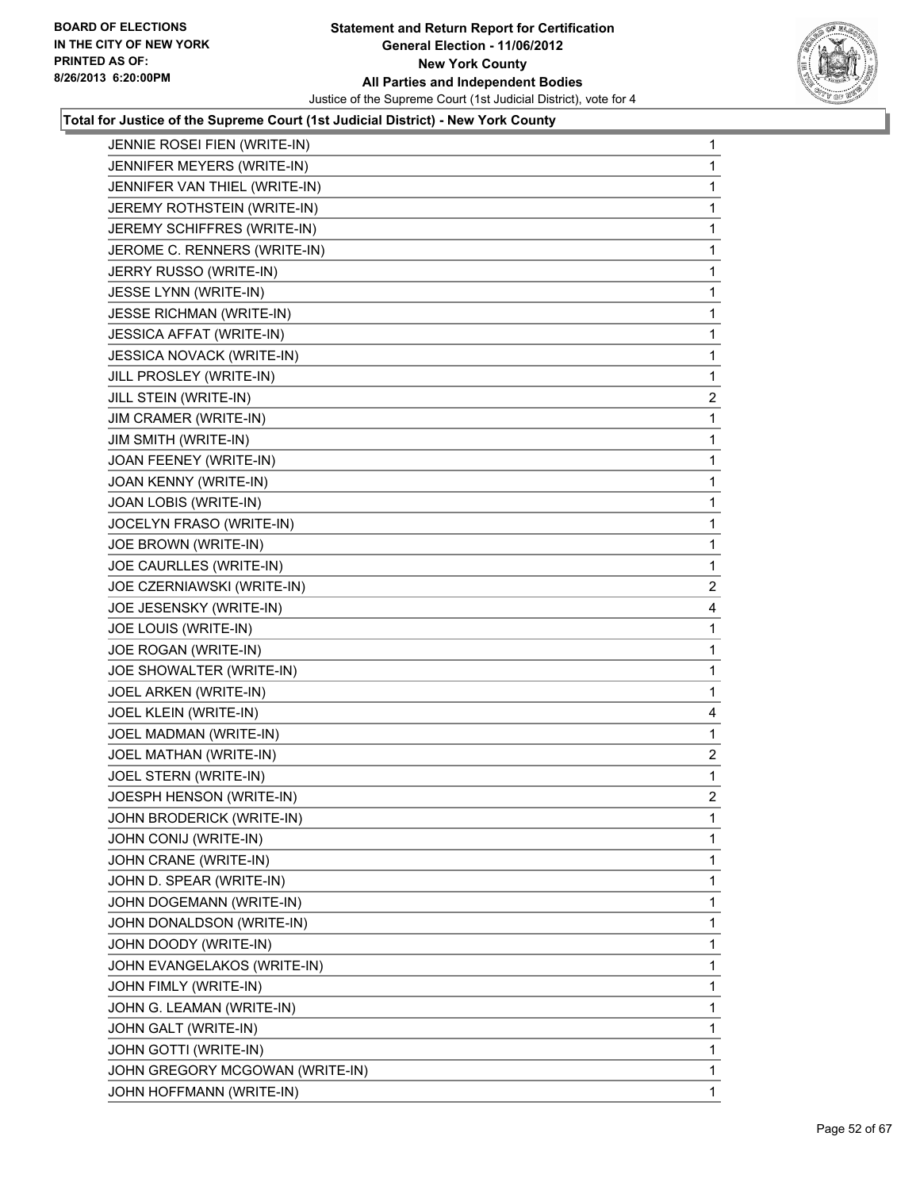**Total for Justice of the Supreme Court (1st Judicial District) - New York County**

| | |
|---|---|
| JENNIE ROSEI FIEN (WRITE-IN) | 1 |
| JENNIFER MEYERS (WRITE-IN) | 1 |
| JENNIFER VAN THIEL (WRITE-IN) | 1 |
| JEREMY ROTHSTEIN (WRITE-IN) | 1 |
| JEREMY SCHIFFRES (WRITE-IN) | 1 |
| JEROME C. RENNERS (WRITE-IN) | 1 |
| JERRY RUSSO (WRITE-IN) | 1 |
| JESSE LYNN (WRITE-IN) | 1 |
| JESSE RICHMAN (WRITE-IN) | 1 |
| JESSICA AFFAT (WRITE-IN) | 1 |
| JESSICA NOVACK (WRITE-IN) | 1 |
| JILL PROSLEY (WRITE-IN) | 1 |
| JILL STEIN (WRITE-IN) | 2 |
| JIM CRAMER (WRITE-IN) | 1 |
| JIM SMITH (WRITE-IN) | 1 |
| JOAN FEENEY (WRITE-IN) | 1 |
| JOAN KENNY (WRITE-IN) | 1 |
| JOAN LOBIS (WRITE-IN) | 1 |
| JOCELYN FRASO (WRITE-IN) | 1 |
| JOE BROWN (WRITE-IN) | 1 |
| JOE CAURLLES (WRITE-IN) | 1 |
| JOE CZERNIAWSKI (WRITE-IN) | 2 |
| JOE JESENSKY (WRITE-IN) | 4 |
| JOE LOUIS (WRITE-IN) | 1 |
| JOE ROGAN (WRITE-IN) | 1 |
| JOE SHOWALTER (WRITE-IN) | 1 |
| JOEL ARKEN (WRITE-IN) | 1 |
| JOEL KLEIN (WRITE-IN) | 4 |
| JOEL MADMAN (WRITE-IN) | 1 |
| JOEL MATHAN (WRITE-IN) | 2 |
| JOEL STERN (WRITE-IN) | 1 |
| JOESPH HENSON (WRITE-IN) | 2 |
| JOHN BRODERICK (WRITE-IN) | 1 |
| JOHN CONIJ (WRITE-IN) | 1 |
| JOHN CRANE (WRITE-IN) | 1 |
| JOHN D. SPEAR (WRITE-IN) | 1 |
| JOHN DOGEMANN (WRITE-IN) | 1 |
| JOHN DONALDSON (WRITE-IN) | 1 |
| JOHN DOODY (WRITE-IN) | 1 |
| JOHN EVANGELAKOS (WRITE-IN) | 1 |
| JOHN FIMLY (WRITE-IN) | 1 |
| JOHN G. LEAMAN (WRITE-IN) | 1 |
| JOHN GALT (WRITE-IN) | 1 |
| JOHN GOTTI (WRITE-IN) | 1 |
| JOHN GREGORY MCGOWAN (WRITE-IN) | 1 |
| JOHN HOFFMANN (WRITE-IN) | 1 |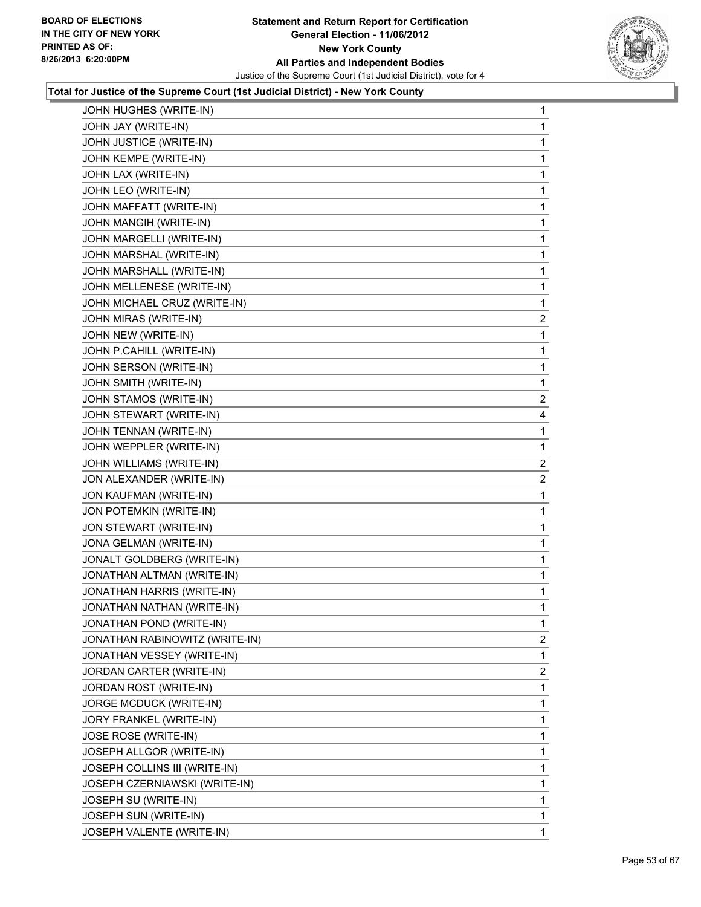**Total for Justice of the Supreme Court (1st Judicial District) - New York County**

| | |
|---|---|
| JOHN HUGHES (WRITE-IN) | 1 |
| JOHN JAY (WRITE-IN) | 1 |
| JOHN JUSTICE (WRITE-IN) | 1 |
| JOHN KEMPE (WRITE-IN) | 1 |
| JOHN LAX (WRITE-IN) | 1 |
| JOHN LEO (WRITE-IN) | 1 |
| JOHN MAFFATT (WRITE-IN) | 1 |
| JOHN MANGIH (WRITE-IN) | 1 |
| JOHN MARGELLI (WRITE-IN) | 1 |
| JOHN MARSHAL (WRITE-IN) | 1 |
| JOHN MARSHALL (WRITE-IN) | 1 |
| JOHN MELLENESE (WRITE-IN) | 1 |
| JOHN MICHAEL CRUZ (WRITE-IN) | 1 |
| JOHN MIRAS (WRITE-IN) | 2 |
| JOHN NEW (WRITE-IN) | 1 |
| JOHN P.CAHILL (WRITE-IN) | 1 |
| JOHN SERSON (WRITE-IN) | 1 |
| JOHN SMITH (WRITE-IN) | 1 |
| JOHN STAMOS (WRITE-IN) | 2 |
| JOHN STEWART (WRITE-IN) | 4 |
| JOHN TENNAN (WRITE-IN) | 1 |
| JOHN WEPPLER (WRITE-IN) | 1 |
| JOHN WILLIAMS (WRITE-IN) | 2 |
| JON ALEXANDER (WRITE-IN) | 2 |
| JON KAUFMAN (WRITE-IN) | 1 |
| JON POTEMKIN (WRITE-IN) | 1 |
| JON STEWART (WRITE-IN) | 1 |
| JONA GELMAN (WRITE-IN) | 1 |
| JONALT GOLDBERG (WRITE-IN) | 1 |
| JONATHAN ALTMAN (WRITE-IN) | 1 |
| JONATHAN HARRIS (WRITE-IN) | 1 |
| JONATHAN NATHAN (WRITE-IN) | 1 |
| JONATHAN POND (WRITE-IN) | 1 |
| JONATHAN RABINOWITZ (WRITE-IN) | 2 |
| JONATHAN VESSEY (WRITE-IN) | 1 |
| JORDAN CARTER (WRITE-IN) | 2 |
| JORDAN ROST (WRITE-IN) | 1 |
| JORGE MCDUCK (WRITE-IN) | 1 |
| JORY FRANKEL (WRITE-IN) | 1 |
| JOSE ROSE (WRITE-IN) | 1 |
| JOSEPH ALLGOR (WRITE-IN) | 1 |
| JOSEPH COLLINS III (WRITE-IN) | 1 |
| JOSEPH CZERNIAWSKI (WRITE-IN) | 1 |
| JOSEPH SU (WRITE-IN) | 1 |
| JOSEPH SUN (WRITE-IN) | 1 |
| JOSEPH VALENTE (WRITE-IN) | 1 |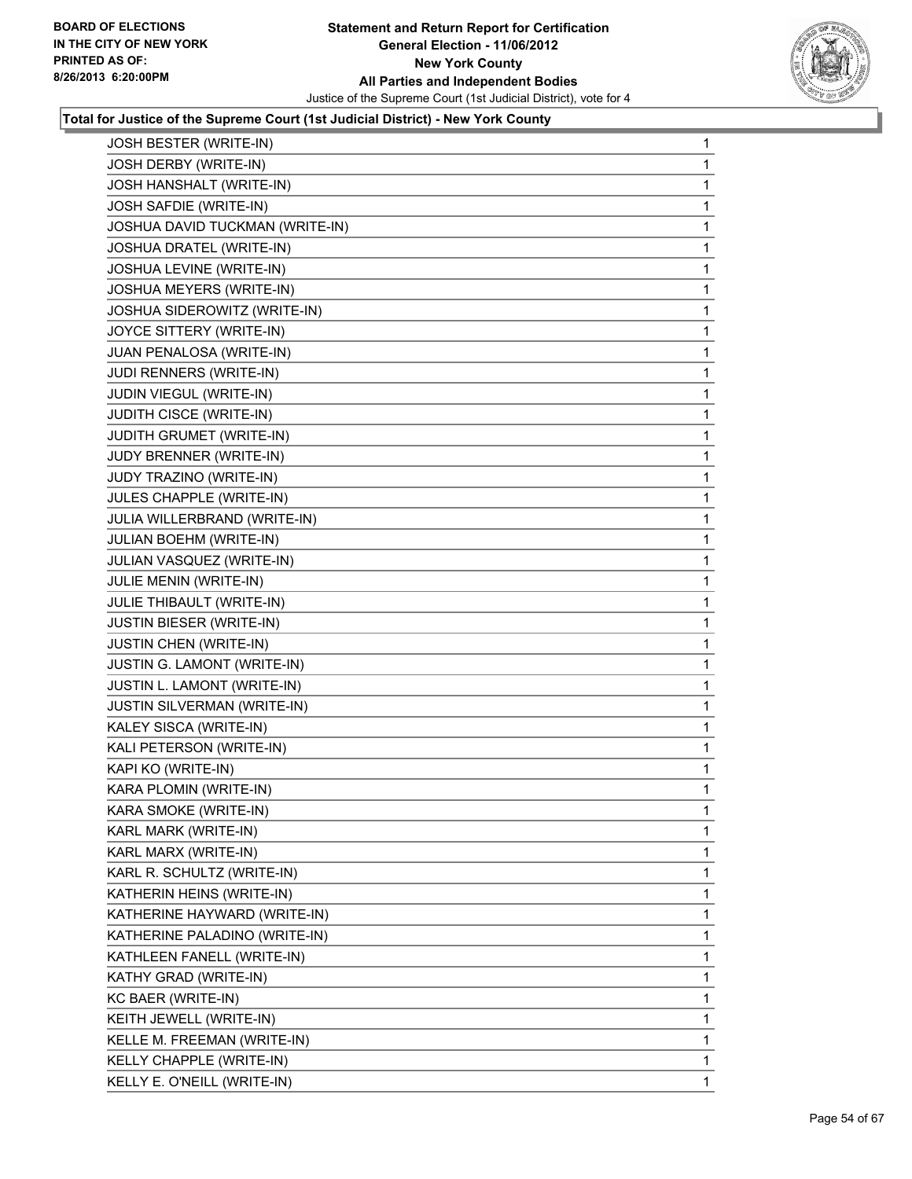**Total for Justice of the Supreme Court (1st Judicial District) - New York County**

| | |
|---|---|
| JOSH BESTER (WRITE-IN) | 1 |
| JOSH DERBY (WRITE-IN) | 1 |
| JOSH HANSHALT (WRITE-IN) | 1 |
| JOSH SAFDIE (WRITE-IN) | 1 |
| JOSHUA DAVID TUCKMAN (WRITE-IN) | 1 |
| JOSHUA DRATEL (WRITE-IN) | 1 |
| JOSHUA LEVINE (WRITE-IN) | 1 |
| JOSHUA MEYERS (WRITE-IN) | 1 |
| JOSHUA SIDEROWITZ (WRITE-IN) | 1 |
| JOYCE SITTERY (WRITE-IN) | 1 |
| JUAN PENALOSA (WRITE-IN) | 1 |
| JUDI RENNERS (WRITE-IN) | 1 |
| JUDIN VIEGUL (WRITE-IN) | 1 |
| JUDITH CISCE (WRITE-IN) | 1 |
| JUDITH GRUMET (WRITE-IN) | 1 |
| JUDY BRENNER (WRITE-IN) | 1 |
| JUDY TRAZINO (WRITE-IN) | 1 |
| JULES CHAPPLE (WRITE-IN) | 1 |
| JULIA WILLERBRAND (WRITE-IN) | 1 |
| JULIAN BOEHM (WRITE-IN) | 1 |
| JULIAN VASQUEZ (WRITE-IN) | 1 |
| JULIE MENIN (WRITE-IN) | 1 |
| JULIE THIBAULT (WRITE-IN) | 1 |
| JUSTIN BIESER (WRITE-IN) | 1 |
| JUSTIN CHEN (WRITE-IN) | 1 |
| JUSTIN G. LAMONT (WRITE-IN) | 1 |
| JUSTIN L. LAMONT (WRITE-IN) | 1 |
| JUSTIN SILVERMAN (WRITE-IN) | 1 |
| KALEY SISCA (WRITE-IN) | 1 |
| KALI PETERSON (WRITE-IN) | 1 |
| KAPI KO (WRITE-IN) | 1 |
| KARA PLOMIN (WRITE-IN) | 1 |
| KARA SMOKE (WRITE-IN) | 1 |
| KARL MARK (WRITE-IN) | 1 |
| KARL MARX (WRITE-IN) | 1 |
| KARL R. SCHULTZ (WRITE-IN) | 1 |
| KATHERIN HEINS (WRITE-IN) | 1 |
| KATHERINE HAYWARD (WRITE-IN) | 1 |
| KATHERINE PALADINO (WRITE-IN) | 1 |
| KATHLEEN FANELL (WRITE-IN) | 1 |
| KATHY GRAD (WRITE-IN) | 1 |
| KC BAER (WRITE-IN) | 1 |
| KEITH JEWELL (WRITE-IN) | 1 |
| KELLE M. FREEMAN (WRITE-IN) | 1 |
| KELLY CHAPPLE (WRITE-IN) | 1 |
| KELLY E. O'NEILL (WRITE-IN) | 1 |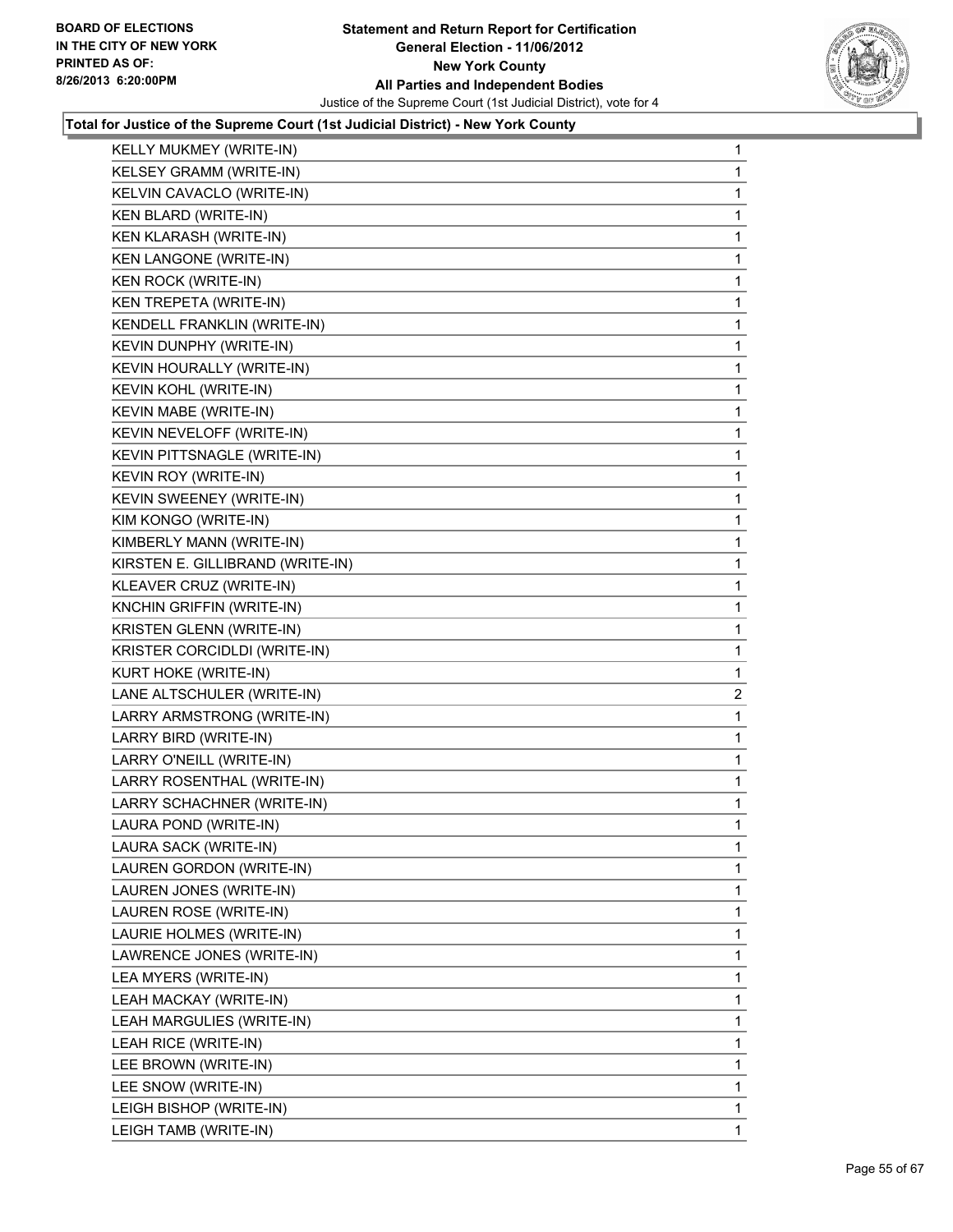**Statement and Return Report for Certification**
**General Election - 11/06/2012**
**New York County**
**All Parties and Independent Bodies**
Justice of the Supreme Court (1st Judicial District), vote for 4

BOARD OF ELECTIONS IN THE CITY OF NEW YORK PRINTED AS OF: 8/26/2013 6:20:00PM

**Total for Justice of the Supreme Court (1st Judicial District) - New York County**

| | |
|---|---|
| KELLY MUKMEY (WRITE-IN) | 1 |
| KELSEY GRAMM (WRITE-IN) | 1 |
| KELVIN CAVACLO (WRITE-IN) | 1 |
| KEN BLARD (WRITE-IN) | 1 |
| KEN KLARASH (WRITE-IN) | 1 |
| KEN LANGONE (WRITE-IN) | 1 |
| KEN ROCK (WRITE-IN) | 1 |
| KEN TREPETA (WRITE-IN) | 1 |
| KENDELL FRANKLIN (WRITE-IN) | 1 |
| KEVIN DUNPHY (WRITE-IN) | 1 |
| KEVIN HOURALLY (WRITE-IN) | 1 |
| KEVIN KOHL (WRITE-IN) | 1 |
| KEVIN MABE (WRITE-IN) | 1 |
| KEVIN NEVELOFF (WRITE-IN) | 1 |
| KEVIN PITTSNAGLE (WRITE-IN) | 1 |
| KEVIN ROY (WRITE-IN) | 1 |
| KEVIN SWEENEY (WRITE-IN) | 1 |
| KIM KONGO (WRITE-IN) | 1 |
| KIMBERLY MANN (WRITE-IN) | 1 |
| KIRSTEN E. GILLIBRAND (WRITE-IN) | 1 |
| KLEAVER CRUZ (WRITE-IN) | 1 |
| KNCHIN GRIFFIN (WRITE-IN) | 1 |
| KRISTEN GLENN (WRITE-IN) | 1 |
| KRISTER CORCIDLDI (WRITE-IN) | 1 |
| KURT HOKE (WRITE-IN) | 1 |
| LANE ALTSCHULER (WRITE-IN) | 2 |
| LARRY ARMSTRONG (WRITE-IN) | 1 |
| LARRY BIRD (WRITE-IN) | 1 |
| LARRY O'NEILL (WRITE-IN) | 1 |
| LARRY ROSENTHAL (WRITE-IN) | 1 |
| LARRY SCHACHNER (WRITE-IN) | 1 |
| LAURA POND (WRITE-IN) | 1 |
| LAURA SACK (WRITE-IN) | 1 |
| LAUREN GORDON (WRITE-IN) | 1 |
| LAUREN JONES (WRITE-IN) | 1 |
| LAUREN ROSE (WRITE-IN) | 1 |
| LAURIE HOLMES (WRITE-IN) | 1 |
| LAWRENCE JONES (WRITE-IN) | 1 |
| LEA MYERS (WRITE-IN) | 1 |
| LEAH MACKAY (WRITE-IN) | 1 |
| LEAH MARGULIES (WRITE-IN) | 1 |
| LEAH RICE (WRITE-IN) | 1 |
| LEE BROWN (WRITE-IN) | 1 |
| LEE SNOW (WRITE-IN) | 1 |
| LEIGH BISHOP (WRITE-IN) | 1 |
| LEIGH TAMB (WRITE-IN) | 1 |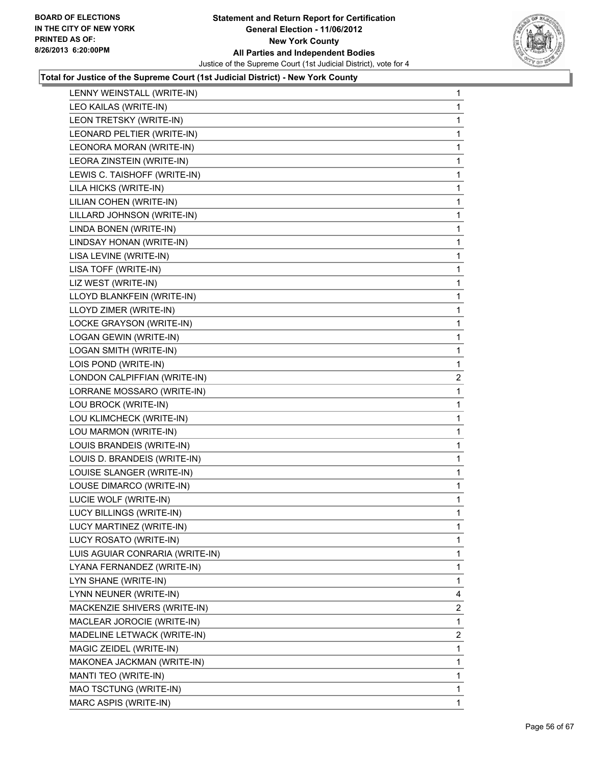**Total for Justice of the Supreme Court (1st Judicial District) - New York County**

| | |
|---|---|
| LENNY WEINSTALL (WRITE-IN) | 1 |
| LEO KAILAS (WRITE-IN) | 1 |
| LEON TRETSKY (WRITE-IN) | 1 |
| LEONARD PELTIER (WRITE-IN) | 1 |
| LEONORA MORAN (WRITE-IN) | 1 |
| LEORA ZINSTEIN (WRITE-IN) | 1 |
| LEWIS C. TAISHOFF (WRITE-IN) | 1 |
| LILA HICKS (WRITE-IN) | 1 |
| LILIAN COHEN (WRITE-IN) | 1 |
| LILLARD JOHNSON (WRITE-IN) | 1 |
| LINDA BONEN (WRITE-IN) | 1 |
| LINDSAY HONAN (WRITE-IN) | 1 |
| LISA LEVINE (WRITE-IN) | 1 |
| LISA TOFF (WRITE-IN) | 1 |
| LIZ WEST (WRITE-IN) | 1 |
| LLOYD BLANKFEIN (WRITE-IN) | 1 |
| LLOYD ZIMER (WRITE-IN) | 1 |
| LOCKE GRAYSON (WRITE-IN) | 1 |
| LOGAN GEWIN (WRITE-IN) | 1 |
| LOGAN SMITH (WRITE-IN) | 1 |
| LOIS POND (WRITE-IN) | 1 |
| LONDON CALPIFFIAN (WRITE-IN) | 2 |
| LORRANE MOSSARO (WRITE-IN) | 1 |
| LOU BROCK (WRITE-IN) | 1 |
| LOU KLIMCHECK (WRITE-IN) | 1 |
| LOU MARMON (WRITE-IN) | 1 |
| LOUIS BRANDEIS (WRITE-IN) | 1 |
| LOUIS D. BRANDEIS (WRITE-IN) | 1 |
| LOUISE SLANGER (WRITE-IN) | 1 |
| LOUSE DIMARCO (WRITE-IN) | 1 |
| LUCIE WOLF (WRITE-IN) | 1 |
| LUCY BILLINGS (WRITE-IN) | 1 |
| LUCY MARTINEZ (WRITE-IN) | 1 |
| LUCY ROSATO (WRITE-IN) | 1 |
| LUIS AGUIAR CONRARIA (WRITE-IN) | 1 |
| LYANA FERNANDEZ (WRITE-IN) | 1 |
| LYN SHANE (WRITE-IN) | 1 |
| LYNN NEUNER (WRITE-IN) | 4 |
| MACKENZIE SHIVERS (WRITE-IN) | 2 |
| MACLEAR JOROCIE (WRITE-IN) | 1 |
| MADELINE LETWACK (WRITE-IN) | 2 |
| MAGIC ZEIDEL (WRITE-IN) | 1 |
| MAKONEA JACKMAN (WRITE-IN) | 1 |
| MANTI TEO (WRITE-IN) | 1 |
| MAO TSCTUNG (WRITE-IN) | 1 |
| MARC ASPIS (WRITE-IN) | 1 |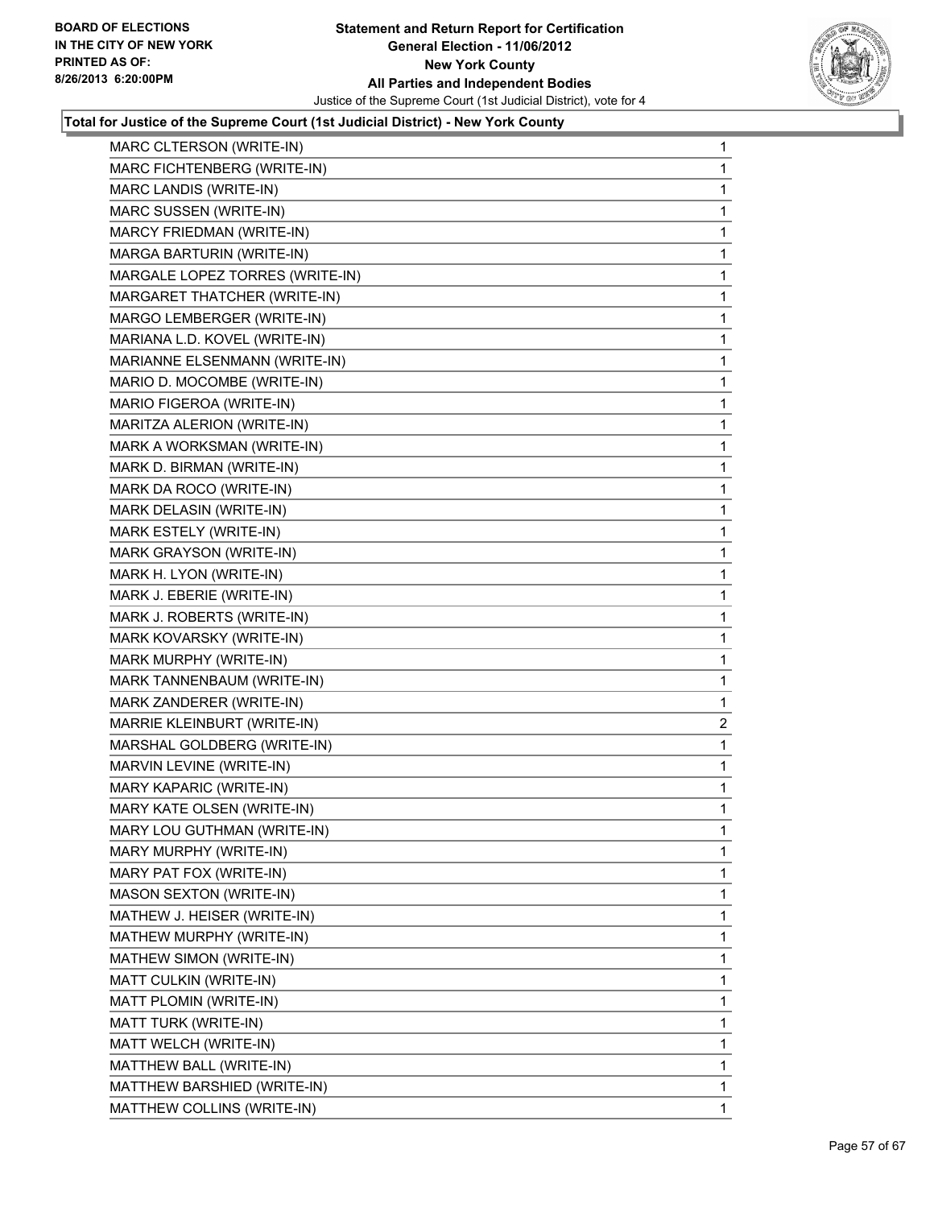**Total for Justice of the Supreme Court (1st Judicial District) - New York County**

| | |
|---|---|
| MARC CLTERSON (WRITE-IN) | 1 |
| MARC FICHTENBERG (WRITE-IN) | 1 |
| MARC LANDIS (WRITE-IN) | 1 |
| MARC SUSSEN (WRITE-IN) | 1 |
| MARCY FRIEDMAN (WRITE-IN) | 1 |
| MARGA BARTURIN (WRITE-IN) | 1 |
| MARGALE LOPEZ TORRES (WRITE-IN) | 1 |
| MARGARET THATCHER (WRITE-IN) | 1 |
| MARGO LEMBERGER (WRITE-IN) | 1 |
| MARIANA L.D. KOVEL (WRITE-IN) | 1 |
| MARIANNE ELSENMANN (WRITE-IN) | 1 |
| MARIO D. MOCOMBE (WRITE-IN) | 1 |
| MARIO FIGEROA (WRITE-IN) | 1 |
| MARITZA ALERION (WRITE-IN) | 1 |
| MARK A WORKSMAN (WRITE-IN) | 1 |
| MARK D. BIRMAN (WRITE-IN) | 1 |
| MARK DA ROCO (WRITE-IN) | 1 |
| MARK DELASIN (WRITE-IN) | 1 |
| MARK ESTELY (WRITE-IN) | 1 |
| MARK GRAYSON (WRITE-IN) | 1 |
| MARK H. LYON (WRITE-IN) | 1 |
| MARK J. EBERIE (WRITE-IN) | 1 |
| MARK J. ROBERTS (WRITE-IN) | 1 |
| MARK KOVARSKY (WRITE-IN) | 1 |
| MARK MURPHY (WRITE-IN) | 1 |
| MARK TANNENBAUM (WRITE-IN) | 1 |
| MARK ZANDERER (WRITE-IN) | 1 |
| MARRIE KLEINBURT (WRITE-IN) | 2 |
| MARSHAL GOLDBERG (WRITE-IN) | 1 |
| MARVIN LEVINE (WRITE-IN) | 1 |
| MARY KAPARIC (WRITE-IN) | 1 |
| MARY KATE OLSEN (WRITE-IN) | 1 |
| MARY LOU GUTHMAN (WRITE-IN) | 1 |
| MARY MURPHY (WRITE-IN) | 1 |
| MARY PAT FOX (WRITE-IN) | 1 |
| MASON SEXTON (WRITE-IN) | 1 |
| MATHEW J. HEISER (WRITE-IN) | 1 |
| MATHEW MURPHY (WRITE-IN) | 1 |
| MATHEW SIMON (WRITE-IN) | 1 |
| MATT CULKIN (WRITE-IN) | 1 |
| MATT PLOMIN (WRITE-IN) | 1 |
| MATT TURK (WRITE-IN) | 1 |
| MATT WELCH (WRITE-IN) | 1 |
| MATTHEW BALL (WRITE-IN) | 1 |
| MATTHEW BARSHIED (WRITE-IN) | 1 |
| MATTHEW COLLINS (WRITE-IN) | 1 |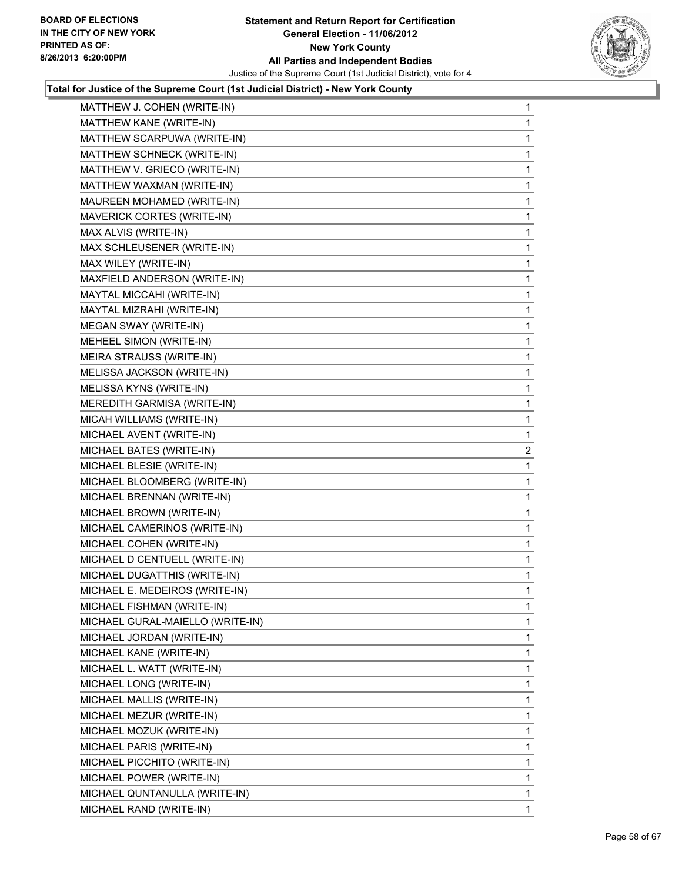**Total for Justice of the Supreme Court (1st Judicial District) - New York County**

| Candidate | Votes |
|---|---|
| MATTHEW J. COHEN (WRITE-IN) | 1 |
| MATTHEW KANE (WRITE-IN) | 1 |
| MATTHEW SCARPUWA (WRITE-IN) | 1 |
| MATTHEW SCHNECK (WRITE-IN) | 1 |
| MATTHEW V. GRIECO (WRITE-IN) | 1 |
| MATTHEW WAXMAN (WRITE-IN) | 1 |
| MAUREEN MOHAMED (WRITE-IN) | 1 |
| MAVERICK CORTES (WRITE-IN) | 1 |
| MAX ALVIS (WRITE-IN) | 1 |
| MAX SCHLEUSENER (WRITE-IN) | 1 |
| MAX WILEY (WRITE-IN) | 1 |
| MAXFIELD ANDERSON (WRITE-IN) | 1 |
| MAYTAL MICCAHI (WRITE-IN) | 1 |
| MAYTAL MIZRAHI (WRITE-IN) | 1 |
| MEGAN SWAY (WRITE-IN) | 1 |
| MEHEEL SIMON (WRITE-IN) | 1 |
| MEIRA STRAUSS (WRITE-IN) | 1 |
| MELISSA JACKSON (WRITE-IN) | 1 |
| MELISSA KYNS (WRITE-IN) | 1 |
| MEREDITH GARMISA (WRITE-IN) | 1 |
| MICAH WILLIAMS (WRITE-IN) | 1 |
| MICHAEL AVENT (WRITE-IN) | 1 |
| MICHAEL BATES (WRITE-IN) | 2 |
| MICHAEL BLESIE (WRITE-IN) | 1 |
| MICHAEL BLOOMBERG (WRITE-IN) | 1 |
| MICHAEL BRENNAN (WRITE-IN) | 1 |
| MICHAEL BROWN (WRITE-IN) | 1 |
| MICHAEL CAMERINOS (WRITE-IN) | 1 |
| MICHAEL COHEN (WRITE-IN) | 1 |
| MICHAEL D CENTUELL (WRITE-IN) | 1 |
| MICHAEL DUGATTHIS (WRITE-IN) | 1 |
| MICHAEL E. MEDEIROS (WRITE-IN) | 1 |
| MICHAEL FISHMAN (WRITE-IN) | 1 |
| MICHAEL GURAL-MAIELLO (WRITE-IN) | 1 |
| MICHAEL JORDAN (WRITE-IN) | 1 |
| MICHAEL KANE (WRITE-IN) | 1 |
| MICHAEL L. WATT (WRITE-IN) | 1 |
| MICHAEL LONG (WRITE-IN) | 1 |
| MICHAEL MALLIS (WRITE-IN) | 1 |
| MICHAEL MEZUR (WRITE-IN) | 1 |
| MICHAEL MOZUK (WRITE-IN) | 1 |
| MICHAEL PARIS (WRITE-IN) | 1 |
| MICHAEL PICCHITO (WRITE-IN) | 1 |
| MICHAEL POWER (WRITE-IN) | 1 |
| MICHAEL QUNTANULLA (WRITE-IN) | 1 |
| MICHAEL RAND (WRITE-IN) | 1 |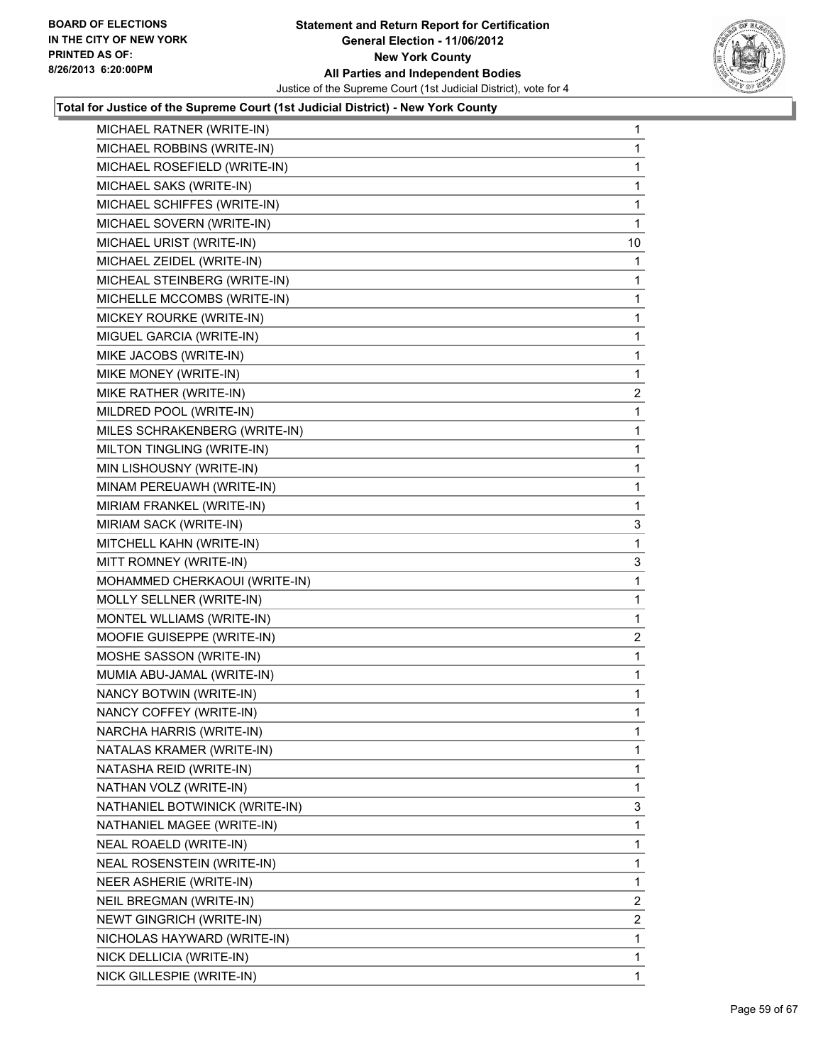**Total for Justice of the Supreme Court (1st Judicial District) - New York County**

| | |
|---|---|
| MICHAEL RATNER (WRITE-IN) | 1 |
| MICHAEL ROBBINS (WRITE-IN) | 1 |
| MICHAEL ROSEFIELD (WRITE-IN) | 1 |
| MICHAEL SAKS (WRITE-IN) | 1 |
| MICHAEL SCHIFFES (WRITE-IN) | 1 |
| MICHAEL SOVERN (WRITE-IN) | 1 |
| MICHAEL URIST (WRITE-IN) | 10 |
| MICHAEL ZEIDEL (WRITE-IN) | 1 |
| MICHEAL STEINBERG (WRITE-IN) | 1 |
| MICHELLE MCCOMBS (WRITE-IN) | 1 |
| MICKEY ROURKE (WRITE-IN) | 1 |
| MIGUEL GARCIA (WRITE-IN) | 1 |
| MIKE JACOBS (WRITE-IN) | 1 |
| MIKE MONEY (WRITE-IN) | 1 |
| MIKE RATHER (WRITE-IN) | 2 |
| MILDRED POOL (WRITE-IN) | 1 |
| MILES SCHRAKENBERG (WRITE-IN) | 1 |
| MILTON TINGLING (WRITE-IN) | 1 |
| MIN LISHOUSNY (WRITE-IN) | 1 |
| MINAM PEREUAWH (WRITE-IN) | 1 |
| MIRIAM FRANKEL (WRITE-IN) | 1 |
| MIRIAM SACK (WRITE-IN) | 3 |
| MITCHELL KAHN (WRITE-IN) | 1 |
| MITT ROMNEY (WRITE-IN) | 3 |
| MOHAMMED CHERKAOUI (WRITE-IN) | 1 |
| MOLLY SELLNER (WRITE-IN) | 1 |
| MONTEL WLLIAMS (WRITE-IN) | 1 |
| MOOFIE GUISEPPE (WRITE-IN) | 2 |
| MOSHE SASSON (WRITE-IN) | 1 |
| MUMIA ABU-JAMAL (WRITE-IN) | 1 |
| NANCY BOTWIN (WRITE-IN) | 1 |
| NANCY COFFEY (WRITE-IN) | 1 |
| NARCHA HARRIS (WRITE-IN) | 1 |
| NATALAS KRAMER (WRITE-IN) | 1 |
| NATASHA REID (WRITE-IN) | 1 |
| NATHAN VOLZ (WRITE-IN) | 1 |
| NATHANIEL BOTWINICK (WRITE-IN) | 3 |
| NATHANIEL MAGEE (WRITE-IN) | 1 |
| NEAL ROAELD (WRITE-IN) | 1 |
| NEAL ROSENSTEIN (WRITE-IN) | 1 |
| NEER ASHERIE (WRITE-IN) | 1 |
| NEIL BREGMAN (WRITE-IN) | 2 |
| NEWT GINGRICH (WRITE-IN) | 2 |
| NICHOLAS HAYWARD (WRITE-IN) | 1 |
| NICK DELLICIA (WRITE-IN) | 1 |
| NICK GILLESPIE (WRITE-IN) | 1 |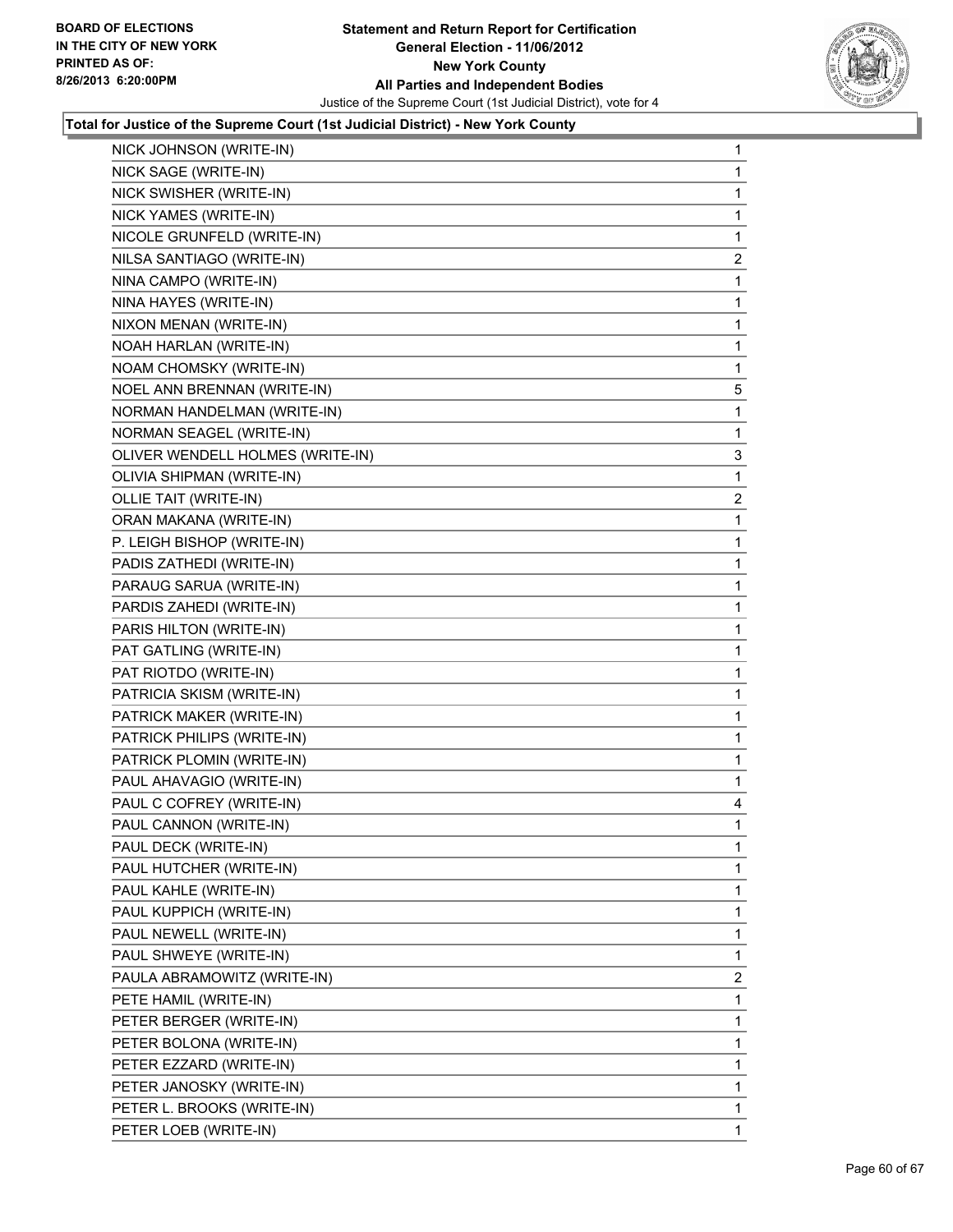**Total for Justice of the Supreme Court (1st Judicial District) - New York County**

| Candidate | Votes |
|---|---|
| NICK JOHNSON (WRITE-IN) | 1 |
| NICK SAGE (WRITE-IN) | 1 |
| NICK SWISHER (WRITE-IN) | 1 |
| NICK YAMES (WRITE-IN) | 1 |
| NICOLE GRUNFELD (WRITE-IN) | 1 |
| NILSA SANTIAGO (WRITE-IN) | 2 |
| NINA CAMPO (WRITE-IN) | 1 |
| NINA HAYES (WRITE-IN) | 1 |
| NIXON MENAN (WRITE-IN) | 1 |
| NOAH HARLAN (WRITE-IN) | 1 |
| NOAM CHOMSKY (WRITE-IN) | 1 |
| NOEL ANN BRENNAN (WRITE-IN) | 5 |
| NORMAN HANDELMAN (WRITE-IN) | 1 |
| NORMAN SEAGEL (WRITE-IN) | 1 |
| OLIVER WENDELL HOLMES (WRITE-IN) | 3 |
| OLIVIA SHIPMAN (WRITE-IN) | 1 |
| OLLIE TAIT (WRITE-IN) | 2 |
| ORAN MAKANA (WRITE-IN) | 1 |
| P. LEIGH BISHOP (WRITE-IN) | 1 |
| PADIS ZATHEDI (WRITE-IN) | 1 |
| PARAUG SARUA (WRITE-IN) | 1 |
| PARDIS ZAHEDI (WRITE-IN) | 1 |
| PARIS HILTON (WRITE-IN) | 1 |
| PAT GATLING (WRITE-IN) | 1 |
| PAT RIOTDO (WRITE-IN) | 1 |
| PATRICIA SKISM (WRITE-IN) | 1 |
| PATRICK MAKER (WRITE-IN) | 1 |
| PATRICK PHILIPS (WRITE-IN) | 1 |
| PATRICK PLOMIN (WRITE-IN) | 1 |
| PAUL AHAVAGIO (WRITE-IN) | 1 |
| PAUL C COFREY (WRITE-IN) | 4 |
| PAUL CANNON (WRITE-IN) | 1 |
| PAUL DECK (WRITE-IN) | 1 |
| PAUL HUTCHER (WRITE-IN) | 1 |
| PAUL KAHLE (WRITE-IN) | 1 |
| PAUL KUPPICH (WRITE-IN) | 1 |
| PAUL NEWELL (WRITE-IN) | 1 |
| PAUL SHWEYE (WRITE-IN) | 1 |
| PAULA ABRAMOWITZ (WRITE-IN) | 2 |
| PETE HAMIL (WRITE-IN) | 1 |
| PETER BERGER (WRITE-IN) | 1 |
| PETER BOLONA (WRITE-IN) | 1 |
| PETER EZZARD (WRITE-IN) | 1 |
| PETER JANOSKY (WRITE-IN) | 1 |
| PETER L. BROOKS (WRITE-IN) | 1 |
| PETER LOEB (WRITE-IN) | 1 |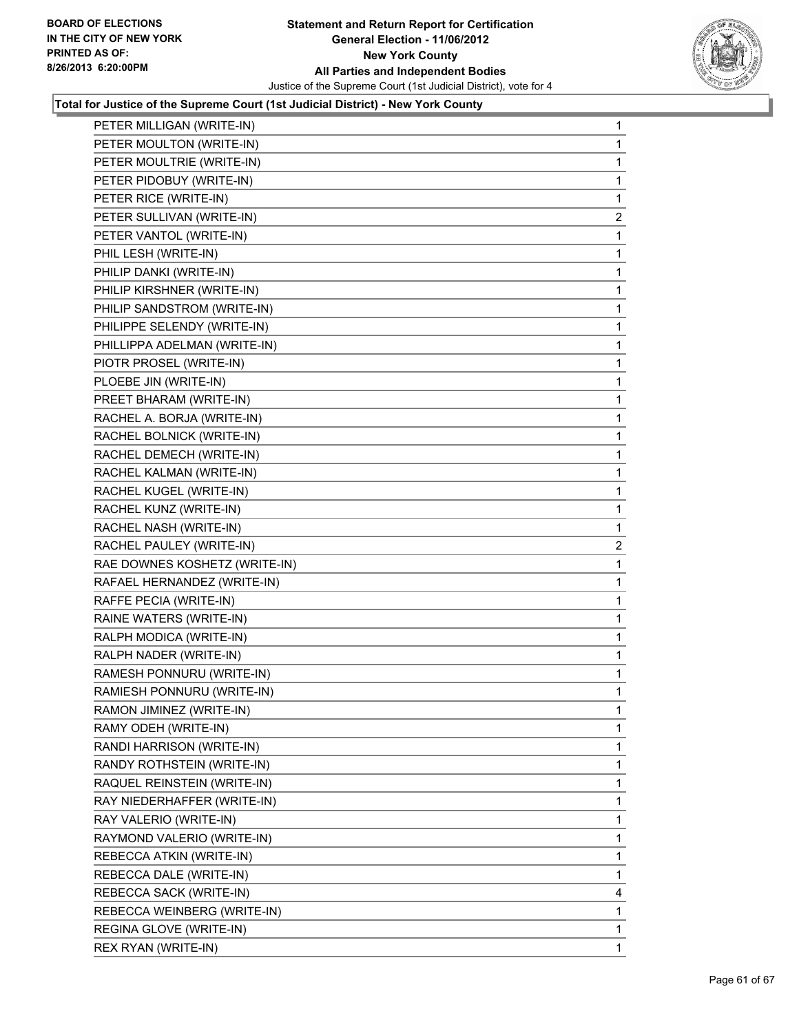**Total for Justice of the Supreme Court (1st Judicial District) - New York County**

| Candidate | Votes |
|---|---|
| PETER MILLIGAN (WRITE-IN) | 1 |
| PETER MOULTON (WRITE-IN) | 1 |
| PETER MOULTRIE (WRITE-IN) | 1 |
| PETER PIDOBUY (WRITE-IN) | 1 |
| PETER RICE (WRITE-IN) | 1 |
| PETER SULLIVAN (WRITE-IN) | 2 |
| PETER VANTOL (WRITE-IN) | 1 |
| PHIL LESH (WRITE-IN) | 1 |
| PHILIP DANKI (WRITE-IN) | 1 |
| PHILIP KIRSHNER (WRITE-IN) | 1 |
| PHILIP SANDSTROM (WRITE-IN) | 1 |
| PHILIPPE SELENDY (WRITE-IN) | 1 |
| PHILLIPPA ADELMAN (WRITE-IN) | 1 |
| PIOTR PROSEL (WRITE-IN) | 1 |
| PLOEBE JIN (WRITE-IN) | 1 |
| PREET BHARAM (WRITE-IN) | 1 |
| RACHEL A. BORJA (WRITE-IN) | 1 |
| RACHEL BOLNICK (WRITE-IN) | 1 |
| RACHEL DEMECH (WRITE-IN) | 1 |
| RACHEL KALMAN (WRITE-IN) | 1 |
| RACHEL KUGEL (WRITE-IN) | 1 |
| RACHEL KUNZ (WRITE-IN) | 1 |
| RACHEL NASH (WRITE-IN) | 1 |
| RACHEL PAULEY (WRITE-IN) | 2 |
| RAE DOWNES KOSHETZ (WRITE-IN) | 1 |
| RAFAEL HERNANDEZ (WRITE-IN) | 1 |
| RAFFE PECIA (WRITE-IN) | 1 |
| RAINE WATERS (WRITE-IN) | 1 |
| RALPH MODICA (WRITE-IN) | 1 |
| RALPH NADER (WRITE-IN) | 1 |
| RAMESH PONNURU (WRITE-IN) | 1 |
| RAMIESH PONNURU (WRITE-IN) | 1 |
| RAMON JIMINEZ (WRITE-IN) | 1 |
| RAMY ODEH (WRITE-IN) | 1 |
| RANDI HARRISON (WRITE-IN) | 1 |
| RANDY ROTHSTEIN (WRITE-IN) | 1 |
| RAQUEL REINSTEIN (WRITE-IN) | 1 |
| RAY NIEDERHAFFER (WRITE-IN) | 1 |
| RAY VALERIO (WRITE-IN) | 1 |
| RAYMOND VALERIO (WRITE-IN) | 1 |
| REBECCA ATKIN (WRITE-IN) | 1 |
| REBECCA DALE (WRITE-IN) | 1 |
| REBECCA SACK (WRITE-IN) | 4 |
| REBECCA WEINBERG (WRITE-IN) | 1 |
| REGINA GLOVE (WRITE-IN) | 1 |
| REX RYAN (WRITE-IN) | 1 |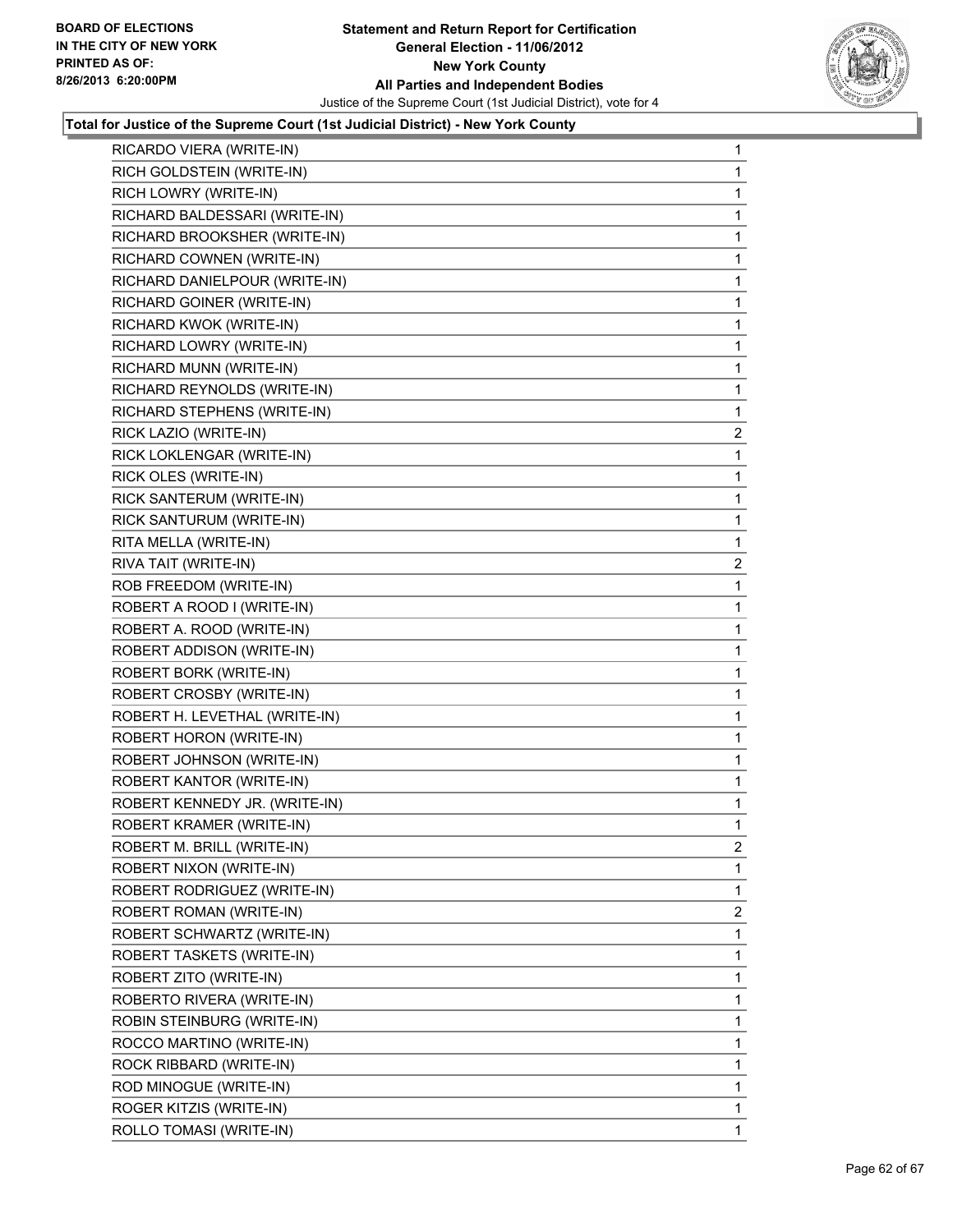**Total for Justice of the Supreme Court (1st Judicial District) - New York County**

| | |
|---|---|
| RICARDO VIERA (WRITE-IN) | 1 |
| RICH GOLDSTEIN (WRITE-IN) | 1 |
| RICH LOWRY (WRITE-IN) | 1 |
| RICHARD BALDESSARI (WRITE-IN) | 1 |
| RICHARD BROOKSHER (WRITE-IN) | 1 |
| RICHARD COWNEN (WRITE-IN) | 1 |
| RICHARD DANIELPOUR (WRITE-IN) | 1 |
| RICHARD GOINER (WRITE-IN) | 1 |
| RICHARD KWOK (WRITE-IN) | 1 |
| RICHARD LOWRY (WRITE-IN) | 1 |
| RICHARD MUNN (WRITE-IN) | 1 |
| RICHARD REYNOLDS (WRITE-IN) | 1 |
| RICHARD STEPHENS (WRITE-IN) | 1 |
| RICK LAZIO (WRITE-IN) | 2 |
| RICK LOKLENGAR (WRITE-IN) | 1 |
| RICK OLES (WRITE-IN) | 1 |
| RICK SANTERUM (WRITE-IN) | 1 |
| RICK SANTURUM (WRITE-IN) | 1 |
| RITA MELLA (WRITE-IN) | 1 |
| RIVA TAIT (WRITE-IN) | 2 |
| ROB FREEDOM (WRITE-IN) | 1 |
| ROBERT A ROOD I (WRITE-IN) | 1 |
| ROBERT A. ROOD (WRITE-IN) | 1 |
| ROBERT ADDISON (WRITE-IN) | 1 |
| ROBERT BORK (WRITE-IN) | 1 |
| ROBERT CROSBY (WRITE-IN) | 1 |
| ROBERT H. LEVETHAL (WRITE-IN) | 1 |
| ROBERT HORON (WRITE-IN) | 1 |
| ROBERT JOHNSON (WRITE-IN) | 1 |
| ROBERT KANTOR (WRITE-IN) | 1 |
| ROBERT KENNEDY JR. (WRITE-IN) | 1 |
| ROBERT KRAMER (WRITE-IN) | 1 |
| ROBERT M. BRILL (WRITE-IN) | 2 |
| ROBERT NIXON (WRITE-IN) | 1 |
| ROBERT RODRIGUEZ (WRITE-IN) | 1 |
| ROBERT ROMAN (WRITE-IN) | 2 |
| ROBERT SCHWARTZ (WRITE-IN) | 1 |
| ROBERT TASKETS (WRITE-IN) | 1 |
| ROBERT ZITO (WRITE-IN) | 1 |
| ROBERTO RIVERA (WRITE-IN) | 1 |
| ROBIN STEINBURG (WRITE-IN) | 1 |
| ROCCO MARTINO (WRITE-IN) | 1 |
| ROCK RIBBARD (WRITE-IN) | 1 |
| ROD MINOGUE (WRITE-IN) | 1 |
| ROGER KITZIS (WRITE-IN) | 1 |
| ROLLO TOMASI (WRITE-IN) | 1 |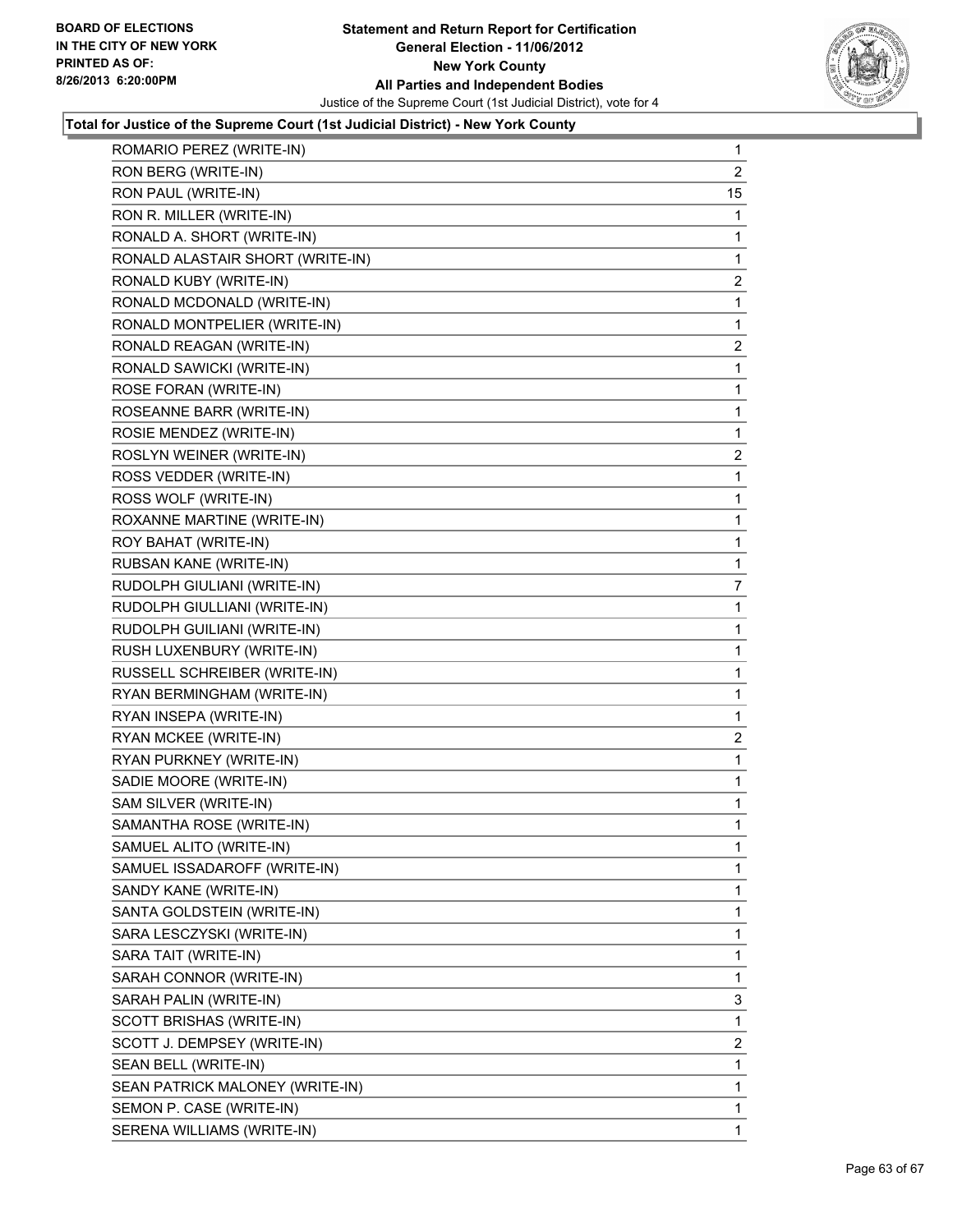**Total for Justice of the Supreme Court (1st Judicial District) - New York County**

| | |
|---|---|
| ROMARIO PEREZ (WRITE-IN) | 1 |
| RON BERG (WRITE-IN) | 2 |
| RON PAUL (WRITE-IN) | 15 |
| RON R. MILLER (WRITE-IN) | 1 |
| RONALD A. SHORT (WRITE-IN) | 1 |
| RONALD ALASTAIR SHORT (WRITE-IN) | 1 |
| RONALD KUBY (WRITE-IN) | 2 |
| RONALD MCDONALD (WRITE-IN) | 1 |
| RONALD MONTPELIER (WRITE-IN) | 1 |
| RONALD REAGAN (WRITE-IN) | 2 |
| RONALD SAWICKI (WRITE-IN) | 1 |
| ROSE FORAN (WRITE-IN) | 1 |
| ROSEANNE BARR (WRITE-IN) | 1 |
| ROSIE MENDEZ (WRITE-IN) | 1 |
| ROSLYN WEINER (WRITE-IN) | 2 |
| ROSS VEDDER (WRITE-IN) | 1 |
| ROSS WOLF (WRITE-IN) | 1 |
| ROXANNE MARTINE (WRITE-IN) | 1 |
| ROY BAHAT (WRITE-IN) | 1 |
| RUBSAN KANE (WRITE-IN) | 1 |
| RUDOLPH GIULIANI (WRITE-IN) | 7 |
| RUDOLPH GIULLIANI (WRITE-IN) | 1 |
| RUDOLPH GUILIANI (WRITE-IN) | 1 |
| RUSH LUXENBURY (WRITE-IN) | 1 |
| RUSSELL SCHREIBER (WRITE-IN) | 1 |
| RYAN BERMINGHAM (WRITE-IN) | 1 |
| RYAN INSEPA (WRITE-IN) | 1 |
| RYAN MCKEE (WRITE-IN) | 2 |
| RYAN PURKNEY (WRITE-IN) | 1 |
| SADIE MOORE (WRITE-IN) | 1 |
| SAM SILVER (WRITE-IN) | 1 |
| SAMANTHA ROSE (WRITE-IN) | 1 |
| SAMUEL ALITO (WRITE-IN) | 1 |
| SAMUEL ISSADAROFF (WRITE-IN) | 1 |
| SANDY KANE (WRITE-IN) | 1 |
| SANTA GOLDSTEIN (WRITE-IN) | 1 |
| SARA LESCZYSKI (WRITE-IN) | 1 |
| SARA TAIT (WRITE-IN) | 1 |
| SARAH CONNOR (WRITE-IN) | 1 |
| SARAH PALIN (WRITE-IN) | 3 |
| SCOTT BRISHAS (WRITE-IN) | 1 |
| SCOTT J. DEMPSEY (WRITE-IN) | 2 |
| SEAN BELL (WRITE-IN) | 1 |
| SEAN PATRICK MALONEY (WRITE-IN) | 1 |
| SEMON P. CASE (WRITE-IN) | 1 |
| SERENA WILLIAMS (WRITE-IN) | 1 |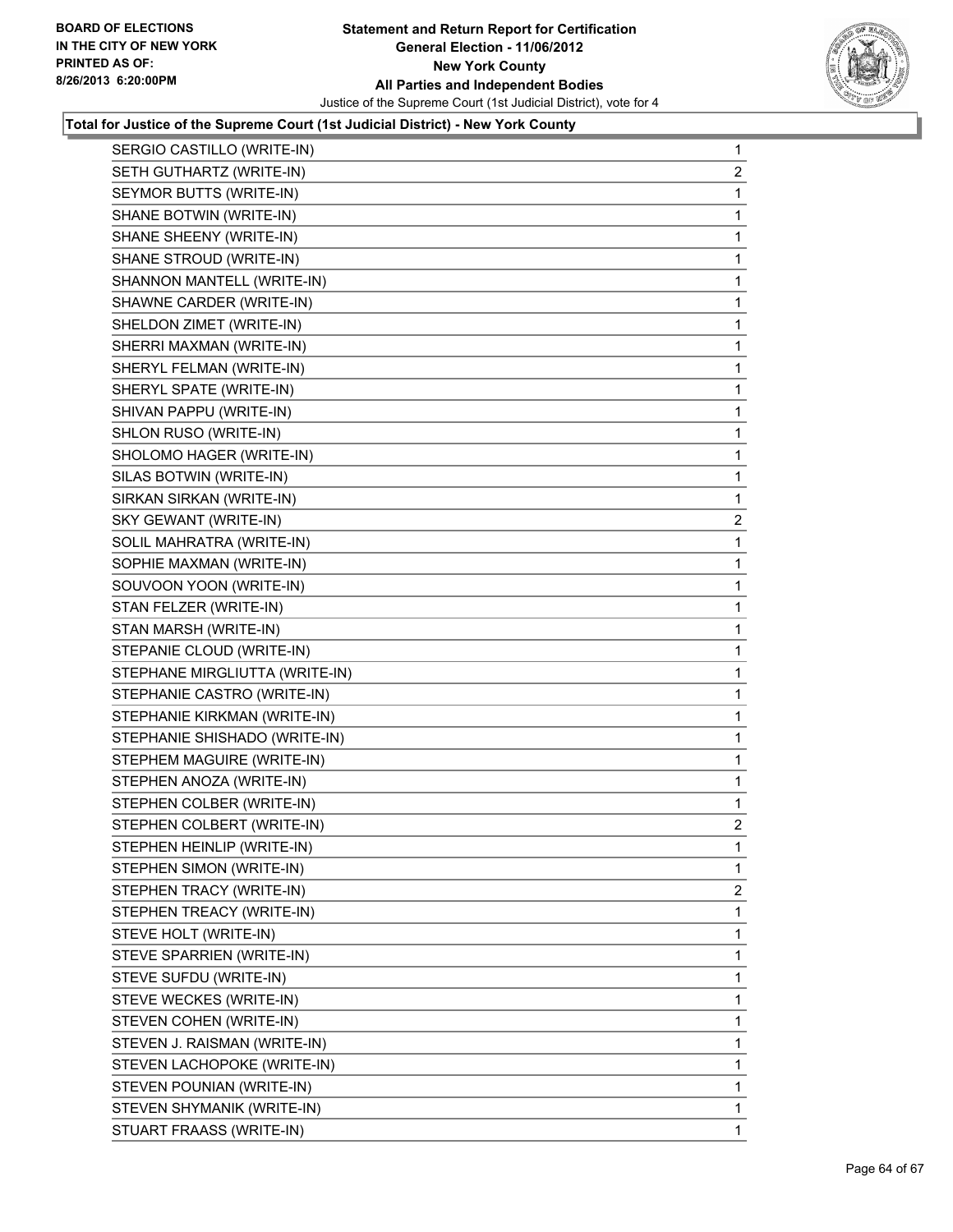**Total for Justice of the Supreme Court (1st Judicial District) - New York County**

| Candidate | Votes |
|---|---|
| SERGIO CASTILLO (WRITE-IN) | 1 |
| SETH GUTHARTZ (WRITE-IN) | 2 |
| SEYMOR BUTTS (WRITE-IN) | 1 |
| SHANE BOTWIN (WRITE-IN) | 1 |
| SHANE SHEENY (WRITE-IN) | 1 |
| SHANE STROUD (WRITE-IN) | 1 |
| SHANNON MANTELL (WRITE-IN) | 1 |
| SHAWNE CARDER (WRITE-IN) | 1 |
| SHELDON ZIMET (WRITE-IN) | 1 |
| SHERRI MAXMAN (WRITE-IN) | 1 |
| SHERYL FELMAN (WRITE-IN) | 1 |
| SHERYL SPATE (WRITE-IN) | 1 |
| SHIVAN PAPPU (WRITE-IN) | 1 |
| SHLON RUSO (WRITE-IN) | 1 |
| SHOLOMO HAGER (WRITE-IN) | 1 |
| SILAS BOTWIN (WRITE-IN) | 1 |
| SIRKAN SIRKAN (WRITE-IN) | 1 |
| SKY GEWANT (WRITE-IN) | 2 |
| SOLIL MAHRATRA (WRITE-IN) | 1 |
| SOPHIE MAXMAN (WRITE-IN) | 1 |
| SOUVOON YOON (WRITE-IN) | 1 |
| STAN FELZER (WRITE-IN) | 1 |
| STAN MARSH (WRITE-IN) | 1 |
| STEPANIE CLOUD (WRITE-IN) | 1 |
| STEPHANE MIRGLIUTTA (WRITE-IN) | 1 |
| STEPHANIE CASTRO (WRITE-IN) | 1 |
| STEPHANIE KIRKMAN (WRITE-IN) | 1 |
| STEPHANIE SHISHADO (WRITE-IN) | 1 |
| STEPHEM MAGUIRE (WRITE-IN) | 1 |
| STEPHEN ANOZA (WRITE-IN) | 1 |
| STEPHEN COLBER (WRITE-IN) | 1 |
| STEPHEN COLBERT (WRITE-IN) | 2 |
| STEPHEN HEINLIP (WRITE-IN) | 1 |
| STEPHEN SIMON (WRITE-IN) | 1 |
| STEPHEN TRACY (WRITE-IN) | 2 |
| STEPHEN TREACY (WRITE-IN) | 1 |
| STEVE HOLT (WRITE-IN) | 1 |
| STEVE SPARRIEN (WRITE-IN) | 1 |
| STEVE SUFDU (WRITE-IN) | 1 |
| STEVE WECKES (WRITE-IN) | 1 |
| STEVEN COHEN (WRITE-IN) | 1 |
| STEVEN J. RAISMAN (WRITE-IN) | 1 |
| STEVEN LACHOPOKE (WRITE-IN) | 1 |
| STEVEN POUNIAN (WRITE-IN) | 1 |
| STEVEN SHYMANIK (WRITE-IN) | 1 |
| STUART FRAASS (WRITE-IN) | 1 |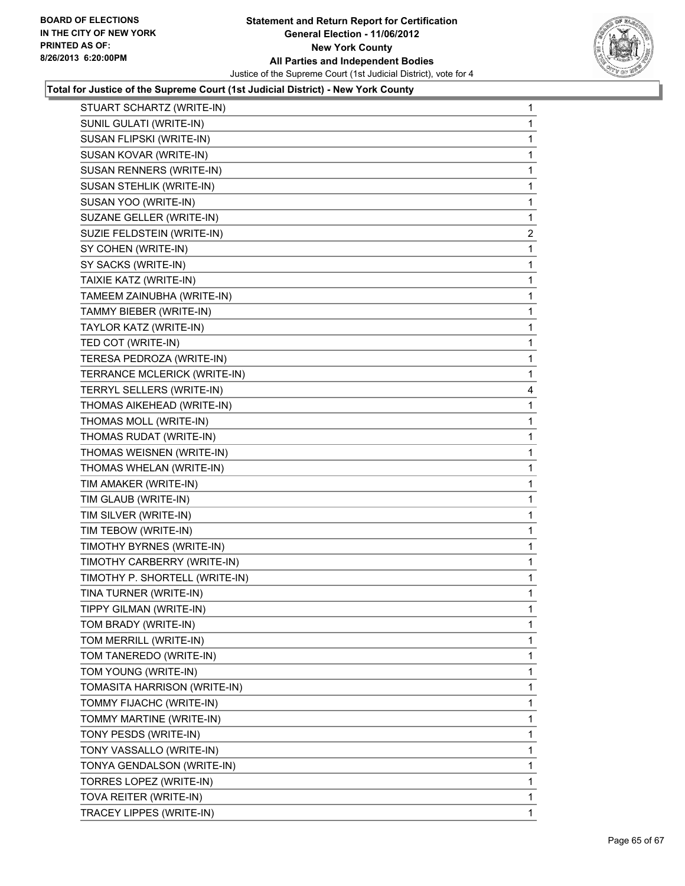**Total for Justice of the Supreme Court (1st Judicial District) - New York County**

| | |
|---|---|
| STUART SCHARTZ (WRITE-IN) | 1 |
| SUNIL GULATI (WRITE-IN) | 1 |
| SUSAN FLIPSKI (WRITE-IN) | 1 |
| SUSAN KOVAR (WRITE-IN) | 1 |
| SUSAN RENNERS (WRITE-IN) | 1 |
| SUSAN STEHLIK (WRITE-IN) | 1 |
| SUSAN YOO (WRITE-IN) | 1 |
| SUZANE GELLER (WRITE-IN) | 1 |
| SUZIE FELDSTEIN (WRITE-IN) | 2 |
| SY COHEN (WRITE-IN) | 1 |
| SY SACKS (WRITE-IN) | 1 |
| TAIXIE KATZ (WRITE-IN) | 1 |
| TAMEEM ZAINUBHA (WRITE-IN) | 1 |
| TAMMY BIEBER (WRITE-IN) | 1 |
| TAYLOR KATZ (WRITE-IN) | 1 |
| TED COT (WRITE-IN) | 1 |
| TERESA PEDROZA (WRITE-IN) | 1 |
| TERRANCE MCLERICK (WRITE-IN) | 1 |
| TERRYL SELLERS (WRITE-IN) | 4 |
| THOMAS AIKEHEAD (WRITE-IN) | 1 |
| THOMAS MOLL (WRITE-IN) | 1 |
| THOMAS RUDAT (WRITE-IN) | 1 |
| THOMAS WEISNEN (WRITE-IN) | 1 |
| THOMAS WHELAN (WRITE-IN) | 1 |
| TIM AMAKER (WRITE-IN) | 1 |
| TIM GLAUB (WRITE-IN) | 1 |
| TIM SILVER (WRITE-IN) | 1 |
| TIM TEBOW (WRITE-IN) | 1 |
| TIMOTHY BYRNES (WRITE-IN) | 1 |
| TIMOTHY CARBERRY (WRITE-IN) | 1 |
| TIMOTHY P. SHORTELL (WRITE-IN) | 1 |
| TINA TURNER (WRITE-IN) | 1 |
| TIPPY GILMAN (WRITE-IN) | 1 |
| TOM BRADY (WRITE-IN) | 1 |
| TOM MERRILL (WRITE-IN) | 1 |
| TOM TANEREDO (WRITE-IN) | 1 |
| TOM YOUNG (WRITE-IN) | 1 |
| TOMASITA HARRISON (WRITE-IN) | 1 |
| TOMMY FIJACHC (WRITE-IN) | 1 |
| TOMMY MARTINE (WRITE-IN) | 1 |
| TONY PESDS (WRITE-IN) | 1 |
| TONY VASSALLO (WRITE-IN) | 1 |
| TONYA GENDALSON (WRITE-IN) | 1 |
| TORRES LOPEZ (WRITE-IN) | 1 |
| TOVA REITER (WRITE-IN) | 1 |
| TRACEY LIPPES (WRITE-IN) | 1 |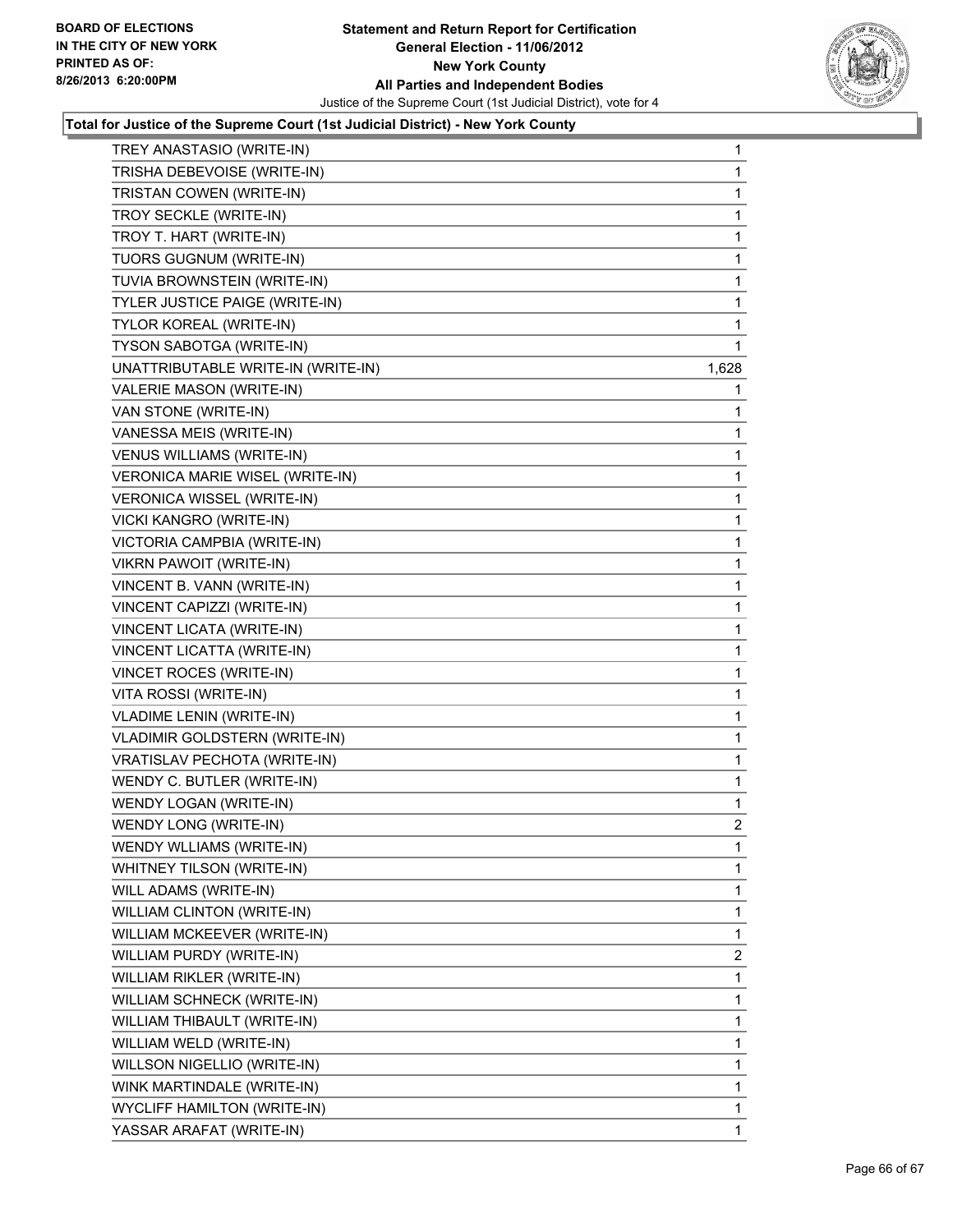**Total for Justice of the Supreme Court (1st Judicial District) - New York County**

| | |
|---|---|
| TREY ANASTASIO (WRITE-IN) | 1 |
| TRISHA DEBEVOISE (WRITE-IN) | 1 |
| TRISTAN COWEN (WRITE-IN) | 1 |
| TROY SECKLE (WRITE-IN) | 1 |
| TROY T. HART (WRITE-IN) | 1 |
| TUORS GUGNUM (WRITE-IN) | 1 |
| TUVIA BROWNSTEIN (WRITE-IN) | 1 |
| TYLER JUSTICE PAIGE (WRITE-IN) | 1 |
| TYLOR KOREAL (WRITE-IN) | 1 |
| TYSON SABOTGA (WRITE-IN) | 1 |
| UNATTRIBUTABLE WRITE-IN (WRITE-IN) | 1,628 |
| VALERIE MASON (WRITE-IN) | 1 |
| VAN STONE (WRITE-IN) | 1 |
| VANESSA MEIS (WRITE-IN) | 1 |
| VENUS WILLIAMS (WRITE-IN) | 1 |
| VERONICA MARIE WISEL (WRITE-IN) | 1 |
| VERONICA WISSEL (WRITE-IN) | 1 |
| VICKI KANGRO (WRITE-IN) | 1 |
| VICTORIA CAMPBIA (WRITE-IN) | 1 |
| VIKRN PAWOIT (WRITE-IN) | 1 |
| VINCENT B. VANN (WRITE-IN) | 1 |
| VINCENT CAPIZZI (WRITE-IN) | 1 |
| VINCENT LICATA (WRITE-IN) | 1 |
| VINCENT LICATTA (WRITE-IN) | 1 |
| VINCET ROCES (WRITE-IN) | 1 |
| VITA ROSSI (WRITE-IN) | 1 |
| VLADIME LENIN (WRITE-IN) | 1 |
| VLADIMIR GOLDSTERN (WRITE-IN) | 1 |
| VRATISLAV PECHOTA (WRITE-IN) | 1 |
| WENDY C. BUTLER (WRITE-IN) | 1 |
| WENDY LOGAN (WRITE-IN) | 1 |
| WENDY LONG (WRITE-IN) | 2 |
| WENDY WLLIAMS (WRITE-IN) | 1 |
| WHITNEY TILSON (WRITE-IN) | 1 |
| WILL ADAMS (WRITE-IN) | 1 |
| WILLIAM CLINTON (WRITE-IN) | 1 |
| WILLIAM MCKEEVER (WRITE-IN) | 1 |
| WILLIAM PURDY (WRITE-IN) | 2 |
| WILLIAM RIKLER (WRITE-IN) | 1 |
| WILLIAM SCHNECK (WRITE-IN) | 1 |
| WILLIAM THIBAULT (WRITE-IN) | 1 |
| WILLIAM WELD (WRITE-IN) | 1 |
| WILLSON NIGELLIO (WRITE-IN) | 1 |
| WINK MARTINDALE (WRITE-IN) | 1 |
| WYCLIFF HAMILTON (WRITE-IN) | 1 |
| YASSAR ARAFAT (WRITE-IN) | 1 |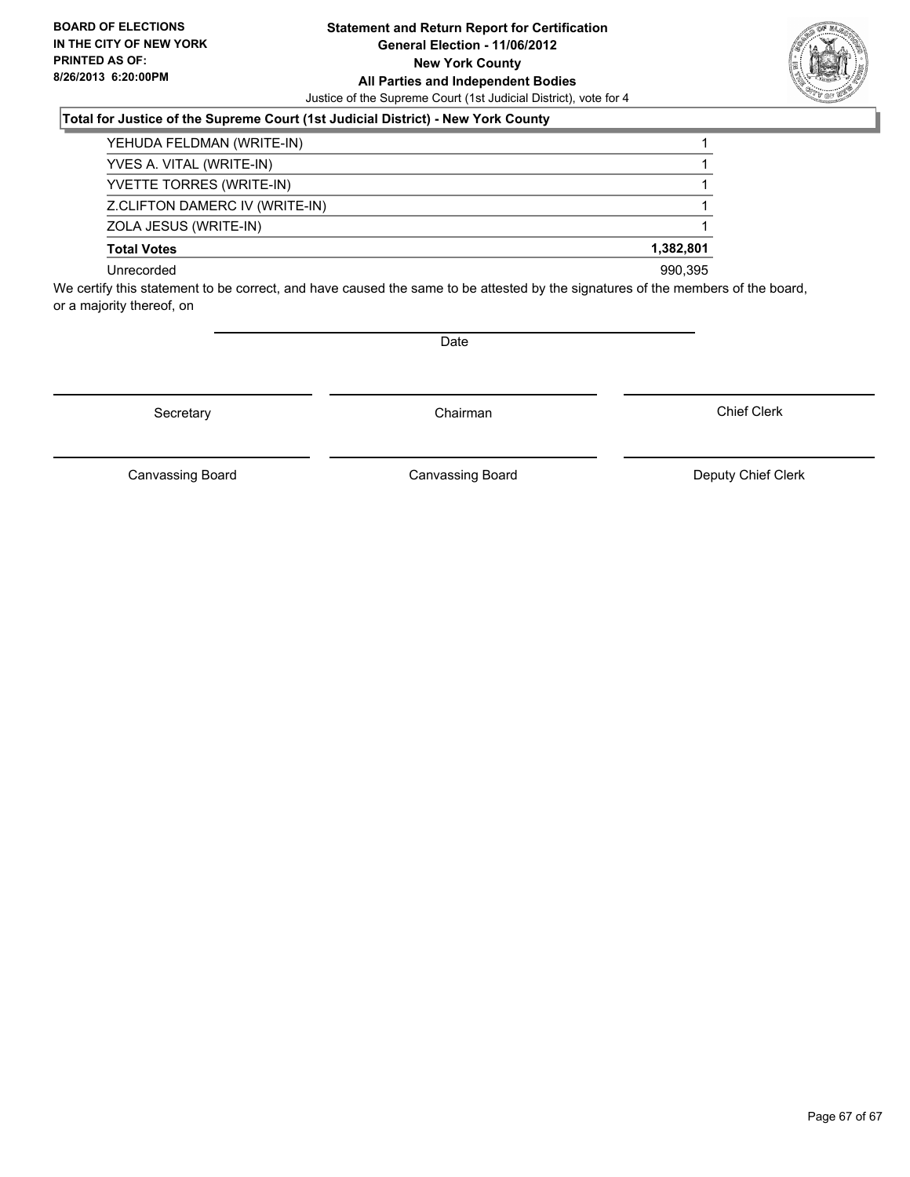**Total for Justice of the Supreme Court (1st Judicial District) - New York County**

| | |
|---|---|
| YEHUDA FELDMAN (WRITE-IN) | 1 |
| YVES A. VITAL (WRITE-IN) | 1 |
| YVETTE TORRES (WRITE-IN) | 1 |
| Z.CLIFTON DAMERC IV (WRITE-IN) | 1 |
| ZOLA JESUS (WRITE-IN) | 1 |
| **Total Votes** | **1,382,801** |
| Unrecorded | 990,395 |

We certify this statement to be correct, and have caused the same to be attested by the signatures of the members of the board, or a majority thereof, on

Date

Secretary

Chairman

Chief Clerk

Canvassing Board

Canvassing Board

Deputy Chief Clerk